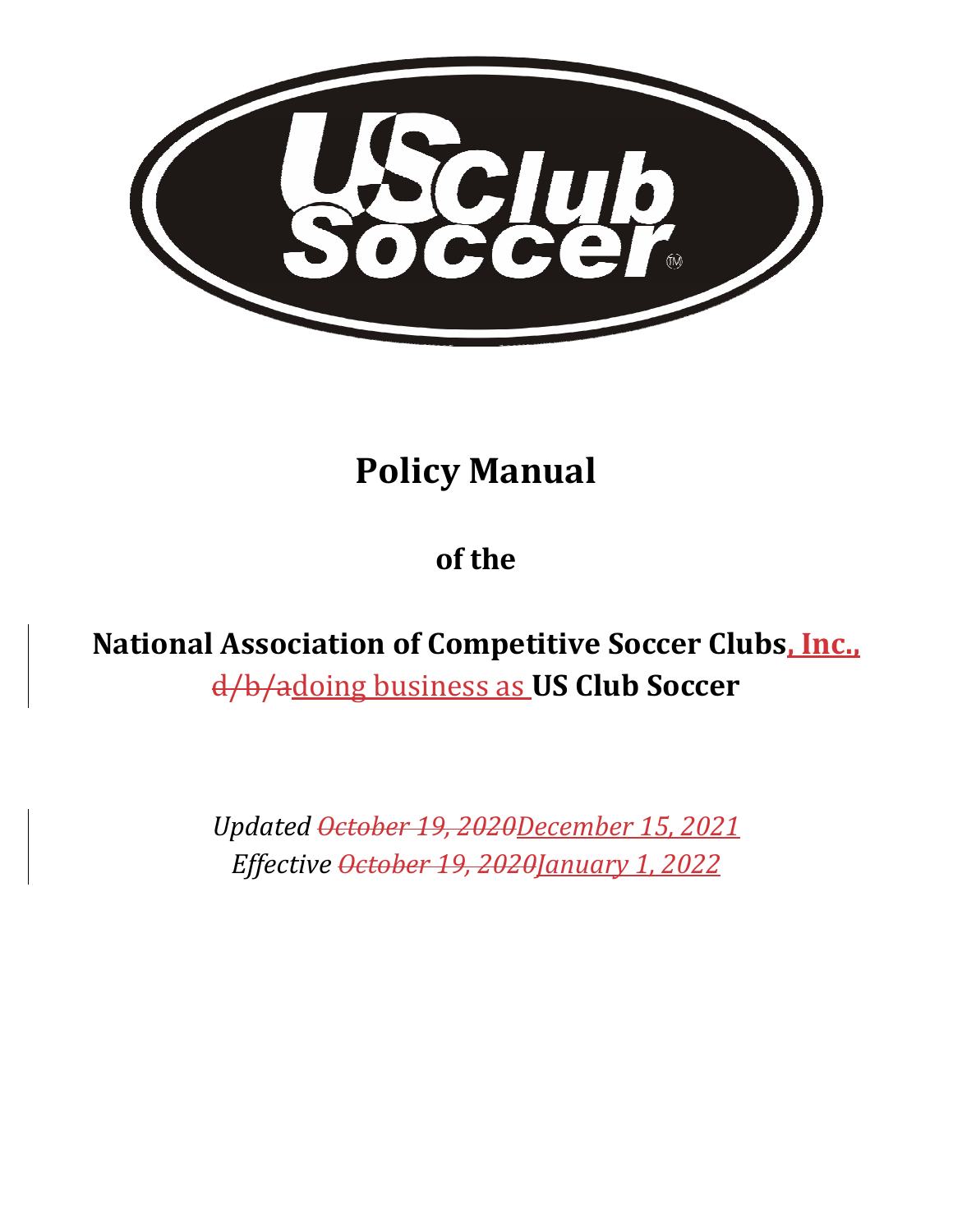# Policy Manual

**of the**

**National Association of Competitive Soccer Clubs, Inc., ~~d/b/a~~doing business as US Club Soccer**

*Updated ~~October 19, 2020~~December 15, 2021*
*Effective ~~October 19, 2020~~January 1, 2022*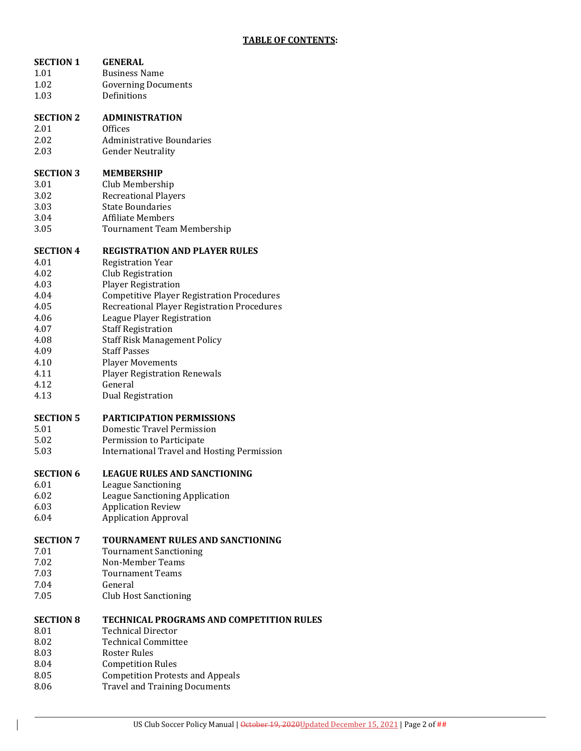## TABLE OF CONTENTS:

| | |
|---|---|
| **SECTION 1** | **GENERAL** |
| 1.01 | Business Name |
| 1.02 | Governing Documents |
| 1.03 | Definitions |
| **SECTION 2** | **ADMINISTRATION** |
| 2.01 | Offices |
| 2.02 | Administrative Boundaries |
| 2.03 | Gender Neutrality |
| **SECTION 3** | **MEMBERSHIP** |
| 3.01 | Club Membership |
| 3.02 | Recreational Players |
| 3.03 | State Boundaries |
| 3.04 | Affiliate Members |
| 3.05 | Tournament Team Membership |
| **SECTION 4** | **REGISTRATION AND PLAYER RULES** |
| 4.01 | Registration Year |
| 4.02 | Club Registration |
| 4.03 | Player Registration |
| 4.04 | Competitive Player Registration Procedures |
| 4.05 | Recreational Player Registration Procedures |
| 4.06 | League Player Registration |
| 4.07 | Staff Registration |
| 4.08 | Staff Risk Management Policy |
| 4.09 | Staff Passes |
| 4.10 | Player Movements |
| 4.11 | Player Registration Renewals |
| 4.12 | General |
| 4.13 | Dual Registration |
| **SECTION 5** | **PARTICIPATION PERMISSIONS** |
| 5.01 | Domestic Travel Permission |
| 5.02 | Permission to Participate |
| 5.03 | International Travel and Hosting Permission |
| **SECTION 6** | **LEAGUE RULES AND SANCTIONING** |
| 6.01 | League Sanctioning |
| 6.02 | League Sanctioning Application |
| 6.03 | Application Review |
| 6.04 | Application Approval |
| **SECTION 7** | **TOURNAMENT RULES AND SANCTIONING** |
| 7.01 | Tournament Sanctioning |
| 7.02 | Non-Member Teams |
| 7.03 | Tournament Teams |
| 7.04 | General |
| 7.05 | Club Host Sanctioning |
| **SECTION 8** | **TECHNICAL PROGRAMS AND COMPETITION RULES** |
| 8.01 | Technical Director |
| 8.02 | Technical Committee |
| 8.03 | Roster Rules |
| 8.04 | Competition Rules |
| 8.05 | Competition Protests and Appeals |
| 8.06 | Travel and Training Documents |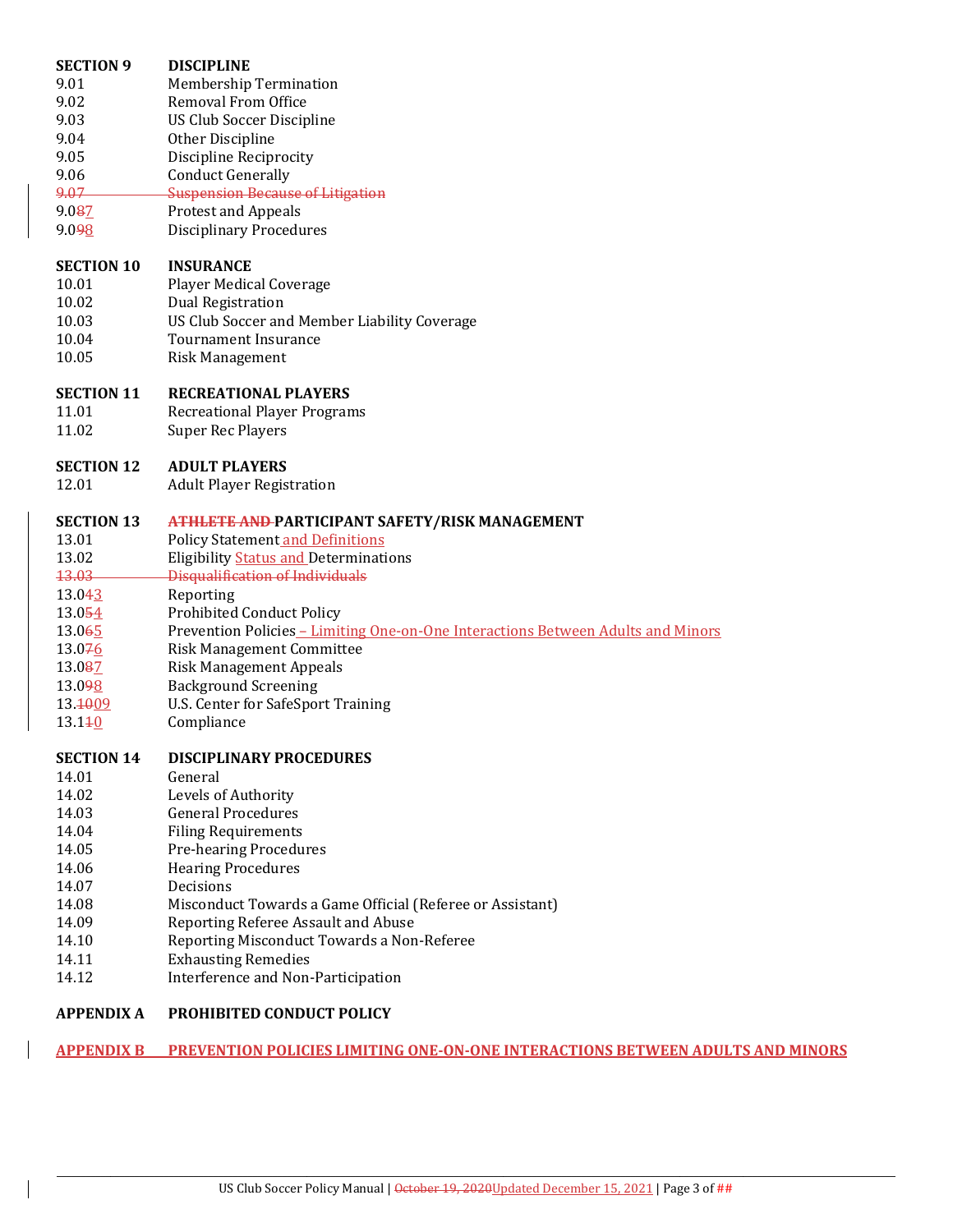**SECTION 9 DISCIPLINE**

| | |
|---|---|
| 9.01 | Membership Termination |
| 9.02 | Removal From Office |
| 9.03 | US Club Soccer Discipline |
| 9.04 | Other Discipline |
| 9.05 | Discipline Reciprocity |
| 9.06 | Conduct Generally |
| ~~9.07~~ | ~~Suspension Because of Litigation~~ |
| 9.0~~8~~7 | Protest and Appeals |
| 9.0~~9~~8 | Disciplinary Procedures |

**SECTION 10 INSURANCE**

| | |
|---|---|
| 10.01 | Player Medical Coverage |
| 10.02 | Dual Registration |
| 10.03 | US Club Soccer and Member Liability Coverage |
| 10.04 | Tournament Insurance |
| 10.05 | Risk Management |

**SECTION 11 RECREATIONAL PLAYERS**

| | |
|---|---|
| 11.01 | Recreational Player Programs |
| 11.02 | Super Rec Players |

**SECTION 12 ADULT PLAYERS**

| | |
|---|---|
| 12.01 | Adult Player Registration |

**SECTION 13 ~~ATHLETE AND~~ PARTICIPANT SAFETY/RISK MANAGEMENT**

| | |
|---|---|
| 13.01 | Policy Statement and Definitions |
| 13.02 | Eligibility Status and Determinations |
| ~~13.03~~ | ~~Disqualification of Individuals~~ |
| 13.0~~4~~3 | Reporting |
| 13.0~~5~~4 | Prohibited Conduct Policy |
| 13.0~~6~~5 | Prevention Policies – Limiting One-on-One Interactions Between Adults and Minors |
| 13.0~~7~~6 | Risk Management Committee |
| 13.0~~8~~7 | Risk Management Appeals |
| 13.0~~9~~8 | Background Screening |
| 13.~~10~~09 | U.S. Center for SafeSport Training |
| 13.1~~1~~0 | Compliance |

**SECTION 14 DISCIPLINARY PROCEDURES**

| | |
|---|---|
| 14.01 | General |
| 14.02 | Levels of Authority |
| 14.03 | General Procedures |
| 14.04 | Filing Requirements |
| 14.05 | Pre-hearing Procedures |
| 14.06 | Hearing Procedures |
| 14.07 | Decisions |
| 14.08 | Misconduct Towards a Game Official (Referee or Assistant) |
| 14.09 | Reporting Referee Assault and Abuse |
| 14.10 | Reporting Misconduct Towards a Non-Referee |
| 14.11 | Exhausting Remedies |
| 14.12 | Interference and Non-Participation |

**APPENDIX A PROHIBITED CONDUCT POLICY**

**APPENDIX B PREVENTION POLICIES LIMITING ONE-ON-ONE INTERACTIONS BETWEEN ADULTS AND MINORS**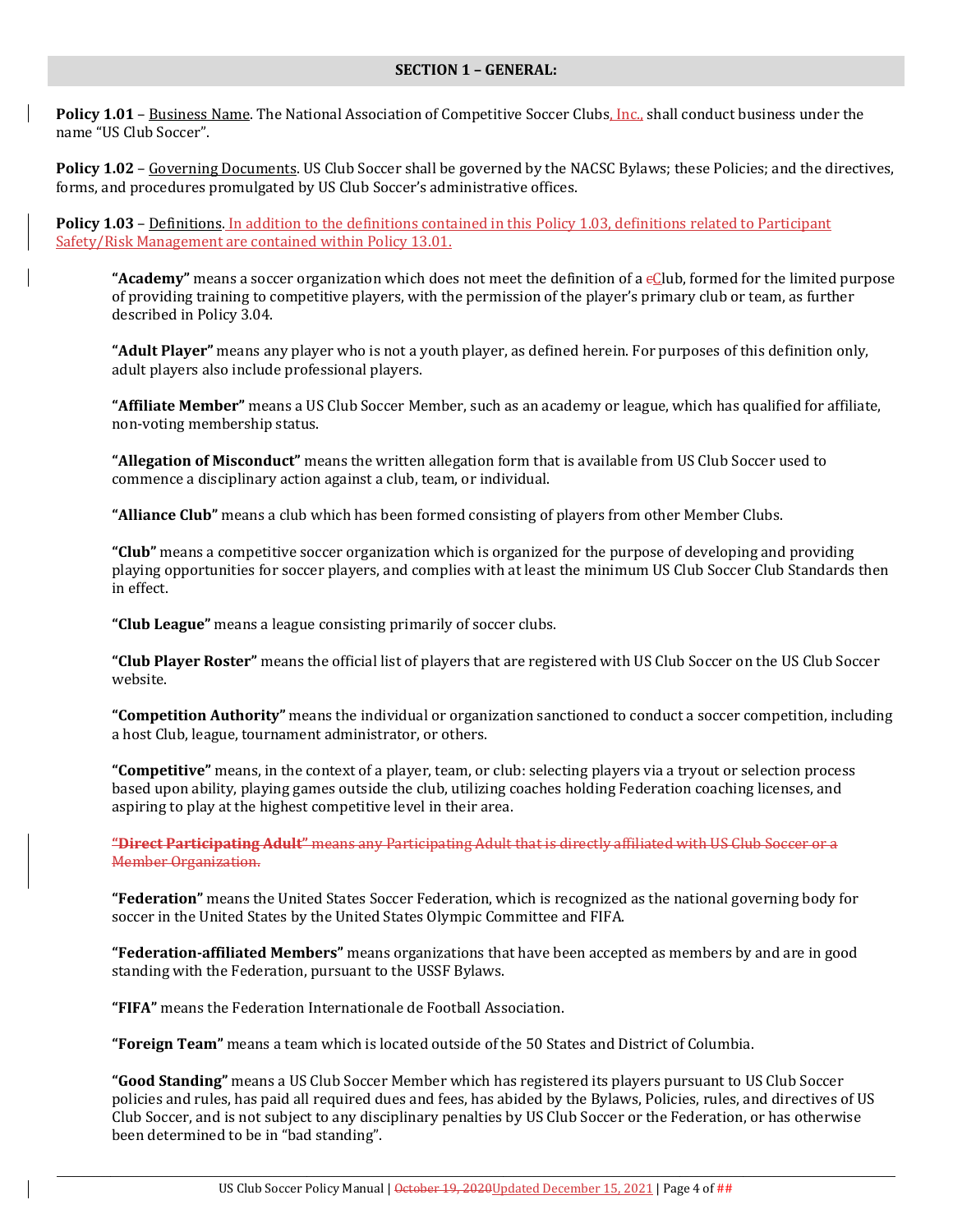## SECTION 1 – GENERAL:

**Policy 1.01** – Business Name. The National Association of Competitive Soccer Clubs, Inc., shall conduct business under the name "US Club Soccer".

**Policy 1.02** – Governing Documents. US Club Soccer shall be governed by the NACSC Bylaws; these Policies; and the directives, forms, and procedures promulgated by US Club Soccer's administrative offices.

**Policy 1.03** – Definitions. In addition to the definitions contained in this Policy 1.03, definitions related to Participant Safety/Risk Management are contained within Policy 13.01.

**"Academy"** means a soccer organization which does not meet the definition of a ~~c~~Club, formed for the limited purpose of providing training to competitive players, with the permission of the player's primary club or team, as further described in Policy 3.04.

**"Adult Player"** means any player who is not a youth player, as defined herein. For purposes of this definition only, adult players also include professional players.

**"Affiliate Member"** means a US Club Soccer Member, such as an academy or league, which has qualified for affiliate, non-voting membership status.

**"Allegation of Misconduct"** means the written allegation form that is available from US Club Soccer used to commence a disciplinary action against a club, team, or individual.

**"Alliance Club"** means a club which has been formed consisting of players from other Member Clubs.

**"Club"** means a competitive soccer organization which is organized for the purpose of developing and providing playing opportunities for soccer players, and complies with at least the minimum US Club Soccer Club Standards then in effect.

**"Club League"** means a league consisting primarily of soccer clubs.

**"Club Player Roster"** means the official list of players that are registered with US Club Soccer on the US Club Soccer website.

**"Competition Authority"** means the individual or organization sanctioned to conduct a soccer competition, including a host Club, league, tournament administrator, or others.

**"Competitive"** means, in the context of a player, team, or club: selecting players via a tryout or selection process based upon ability, playing games outside the club, utilizing coaches holding Federation coaching licenses, and aspiring to play at the highest competitive level in their area.

~~**"Direct Participating Adult"** means any Participating Adult that is directly affiliated with US Club Soccer or a Member Organization.~~

**"Federation"** means the United States Soccer Federation, which is recognized as the national governing body for soccer in the United States by the United States Olympic Committee and FIFA.

**"Federation-affiliated Members"** means organizations that have been accepted as members by and are in good standing with the Federation, pursuant to the USSF Bylaws.

**"FIFA"** means the Federation Internationale de Football Association.

**"Foreign Team"** means a team which is located outside of the 50 States and District of Columbia.

**"Good Standing"** means a US Club Soccer Member which has registered its players pursuant to US Club Soccer policies and rules, has paid all required dues and fees, has abided by the Bylaws, Policies, rules, and directives of US Club Soccer, and is not subject to any disciplinary penalties by US Club Soccer or the Federation, or has otherwise been determined to be in "bad standing".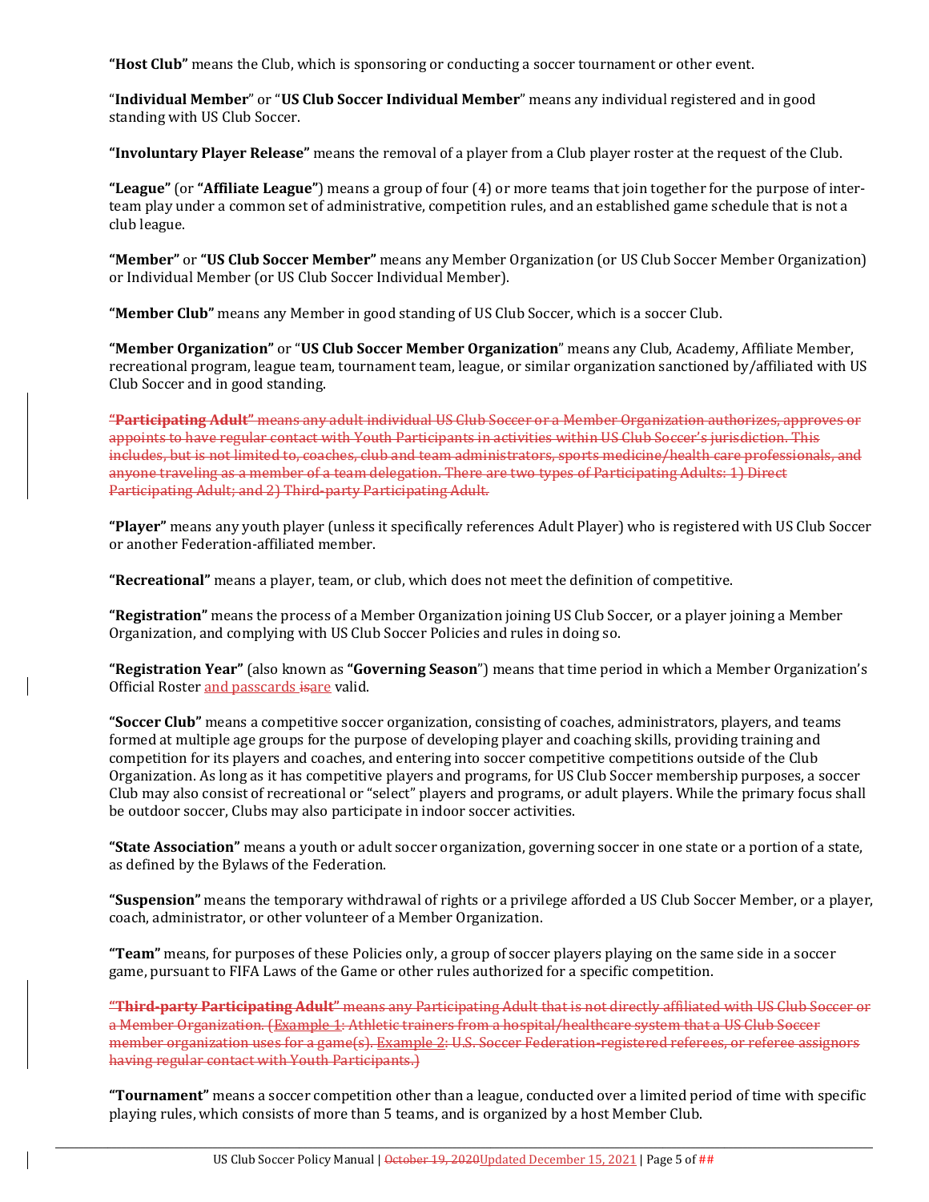**"Host Club"** means the Club, which is sponsoring or conducting a soccer tournament or other event.

"**Individual Member**" or "**US Club Soccer Individual Member**" means any individual registered and in good standing with US Club Soccer.

**"Involuntary Player Release"** means the removal of a player from a Club player roster at the request of the Club.

**"League"** (or **"Affiliate League"**) means a group of four (4) or more teams that join together for the purpose of inter-team play under a common set of administrative, competition rules, and an established game schedule that is not a club league.

**"Member"** or **"US Club Soccer Member"** means any Member Organization (or US Club Soccer Member Organization) or Individual Member (or US Club Soccer Individual Member).

**"Member Club"** means any Member in good standing of US Club Soccer, which is a soccer Club.

**"Member Organization"** or "**US Club Soccer Member Organization**" means any Club, Academy, Affiliate Member, recreational program, league team, tournament team, league, or similar organization sanctioned by/affiliated with US Club Soccer and in good standing.

~~**"Participating Adult"** means any adult individual US Club Soccer or a Member Organization authorizes, approves or appoints to have regular contact with Youth Participants in activities within US Club Soccer's jurisdiction. This includes, but is not limited to, coaches, club and team administrators, sports medicine/health care professionals, and anyone traveling as a member of a team delegation. There are two types of Participating Adults: 1) Direct Participating Adult; and 2) Third-party Participating Adult.~~

**"Player"** means any youth player (unless it specifically references Adult Player) who is registered with US Club Soccer or another Federation-affiliated member.

**"Recreational"** means a player, team, or club, which does not meet the definition of competitive.

**"Registration"** means the process of a Member Organization joining US Club Soccer, or a player joining a Member Organization, and complying with US Club Soccer Policies and rules in doing so.

**"Registration Year"** (also known as **"Governing Season"**) means that time period in which a Member Organization's Official Roster and passcards ~~is~~are valid.

**"Soccer Club"** means a competitive soccer organization, consisting of coaches, administrators, players, and teams formed at multiple age groups for the purpose of developing player and coaching skills, providing training and competition for its players and coaches, and entering into soccer competitive competitions outside of the Club Organization. As long as it has competitive players and programs, for US Club Soccer membership purposes, a soccer Club may also consist of recreational or "select" players and programs, or adult players. While the primary focus shall be outdoor soccer, Clubs may also participate in indoor soccer activities.

**"State Association"** means a youth or adult soccer organization, governing soccer in one state or a portion of a state, as defined by the Bylaws of the Federation.

**"Suspension"** means the temporary withdrawal of rights or a privilege afforded a US Club Soccer Member, or a player, coach, administrator, or other volunteer of a Member Organization.

**"Team"** means, for purposes of these Policies only, a group of soccer players playing on the same side in a soccer game, pursuant to FIFA Laws of the Game or other rules authorized for a specific competition.

~~**"Third-party Participating Adult"** means any Participating Adult that is not directly affiliated with US Club Soccer or a Member Organization. (Example 1: Athletic trainers from a hospital/healthcare system that a US Club Soccer member organization uses for a game(s). Example 2: U.S. Soccer Federation-registered referees, or referee assignors having regular contact with Youth Participants.)~~

**"Tournament"** means a soccer competition other than a league, conducted over a limited period of time with specific playing rules, which consists of more than 5 teams, and is organized by a host Member Club.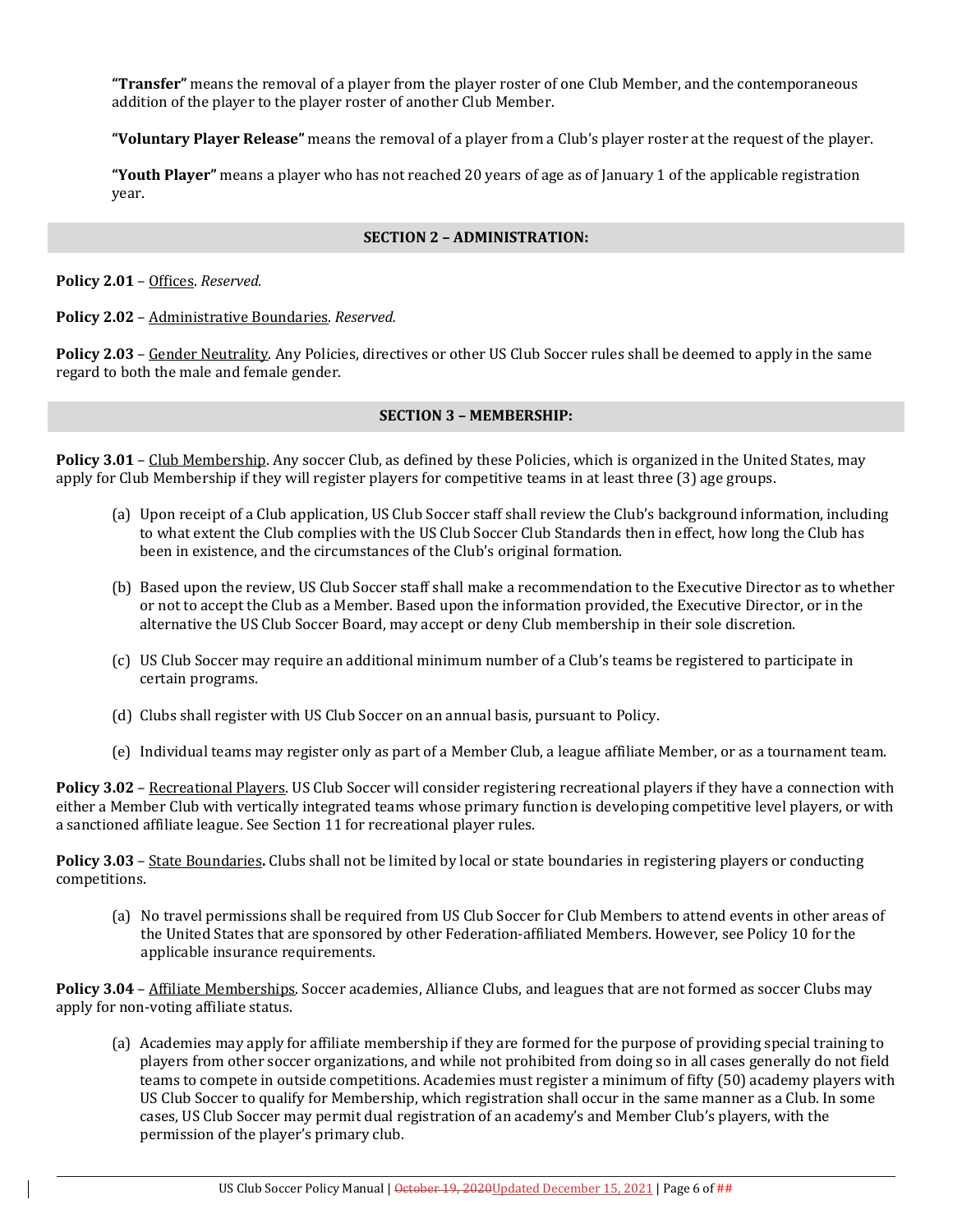**"Transfer"** means the removal of a player from the player roster of one Club Member, and the contemporaneous addition of the player to the player roster of another Club Member.

**"Voluntary Player Release"** means the removal of a player from a Club's player roster at the request of the player.

**"Youth Player"** means a player who has not reached 20 years of age as of January 1 of the applicable registration year.

## SECTION 2 – ADMINISTRATION:

**Policy 2.01** – Offices. *Reserved.*

**Policy 2.02** – Administrative Boundaries. *Reserved.*

**Policy 2.03** – Gender Neutrality. Any Policies, directives or other US Club Soccer rules shall be deemed to apply in the same regard to both the male and female gender.

## SECTION 3 – MEMBERSHIP:

**Policy 3.01** – Club Membership. Any soccer Club, as defined by these Policies, which is organized in the United States, may apply for Club Membership if they will register players for competitive teams in at least three (3) age groups.

(a) Upon receipt of a Club application, US Club Soccer staff shall review the Club's background information, including to what extent the Club complies with the US Club Soccer Club Standards then in effect, how long the Club has been in existence, and the circumstances of the Club's original formation.

(b) Based upon the review, US Club Soccer staff shall make a recommendation to the Executive Director as to whether or not to accept the Club as a Member. Based upon the information provided, the Executive Director, or in the alternative the US Club Soccer Board, may accept or deny Club membership in their sole discretion.

(c) US Club Soccer may require an additional minimum number of a Club's teams be registered to participate in certain programs.

(d) Clubs shall register with US Club Soccer on an annual basis, pursuant to Policy.

(e) Individual teams may register only as part of a Member Club, a league affiliate Member, or as a tournament team.

**Policy 3.02** – Recreational Players. US Club Soccer will consider registering recreational players if they have a connection with either a Member Club with vertically integrated teams whose primary function is developing competitive level players, or with a sanctioned affiliate league. See Section 11 for recreational player rules.

**Policy 3.03** – State Boundaries**.** Clubs shall not be limited by local or state boundaries in registering players or conducting competitions.

(a) No travel permissions shall be required from US Club Soccer for Club Members to attend events in other areas of the United States that are sponsored by other Federation-affiliated Members. However, see Policy 10 for the applicable insurance requirements.

**Policy 3.04** – Affiliate Memberships. Soccer academies, Alliance Clubs, and leagues that are not formed as soccer Clubs may apply for non-voting affiliate status.

(a) Academies may apply for affiliate membership if they are formed for the purpose of providing special training to players from other soccer organizations, and while not prohibited from doing so in all cases generally do not field teams to compete in outside competitions. Academies must register a minimum of fifty (50) academy players with US Club Soccer to qualify for Membership, which registration shall occur in the same manner as a Club. In some cases, US Club Soccer may permit dual registration of an academy's and Member Club's players, with the permission of the player's primary club.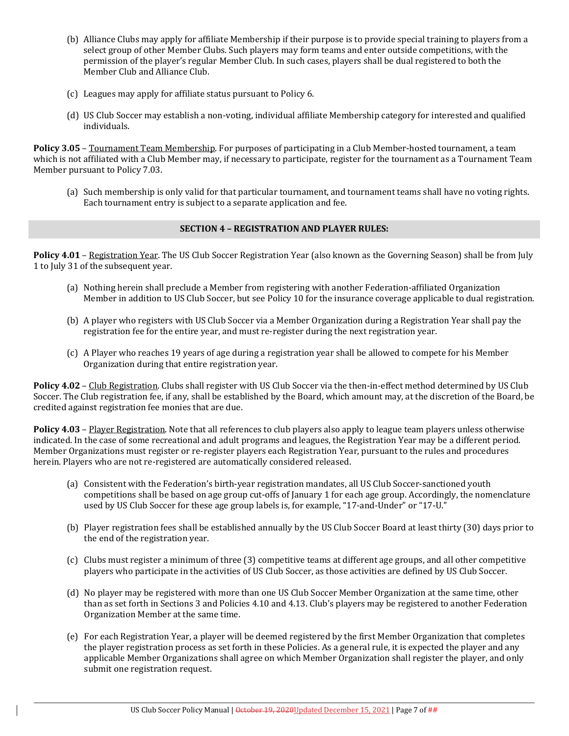(b) Alliance Clubs may apply for affiliate Membership if their purpose is to provide special training to players from a select group of other Member Clubs. Such players may form teams and enter outside competitions, with the permission of the player's regular Member Club. In such cases, players shall be dual registered to both the Member Club and Alliance Club.

(c) Leagues may apply for affiliate status pursuant to Policy 6.

(d) US Club Soccer may establish a non-voting, individual affiliate Membership category for interested and qualified individuals.

**Policy 3.05** – Tournament Team Membership. For purposes of participating in a Club Member-hosted tournament, a team which is not affiliated with a Club Member may, if necessary to participate, register for the tournament as a Tournament Team Member pursuant to Policy 7.03.

(a) Such membership is only valid for that particular tournament, and tournament teams shall have no voting rights. Each tournament entry is subject to a separate application and fee.

## SECTION 4 – REGISTRATION AND PLAYER RULES:

**Policy 4.01** – Registration Year. The US Club Soccer Registration Year (also known as the Governing Season) shall be from July 1 to July 31 of the subsequent year.

(a) Nothing herein shall preclude a Member from registering with another Federation-affiliated Organization Member in addition to US Club Soccer, but see Policy 10 for the insurance coverage applicable to dual registration.

(b) A player who registers with US Club Soccer via a Member Organization during a Registration Year shall pay the registration fee for the entire year, and must re-register during the next registration year.

(c) A Player who reaches 19 years of age during a registration year shall be allowed to compete for his Member Organization during that entire registration year.

**Policy 4.02** – Club Registration. Clubs shall register with US Club Soccer via the then-in-effect method determined by US Club Soccer. The Club registration fee, if any, shall be established by the Board, which amount may, at the discretion of the Board, be credited against registration fee monies that are due.

**Policy 4.03** – Player Registration. Note that all references to club players also apply to league team players unless otherwise indicated. In the case of some recreational and adult programs and leagues, the Registration Year may be a different period. Member Organizations must register or re-register players each Registration Year, pursuant to the rules and procedures herein. Players who are not re-registered are automatically considered released.

(a) Consistent with the Federation's birth-year registration mandates, all US Club Soccer-sanctioned youth competitions shall be based on age group cut-offs of January 1 for each age group. Accordingly, the nomenclature used by US Club Soccer for these age group labels is, for example, "17-and-Under" or "17-U."

(b) Player registration fees shall be established annually by the US Club Soccer Board at least thirty (30) days prior to the end of the registration year.

(c) Clubs must register a minimum of three (3) competitive teams at different age groups, and all other competitive players who participate in the activities of US Club Soccer, as those activities are defined by US Club Soccer.

(d) No player may be registered with more than one US Club Soccer Member Organization at the same time, other than as set forth in Sections 3 and Policies 4.10 and 4.13. Club's players may be registered to another Federation Organization Member at the same time.

(e) For each Registration Year, a player will be deemed registered by the first Member Organization that completes the player registration process as set forth in these Policies. As a general rule, it is expected the player and any applicable Member Organizations shall agree on which Member Organization shall register the player, and only submit one registration request.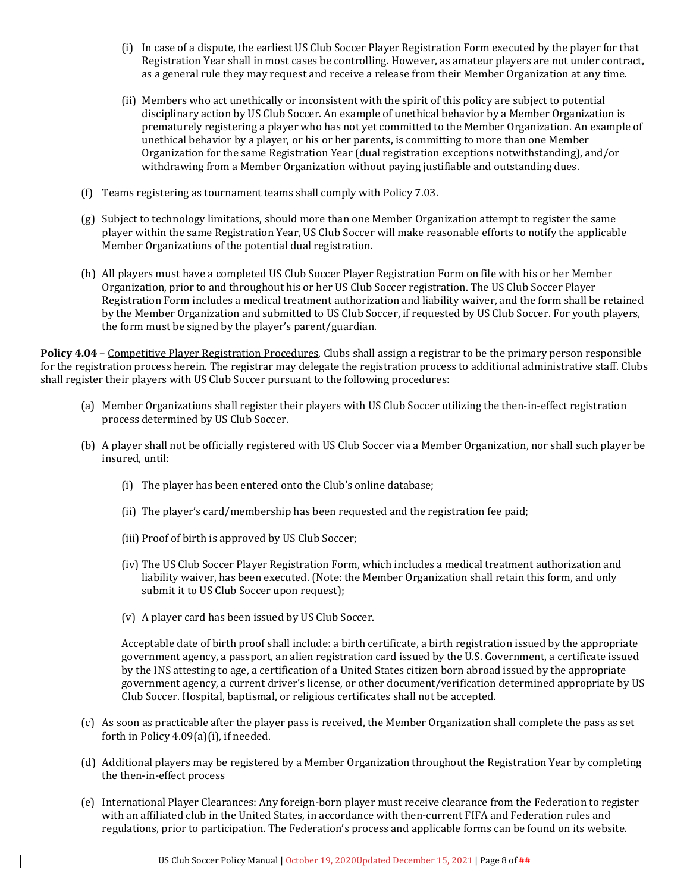(i) In case of a dispute, the earliest US Club Soccer Player Registration Form executed by the player for that Registration Year shall in most cases be controlling. However, as amateur players are not under contract, as a general rule they may request and receive a release from their Member Organization at any time.

(ii) Members who act unethically or inconsistent with the spirit of this policy are subject to potential disciplinary action by US Club Soccer. An example of unethical behavior by a Member Organization is prematurely registering a player who has not yet committed to the Member Organization. An example of unethical behavior by a player, or his or her parents, is committing to more than one Member Organization for the same Registration Year (dual registration exceptions notwithstanding), and/or withdrawing from a Member Organization without paying justifiable and outstanding dues.

(f) Teams registering as tournament teams shall comply with Policy 7.03.

(g) Subject to technology limitations, should more than one Member Organization attempt to register the same player within the same Registration Year, US Club Soccer will make reasonable efforts to notify the applicable Member Organizations of the potential dual registration.

(h) All players must have a completed US Club Soccer Player Registration Form on file with his or her Member Organization, prior to and throughout his or her US Club Soccer registration. The US Club Soccer Player Registration Form includes a medical treatment authorization and liability waiver, and the form shall be retained by the Member Organization and submitted to US Club Soccer, if requested by US Club Soccer. For youth players, the form must be signed by the player's parent/guardian.

**Policy 4.04** – Competitive Player Registration Procedures. Clubs shall assign a registrar to be the primary person responsible for the registration process herein. The registrar may delegate the registration process to additional administrative staff. Clubs shall register their players with US Club Soccer pursuant to the following procedures:

(a) Member Organizations shall register their players with US Club Soccer utilizing the then-in-effect registration process determined by US Club Soccer.

(b) A player shall not be officially registered with US Club Soccer via a Member Organization, nor shall such player be insured, until:

(i) The player has been entered onto the Club's online database;

(ii) The player's card/membership has been requested and the registration fee paid;

(iii) Proof of birth is approved by US Club Soccer;

(iv) The US Club Soccer Player Registration Form, which includes a medical treatment authorization and liability waiver, has been executed. (Note: the Member Organization shall retain this form, and only submit it to US Club Soccer upon request);

(v) A player card has been issued by US Club Soccer.

Acceptable date of birth proof shall include: a birth certificate, a birth registration issued by the appropriate government agency, a passport, an alien registration card issued by the U.S. Government, a certificate issued by the INS attesting to age, a certification of a United States citizen born abroad issued by the appropriate government agency, a current driver's license, or other document/verification determined appropriate by US Club Soccer. Hospital, baptismal, or religious certificates shall not be accepted.

(c) As soon as practicable after the player pass is received, the Member Organization shall complete the pass as set forth in Policy 4.09(a)(i), if needed.

(d) Additional players may be registered by a Member Organization throughout the Registration Year by completing the then-in-effect process

(e) International Player Clearances: Any foreign-born player must receive clearance from the Federation to register with an affiliated club in the United States, in accordance with then-current FIFA and Federation rules and regulations, prior to participation. The Federation's process and applicable forms can be found on its website.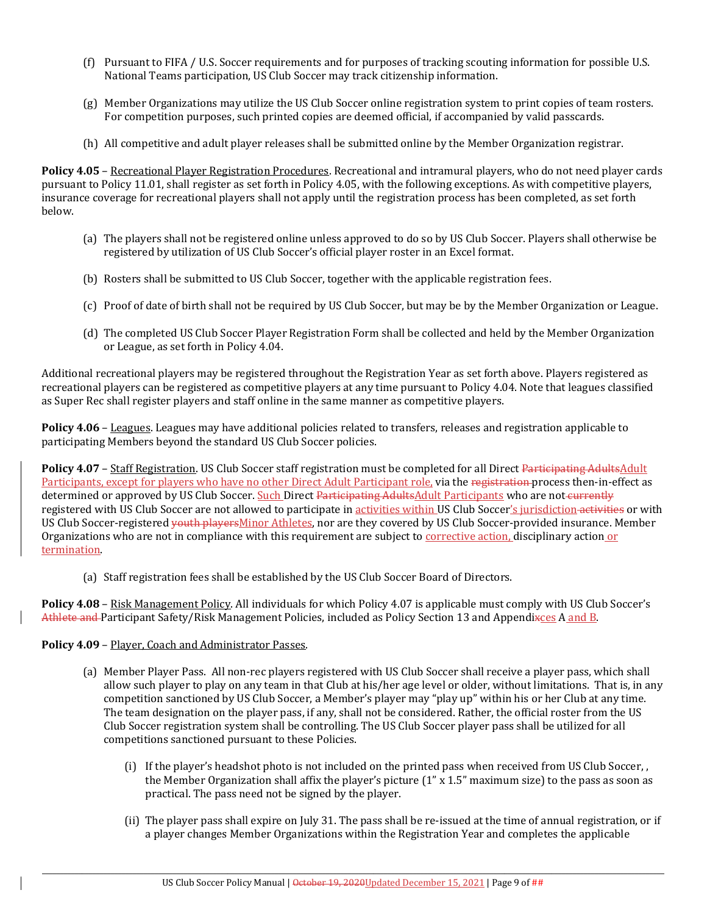(f) Pursuant to FIFA / U.S. Soccer requirements and for purposes of tracking scouting information for possible U.S. National Teams participation, US Club Soccer may track citizenship information.

(g) Member Organizations may utilize the US Club Soccer online registration system to print copies of team rosters. For competition purposes, such printed copies are deemed official, if accompanied by valid passcards.

(h) All competitive and adult player releases shall be submitted online by the Member Organization registrar.

**Policy 4.05** – Recreational Player Registration Procedures. Recreational and intramural players, who do not need player cards pursuant to Policy 11.01, shall register as set forth in Policy 4.05, with the following exceptions. As with competitive players, insurance coverage for recreational players shall not apply until the registration process has been completed, as set forth below.

(a) The players shall not be registered online unless approved to do so by US Club Soccer. Players shall otherwise be registered by utilization of US Club Soccer's official player roster in an Excel format.

(b) Rosters shall be submitted to US Club Soccer, together with the applicable registration fees.

(c) Proof of date of birth shall not be required by US Club Soccer, but may be by the Member Organization or League.

(d) The completed US Club Soccer Player Registration Form shall be collected and held by the Member Organization or League, as set forth in Policy 4.04.

Additional recreational players may be registered throughout the Registration Year as set forth above. Players registered as recreational players can be registered as competitive players at any time pursuant to Policy 4.04. Note that leagues classified as Super Rec shall register players and staff online in the same manner as competitive players.

**Policy 4.06** – Leagues. Leagues may have additional policies related to transfers, releases and registration applicable to participating Members beyond the standard US Club Soccer policies.

**Policy 4.07** – Staff Registration. US Club Soccer staff registration must be completed for all Direct ~~Participating Adults~~Adult Participants, except for players who have no other Direct Adult Participant role, via the ~~registration~~ process then-in-effect as determined or approved by US Club Soccer. Such Direct ~~Participating Adults~~Adult Participants who are not ~~currently~~ registered with US Club Soccer are not allowed to participate in activities within US Club Soccer's jurisdiction ~~activities~~ or with US Club Soccer-registered ~~youth players~~Minor Athletes, nor are they covered by US Club Soccer-provided insurance. Member Organizations who are not in compliance with this requirement are subject to corrective action, disciplinary action or termination.

(a) Staff registration fees shall be established by the US Club Soccer Board of Directors.

**Policy 4.08** – Risk Management Policy. All individuals for which Policy 4.07 is applicable must comply with US Club Soccer's ~~Athlete and~~ Participant Safety/Risk Management Policies, included as Policy Section 13 and Appendi~~x~~ces A and B.

**Policy 4.09** – Player, Coach and Administrator Passes.

(a) Member Player Pass. All non-rec players registered with US Club Soccer shall receive a player pass, which shall allow such player to play on any team in that Club at his/her age level or older, without limitations. That is, in any competition sanctioned by US Club Soccer, a Member's player may "play up" within his or her Club at any time. The team designation on the player pass, if any, shall not be considered. Rather, the official roster from the US Club Soccer registration system shall be controlling. The US Club Soccer player pass shall be utilized for all competitions sanctioned pursuant to these Policies.

(i) If the player's headshot photo is not included on the printed pass when received from US Club Soccer, , the Member Organization shall affix the player's picture (1" x 1.5" maximum size) to the pass as soon as practical. The pass need not be signed by the player.

(ii) The player pass shall expire on July 31. The pass shall be re-issued at the time of annual registration, or if a player changes Member Organizations within the Registration Year and completes the applicable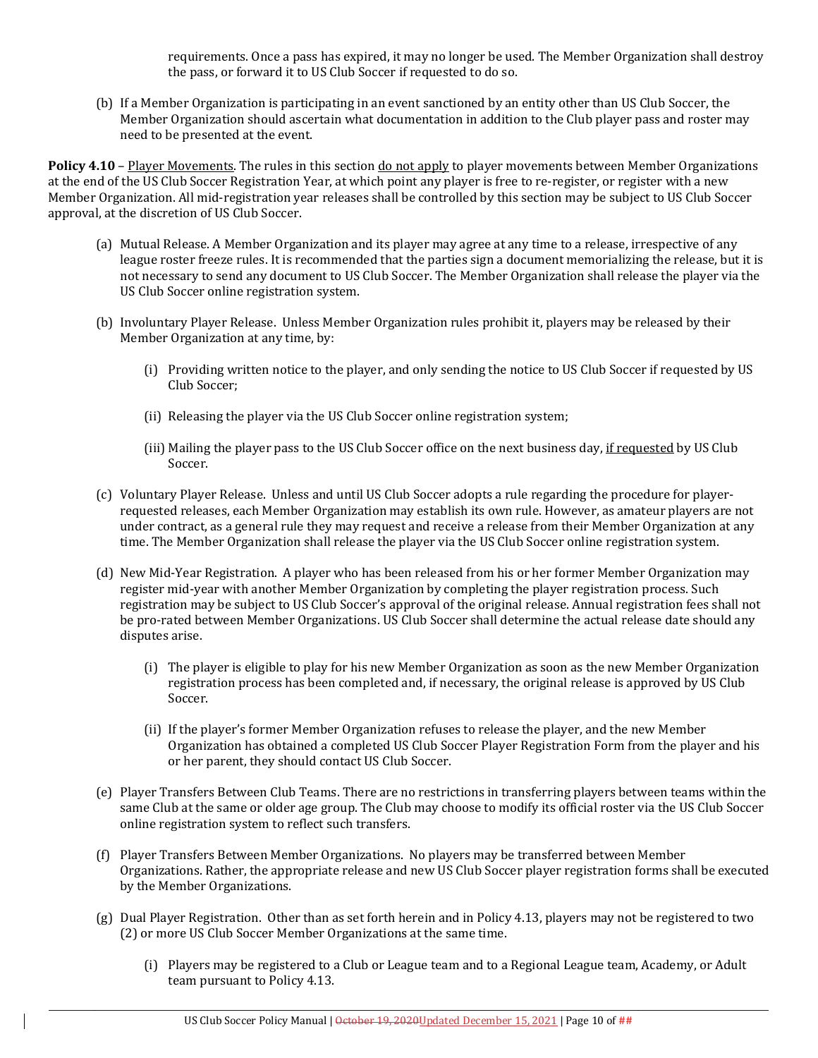requirements. Once a pass has expired, it may no longer be used. The Member Organization shall destroy the pass, or forward it to US Club Soccer if requested to do so.

(b) If a Member Organization is participating in an event sanctioned by an entity other than US Club Soccer, the Member Organization should ascertain what documentation in addition to the Club player pass and roster may need to be presented at the event.

**Policy 4.10** – Player Movements. The rules in this section do not apply to player movements between Member Organizations at the end of the US Club Soccer Registration Year, at which point any player is free to re-register, or register with a new Member Organization. All mid-registration year releases shall be controlled by this section may be subject to US Club Soccer approval, at the discretion of US Club Soccer.

(a) Mutual Release. A Member Organization and its player may agree at any time to a release, irrespective of any league roster freeze rules. It is recommended that the parties sign a document memorializing the release, but it is not necessary to send any document to US Club Soccer. The Member Organization shall release the player via the US Club Soccer online registration system.

(b) Involuntary Player Release. Unless Member Organization rules prohibit it, players may be released by their Member Organization at any time, by:

(i) Providing written notice to the player, and only sending the notice to US Club Soccer if requested by US Club Soccer;

(ii) Releasing the player via the US Club Soccer online registration system;

(iii) Mailing the player pass to the US Club Soccer office on the next business day, if requested by US Club Soccer.

(c) Voluntary Player Release. Unless and until US Club Soccer adopts a rule regarding the procedure for player-requested releases, each Member Organization may establish its own rule. However, as amateur players are not under contract, as a general rule they may request and receive a release from their Member Organization at any time. The Member Organization shall release the player via the US Club Soccer online registration system.

(d) New Mid-Year Registration. A player who has been released from his or her former Member Organization may register mid-year with another Member Organization by completing the player registration process. Such registration may be subject to US Club Soccer's approval of the original release. Annual registration fees shall not be pro-rated between Member Organizations. US Club Soccer shall determine the actual release date should any disputes arise.

(i) The player is eligible to play for his new Member Organization as soon as the new Member Organization registration process has been completed and, if necessary, the original release is approved by US Club Soccer.

(ii) If the player's former Member Organization refuses to release the player, and the new Member Organization has obtained a completed US Club Soccer Player Registration Form from the player and his or her parent, they should contact US Club Soccer.

(e) Player Transfers Between Club Teams. There are no restrictions in transferring players between teams within the same Club at the same or older age group. The Club may choose to modify its official roster via the US Club Soccer online registration system to reflect such transfers.

(f) Player Transfers Between Member Organizations. No players may be transferred between Member Organizations. Rather, the appropriate release and new US Club Soccer player registration forms shall be executed by the Member Organizations.

(g) Dual Player Registration. Other than as set forth herein and in Policy 4.13, players may not be registered to two (2) or more US Club Soccer Member Organizations at the same time.

(i) Players may be registered to a Club or League team and to a Regional League team, Academy, or Adult team pursuant to Policy 4.13.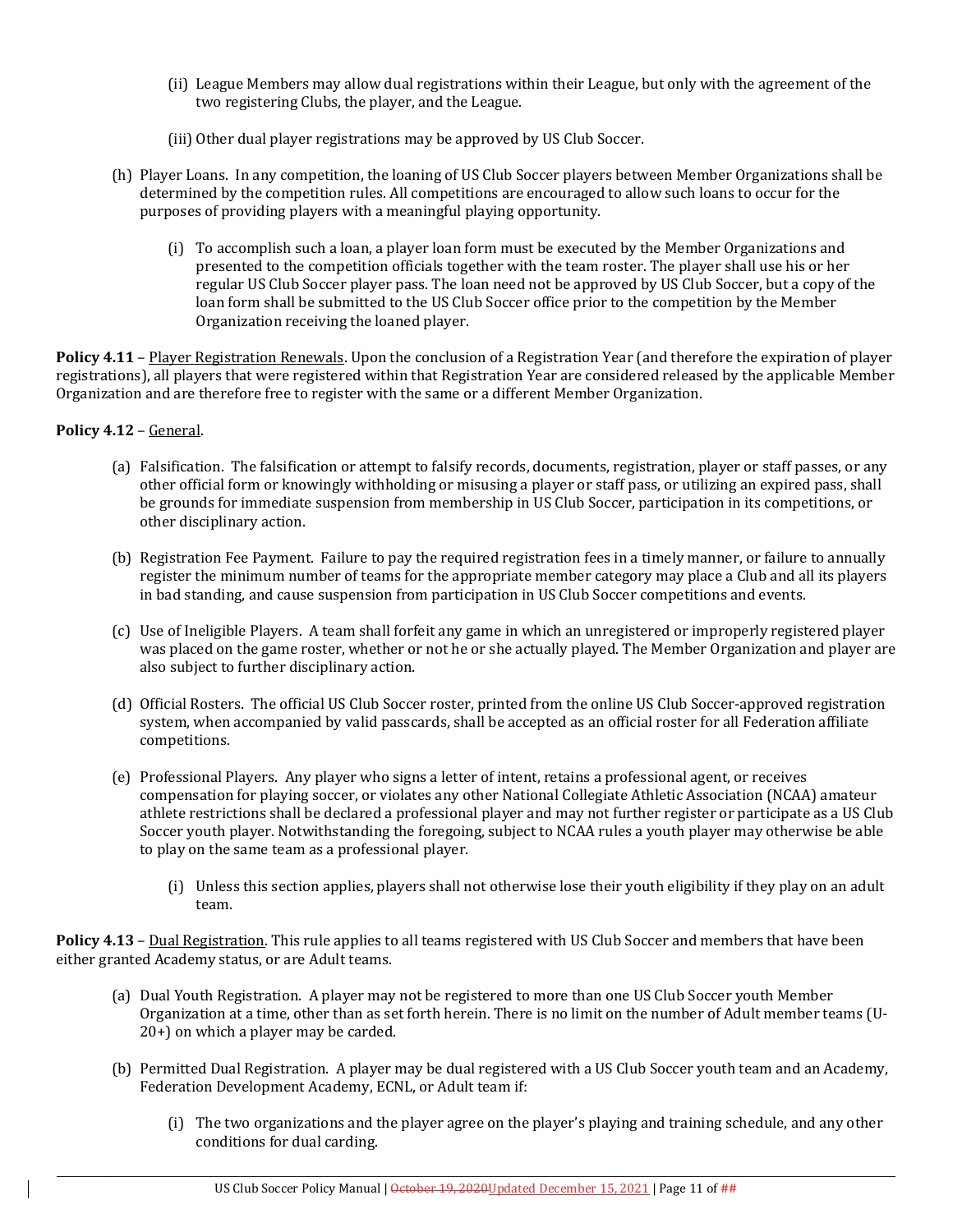(ii) League Members may allow dual registrations within their League, but only with the agreement of the two registering Clubs, the player, and the League.

(iii) Other dual player registrations may be approved by US Club Soccer.

(h) Player Loans. In any competition, the loaning of US Club Soccer players between Member Organizations shall be determined by the competition rules. All competitions are encouraged to allow such loans to occur for the purposes of providing players with a meaningful playing opportunity.

(i) To accomplish such a loan, a player loan form must be executed by the Member Organizations and presented to the competition officials together with the team roster. The player shall use his or her regular US Club Soccer player pass. The loan need not be approved by US Club Soccer, but a copy of the loan form shall be submitted to the US Club Soccer office prior to the competition by the Member Organization receiving the loaned player.

**Policy 4.11** – Player Registration Renewals. Upon the conclusion of a Registration Year (and therefore the expiration of player registrations), all players that were registered within that Registration Year are considered released by the applicable Member Organization and are therefore free to register with the same or a different Member Organization.

**Policy 4.12** – General.

(a) Falsification. The falsification or attempt to falsify records, documents, registration, player or staff passes, or any other official form or knowingly withholding or misusing a player or staff pass, or utilizing an expired pass, shall be grounds for immediate suspension from membership in US Club Soccer, participation in its competitions, or other disciplinary action.

(b) Registration Fee Payment. Failure to pay the required registration fees in a timely manner, or failure to annually register the minimum number of teams for the appropriate member category may place a Club and all its players in bad standing, and cause suspension from participation in US Club Soccer competitions and events.

(c) Use of Ineligible Players. A team shall forfeit any game in which an unregistered or improperly registered player was placed on the game roster, whether or not he or she actually played. The Member Organization and player are also subject to further disciplinary action.

(d) Official Rosters. The official US Club Soccer roster, printed from the online US Club Soccer-approved registration system, when accompanied by valid passcards, shall be accepted as an official roster for all Federation affiliate competitions.

(e) Professional Players. Any player who signs a letter of intent, retains a professional agent, or receives compensation for playing soccer, or violates any other National Collegiate Athletic Association (NCAA) amateur athlete restrictions shall be declared a professional player and may not further register or participate as a US Club Soccer youth player. Notwithstanding the foregoing, subject to NCAA rules a youth player may otherwise be able to play on the same team as a professional player.

(i) Unless this section applies, players shall not otherwise lose their youth eligibility if they play on an adult team.

**Policy 4.13** – Dual Registration. This rule applies to all teams registered with US Club Soccer and members that have been either granted Academy status, or are Adult teams.

(a) Dual Youth Registration. A player may not be registered to more than one US Club Soccer youth Member Organization at a time, other than as set forth herein. There is no limit on the number of Adult member teams (U-20+) on which a player may be carded.

(b) Permitted Dual Registration. A player may be dual registered with a US Club Soccer youth team and an Academy, Federation Development Academy, ECNL, or Adult team if:

(i) The two organizations and the player agree on the player's playing and training schedule, and any other conditions for dual carding.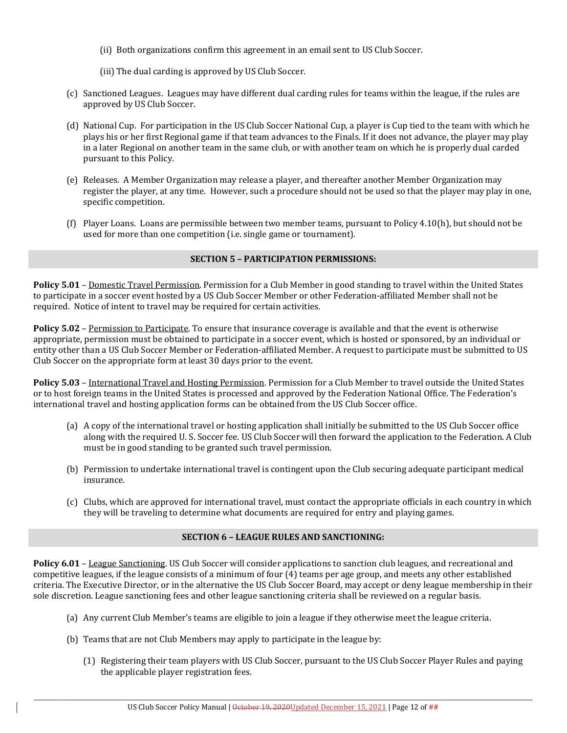(ii) Both organizations confirm this agreement in an email sent to US Club Soccer.

(iii) The dual carding is approved by US Club Soccer.

(c) Sanctioned Leagues. Leagues may have different dual carding rules for teams within the league, if the rules are approved by US Club Soccer.

(d) National Cup. For participation in the US Club Soccer National Cup, a player is Cup tied to the team with which he plays his or her first Regional game if that team advances to the Finals. If it does not advance, the player may play in a later Regional on another team in the same club, or with another team on which he is properly dual carded pursuant to this Policy.

(e) Releases. A Member Organization may release a player, and thereafter another Member Organization may register the player, at any time. However, such a procedure should not be used so that the player may play in one, specific competition.

(f) Player Loans. Loans are permissible between two member teams, pursuant to Policy 4.10(h), but should not be used for more than one competition (i.e. single game or tournament).

## SECTION 5 – PARTICIPATION PERMISSIONS:

**Policy 5.01** – Domestic Travel Permission. Permission for a Club Member in good standing to travel within the United States to participate in a soccer event hosted by a US Club Soccer Member or other Federation-affiliated Member shall not be required. Notice of intent to travel may be required for certain activities.

**Policy 5.02** – Permission to Participate. To ensure that insurance coverage is available and that the event is otherwise appropriate, permission must be obtained to participate in a soccer event, which is hosted or sponsored, by an individual or entity other than a US Club Soccer Member or Federation-affiliated Member. A request to participate must be submitted to US Club Soccer on the appropriate form at least 30 days prior to the event.

**Policy 5.03** – International Travel and Hosting Permission. Permission for a Club Member to travel outside the United States or to host foreign teams in the United States is processed and approved by the Federation National Office. The Federation's international travel and hosting application forms can be obtained from the US Club Soccer office.

(a) A copy of the international travel or hosting application shall initially be submitted to the US Club Soccer office along with the required U. S. Soccer fee. US Club Soccer will then forward the application to the Federation. A Club must be in good standing to be granted such travel permission.

(b) Permission to undertake international travel is contingent upon the Club securing adequate participant medical insurance.

(c) Clubs, which are approved for international travel, must contact the appropriate officials in each country in which they will be traveling to determine what documents are required for entry and playing games.

## SECTION 6 – LEAGUE RULES AND SANCTIONING:

**Policy 6.01** – League Sanctioning. US Club Soccer will consider applications to sanction club leagues, and recreational and competitive leagues, if the league consists of a minimum of four (4) teams per age group, and meets any other established criteria. The Executive Director, or in the alternative the US Club Soccer Board, may accept or deny league membership in their sole discretion. League sanctioning fees and other league sanctioning criteria shall be reviewed on a regular basis.

(a) Any current Club Member's teams are eligible to join a league if they otherwise meet the league criteria.

(b) Teams that are not Club Members may apply to participate in the league by:

(1) Registering their team players with US Club Soccer, pursuant to the US Club Soccer Player Rules and paying the applicable player registration fees.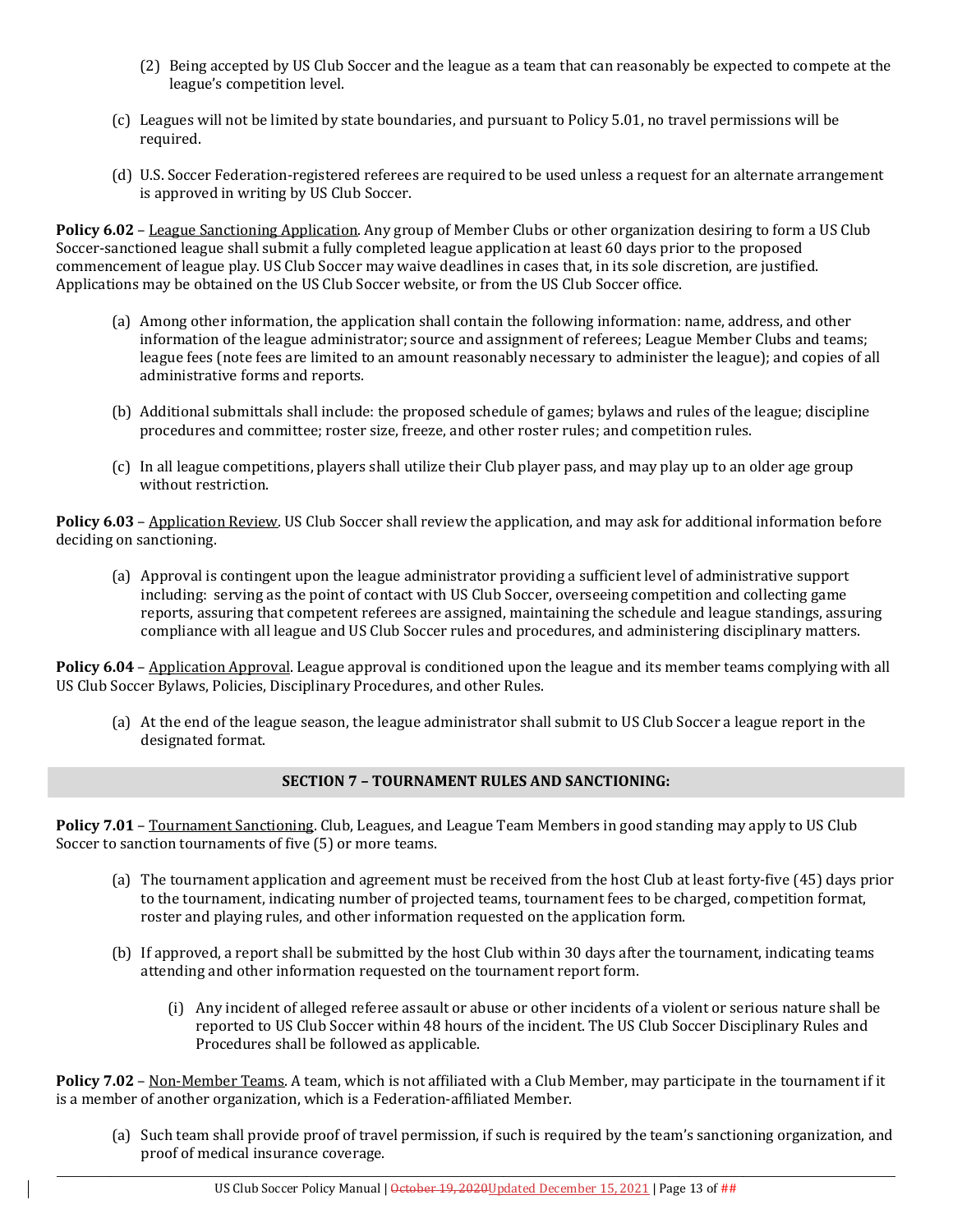(2) Being accepted by US Club Soccer and the league as a team that can reasonably be expected to compete at the league's competition level.

(c) Leagues will not be limited by state boundaries, and pursuant to Policy 5.01, no travel permissions will be required.

(d) U.S. Soccer Federation-registered referees are required to be used unless a request for an alternate arrangement is approved in writing by US Club Soccer.

**Policy 6.02** – League Sanctioning Application. Any group of Member Clubs or other organization desiring to form a US Club Soccer-sanctioned league shall submit a fully completed league application at least 60 days prior to the proposed commencement of league play. US Club Soccer may waive deadlines in cases that, in its sole discretion, are justified. Applications may be obtained on the US Club Soccer website, or from the US Club Soccer office.

(a) Among other information, the application shall contain the following information: name, address, and other information of the league administrator; source and assignment of referees; League Member Clubs and teams; league fees (note fees are limited to an amount reasonably necessary to administer the league); and copies of all administrative forms and reports.

(b) Additional submittals shall include: the proposed schedule of games; bylaws and rules of the league; discipline procedures and committee; roster size, freeze, and other roster rules; and competition rules.

(c) In all league competitions, players shall utilize their Club player pass, and may play up to an older age group without restriction.

**Policy 6.03** – Application Review. US Club Soccer shall review the application, and may ask for additional information before deciding on sanctioning.

(a) Approval is contingent upon the league administrator providing a sufficient level of administrative support including: serving as the point of contact with US Club Soccer, overseeing competition and collecting game reports, assuring that competent referees are assigned, maintaining the schedule and league standings, assuring compliance with all league and US Club Soccer rules and procedures, and administering disciplinary matters.

**Policy 6.04** – Application Approval. League approval is conditioned upon the league and its member teams complying with all US Club Soccer Bylaws, Policies, Disciplinary Procedures, and other Rules.

(a) At the end of the league season, the league administrator shall submit to US Club Soccer a league report in the designated format.

## SECTION 7 – TOURNAMENT RULES AND SANCTIONING:

**Policy 7.01** – Tournament Sanctioning. Club, Leagues, and League Team Members in good standing may apply to US Club Soccer to sanction tournaments of five (5) or more teams.

(a) The tournament application and agreement must be received from the host Club at least forty-five (45) days prior to the tournament, indicating number of projected teams, tournament fees to be charged, competition format, roster and playing rules, and other information requested on the application form.

(b) If approved, a report shall be submitted by the host Club within 30 days after the tournament, indicating teams attending and other information requested on the tournament report form.

(i) Any incident of alleged referee assault or abuse or other incidents of a violent or serious nature shall be reported to US Club Soccer within 48 hours of the incident. The US Club Soccer Disciplinary Rules and Procedures shall be followed as applicable.

**Policy 7.02** – Non-Member Teams. A team, which is not affiliated with a Club Member, may participate in the tournament if it is a member of another organization, which is a Federation-affiliated Member.

(a) Such team shall provide proof of travel permission, if such is required by the team's sanctioning organization, and proof of medical insurance coverage.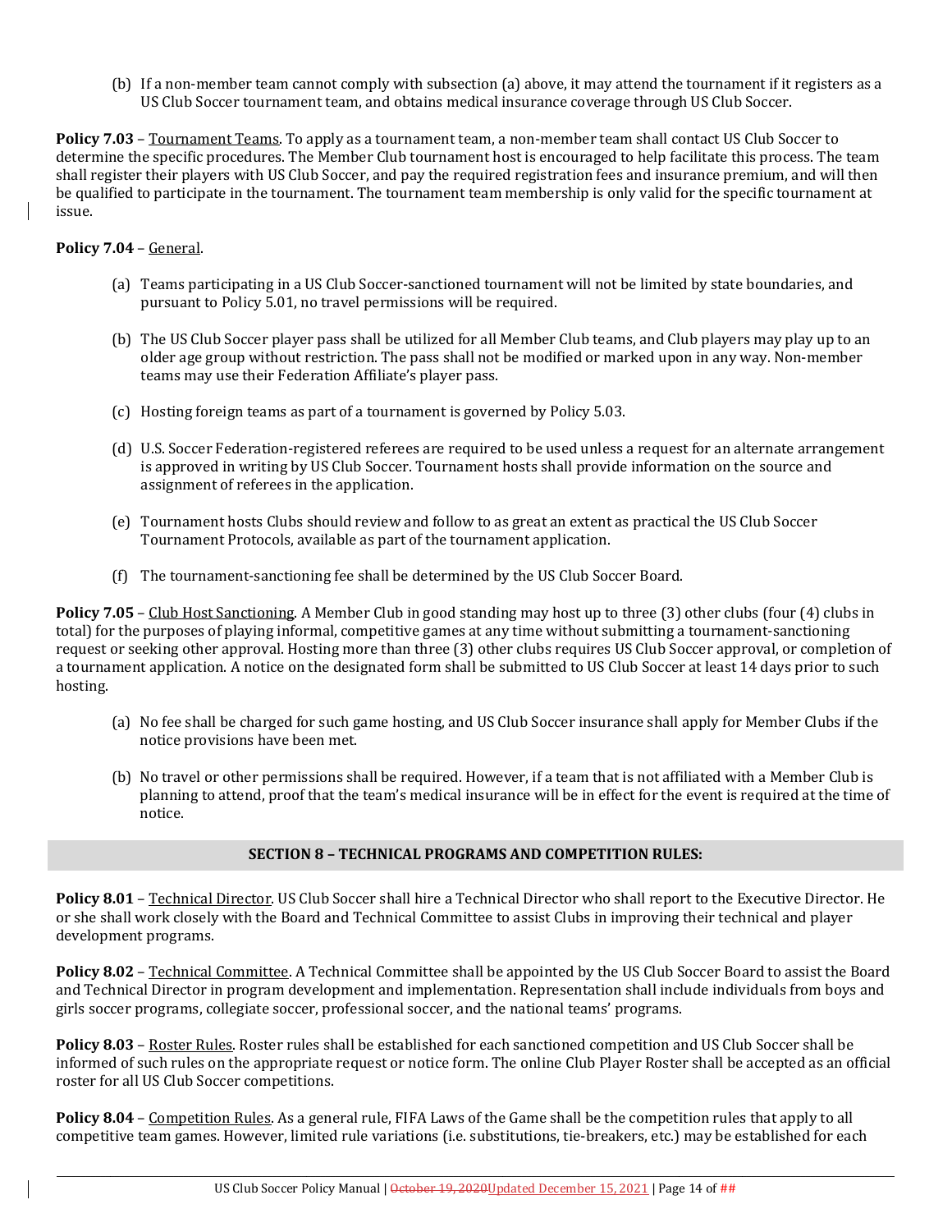(b) If a non-member team cannot comply with subsection (a) above, it may attend the tournament if it registers as a US Club Soccer tournament team, and obtains medical insurance coverage through US Club Soccer.

**Policy 7.03** – Tournament Teams. To apply as a tournament team, a non-member team shall contact US Club Soccer to determine the specific procedures. The Member Club tournament host is encouraged to help facilitate this process. The team shall register their players with US Club Soccer, and pay the required registration fees and insurance premium, and will then be qualified to participate in the tournament. The tournament team membership is only valid for the specific tournament at issue.

**Policy 7.04** – General.

(a) Teams participating in a US Club Soccer-sanctioned tournament will not be limited by state boundaries, and pursuant to Policy 5.01, no travel permissions will be required.

(b) The US Club Soccer player pass shall be utilized for all Member Club teams, and Club players may play up to an older age group without restriction. The pass shall not be modified or marked upon in any way. Non-member teams may use their Federation Affiliate's player pass.

(c) Hosting foreign teams as part of a tournament is governed by Policy 5.03.

(d) U.S. Soccer Federation-registered referees are required to be used unless a request for an alternate arrangement is approved in writing by US Club Soccer. Tournament hosts shall provide information on the source and assignment of referees in the application.

(e) Tournament hosts Clubs should review and follow to as great an extent as practical the US Club Soccer Tournament Protocols, available as part of the tournament application.

(f) The tournament-sanctioning fee shall be determined by the US Club Soccer Board.

**Policy 7.05** – Club Host Sanctioning. A Member Club in good standing may host up to three (3) other clubs (four (4) clubs in total) for the purposes of playing informal, competitive games at any time without submitting a tournament-sanctioning request or seeking other approval. Hosting more than three (3) other clubs requires US Club Soccer approval, or completion of a tournament application. A notice on the designated form shall be submitted to US Club Soccer at least 14 days prior to such hosting.

(a) No fee shall be charged for such game hosting, and US Club Soccer insurance shall apply for Member Clubs if the notice provisions have been met.

(b) No travel or other permissions shall be required. However, if a team that is not affiliated with a Member Club is planning to attend, proof that the team's medical insurance will be in effect for the event is required at the time of notice.

## SECTION 8 – TECHNICAL PROGRAMS AND COMPETITION RULES:

**Policy 8.01** – Technical Director. US Club Soccer shall hire a Technical Director who shall report to the Executive Director. He or she shall work closely with the Board and Technical Committee to assist Clubs in improving their technical and player development programs.

**Policy 8.02** – Technical Committee. A Technical Committee shall be appointed by the US Club Soccer Board to assist the Board and Technical Director in program development and implementation. Representation shall include individuals from boys and girls soccer programs, collegiate soccer, professional soccer, and the national teams' programs.

**Policy 8.03** – Roster Rules. Roster rules shall be established for each sanctioned competition and US Club Soccer shall be informed of such rules on the appropriate request or notice form. The online Club Player Roster shall be accepted as an official roster for all US Club Soccer competitions.

**Policy 8.04** – Competition Rules. As a general rule, FIFA Laws of the Game shall be the competition rules that apply to all competitive team games. However, limited rule variations (i.e. substitutions, tie-breakers, etc.) may be established for each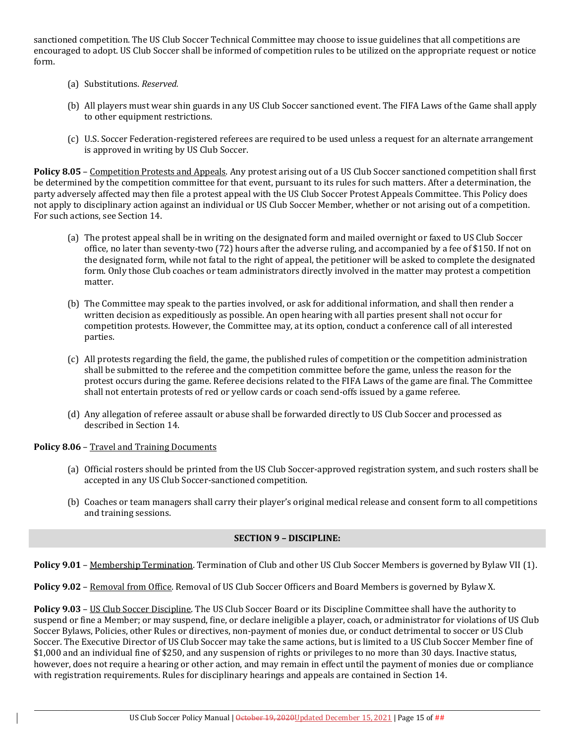sanctioned competition. The US Club Soccer Technical Committee may choose to issue guidelines that all competitions are encouraged to adopt. US Club Soccer shall be informed of competition rules to be utilized on the appropriate request or notice form.

(a) Substitutions. *Reserved.*

(b) All players must wear shin guards in any US Club Soccer sanctioned event. The FIFA Laws of the Game shall apply to other equipment restrictions.

(c) U.S. Soccer Federation-registered referees are required to be used unless a request for an alternate arrangement is approved in writing by US Club Soccer.

**Policy 8.05** – Competition Protests and Appeals. Any protest arising out of a US Club Soccer sanctioned competition shall first be determined by the competition committee for that event, pursuant to its rules for such matters. After a determination, the party adversely affected may then file a protest appeal with the US Club Soccer Protest Appeals Committee. This Policy does not apply to disciplinary action against an individual or US Club Soccer Member, whether or not arising out of a competition. For such actions, see Section 14.

(a) The protest appeal shall be in writing on the designated form and mailed overnight or faxed to US Club Soccer office, no later than seventy-two (72) hours after the adverse ruling, and accompanied by a fee of $150. If not on the designated form, while not fatal to the right of appeal, the petitioner will be asked to complete the designated form. Only those Club coaches or team administrators directly involved in the matter may protest a competition matter.

(b) The Committee may speak to the parties involved, or ask for additional information, and shall then render a written decision as expeditiously as possible. An open hearing with all parties present shall not occur for competition protests. However, the Committee may, at its option, conduct a conference call of all interested parties.

(c) All protests regarding the field, the game, the published rules of competition or the competition administration shall be submitted to the referee and the competition committee before the game, unless the reason for the protest occurs during the game. Referee decisions related to the FIFA Laws of the game are final. The Committee shall not entertain protests of red or yellow cards or coach send-offs issued by a game referee.

(d) Any allegation of referee assault or abuse shall be forwarded directly to US Club Soccer and processed as described in Section 14.

**Policy 8.06** – Travel and Training Documents

(a) Official rosters should be printed from the US Club Soccer-approved registration system, and such rosters shall be accepted in any US Club Soccer-sanctioned competition.

(b) Coaches or team managers shall carry their player's original medical release and consent form to all competitions and training sessions.

## SECTION 9 – DISCIPLINE:

**Policy 9.01** – Membership Termination. Termination of Club and other US Club Soccer Members is governed by Bylaw VII (1).

**Policy 9.02** – Removal from Office. Removal of US Club Soccer Officers and Board Members is governed by Bylaw X.

**Policy 9.03** – US Club Soccer Discipline. The US Club Soccer Board or its Discipline Committee shall have the authority to suspend or fine a Member; or may suspend, fine, or declare ineligible a player, coach, or administrator for violations of US Club Soccer Bylaws, Policies, other Rules or directives, non-payment of monies due, or conduct detrimental to soccer or US Club Soccer. The Executive Director of US Club Soccer may take the same actions, but is limited to a US Club Soccer Member fine of $1,000 and an individual fine of $250, and any suspension of rights or privileges to no more than 30 days. Inactive status, however, does not require a hearing or other action, and may remain in effect until the payment of monies due or compliance with registration requirements. Rules for disciplinary hearings and appeals are contained in Section 14.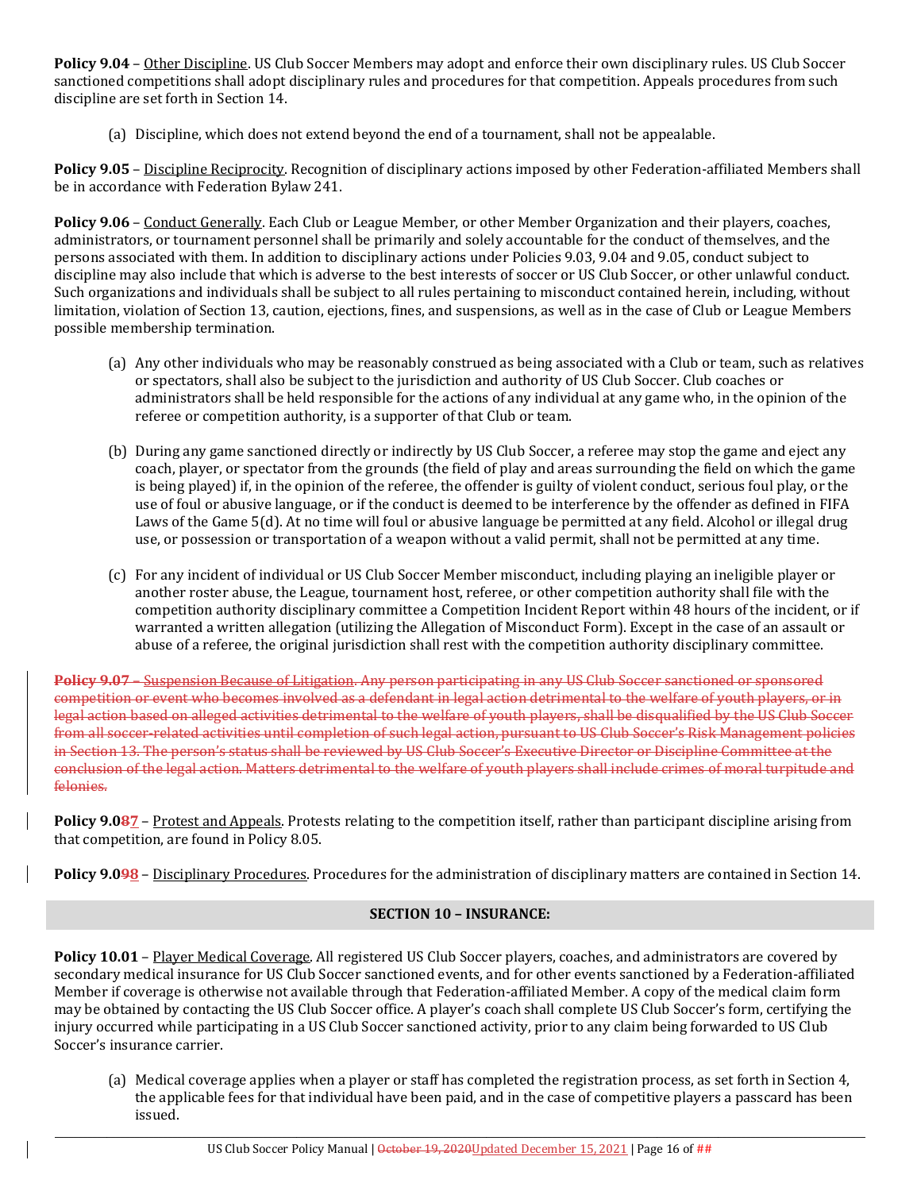**Policy 9.04** – Other Discipline. US Club Soccer Members may adopt and enforce their own disciplinary rules. US Club Soccer sanctioned competitions shall adopt disciplinary rules and procedures for that competition. Appeals procedures from such discipline are set forth in Section 14.

(a) Discipline, which does not extend beyond the end of a tournament, shall not be appealable.

**Policy 9.05** – Discipline Reciprocity. Recognition of disciplinary actions imposed by other Federation-affiliated Members shall be in accordance with Federation Bylaw 241.

**Policy 9.06** – Conduct Generally. Each Club or League Member, or other Member Organization and their players, coaches, administrators, or tournament personnel shall be primarily and solely accountable for the conduct of themselves, and the persons associated with them. In addition to disciplinary actions under Policies 9.03, 9.04 and 9.05, conduct subject to discipline may also include that which is adverse to the best interests of soccer or US Club Soccer, or other unlawful conduct. Such organizations and individuals shall be subject to all rules pertaining to misconduct contained herein, including, without limitation, violation of Section 13, caution, ejections, fines, and suspensions, as well as in the case of Club or League Members possible membership termination.

(a) Any other individuals who may be reasonably construed as being associated with a Club or team, such as relatives or spectators, shall also be subject to the jurisdiction and authority of US Club Soccer. Club coaches or administrators shall be held responsible for the actions of any individual at any game who, in the opinion of the referee or competition authority, is a supporter of that Club or team.

(b) During any game sanctioned directly or indirectly by US Club Soccer, a referee may stop the game and eject any coach, player, or spectator from the grounds (the field of play and areas surrounding the field on which the game is being played) if, in the opinion of the referee, the offender is guilty of violent conduct, serious foul play, or the use of foul or abusive language, or if the conduct is deemed to be interference by the offender as defined in FIFA Laws of the Game 5(d). At no time will foul or abusive language be permitted at any field. Alcohol or illegal drug use, or possession or transportation of a weapon without a valid permit, shall not be permitted at any time.

(c) For any incident of individual or US Club Soccer Member misconduct, including playing an ineligible player or another roster abuse, the League, tournament host, referee, or other competition authority shall file with the competition authority disciplinary committee a Competition Incident Report within 48 hours of the incident, or if warranted a written allegation (utilizing the Allegation of Misconduct Form). Except in the case of an assault or abuse of a referee, the original jurisdiction shall rest with the competition authority disciplinary committee.

~~**Policy 9.07** – Suspension Because of Litigation. Any person participating in any US Club Soccer sanctioned or sponsored competition or event who becomes involved as a defendant in legal action detrimental to the welfare of youth players, or in legal action based on alleged activities detrimental to the welfare of youth players, shall be disqualified by the US Club Soccer from all soccer-related activities until completion of such legal action, pursuant to US Club Soccer's Risk Management policies in Section 13. The person's status shall be reviewed by US Club Soccer's Executive Director or Discipline Committee at the conclusion of the legal action. Matters detrimental to the welfare of youth players shall include crimes of moral turpitude and felonies.~~

**Policy 9.0~~8~~7** – Protest and Appeals. Protests relating to the competition itself, rather than participant discipline arising from that competition, are found in Policy 8.05.

**Policy 9.0~~9~~8** – Disciplinary Procedures. Procedures for the administration of disciplinary matters are contained in Section 14.

## SECTION 10 – INSURANCE:

**Policy 10.01** – Player Medical Coverage. All registered US Club Soccer players, coaches, and administrators are covered by secondary medical insurance for US Club Soccer sanctioned events, and for other events sanctioned by a Federation-affiliated Member if coverage is otherwise not available through that Federation-affiliated Member. A copy of the medical claim form may be obtained by contacting the US Club Soccer office. A player's coach shall complete US Club Soccer's form, certifying the injury occurred while participating in a US Club Soccer sanctioned activity, prior to any claim being forwarded to US Club Soccer's insurance carrier.

(a) Medical coverage applies when a player or staff has completed the registration process, as set forth in Section 4, the applicable fees for that individual have been paid, and in the case of competitive players a passcard has been issued.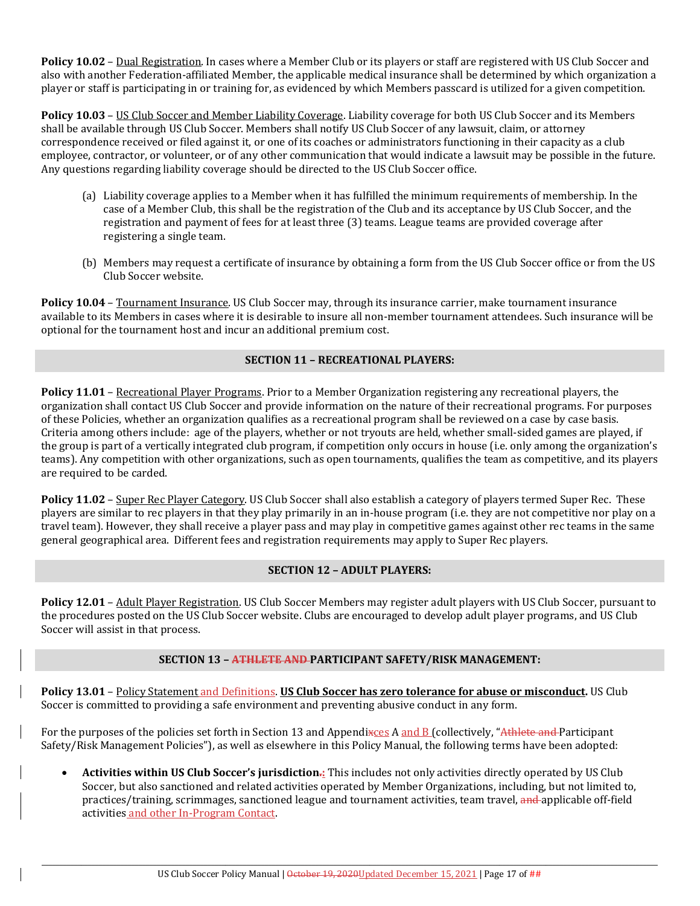**Policy 10.02** – Dual Registration. In cases where a Member Club or its players or staff are registered with US Club Soccer and also with another Federation-affiliated Member, the applicable medical insurance shall be determined by which organization a player or staff is participating in or training for, as evidenced by which Members passcard is utilized for a given competition.

**Policy 10.03** – US Club Soccer and Member Liability Coverage. Liability coverage for both US Club Soccer and its Members shall be available through US Club Soccer. Members shall notify US Club Soccer of any lawsuit, claim, or attorney correspondence received or filed against it, or one of its coaches or administrators functioning in their capacity as a club employee, contractor, or volunteer, or of any other communication that would indicate a lawsuit may be possible in the future. Any questions regarding liability coverage should be directed to the US Club Soccer office.

(a) Liability coverage applies to a Member when it has fulfilled the minimum requirements of membership. In the case of a Member Club, this shall be the registration of the Club and its acceptance by US Club Soccer, and the registration and payment of fees for at least three (3) teams. League teams are provided coverage after registering a single team.

(b) Members may request a certificate of insurance by obtaining a form from the US Club Soccer office or from the US Club Soccer website.

**Policy 10.04** – Tournament Insurance. US Club Soccer may, through its insurance carrier, make tournament insurance available to its Members in cases where it is desirable to insure all non-member tournament attendees. Such insurance will be optional for the tournament host and incur an additional premium cost.

## SECTION 11 – RECREATIONAL PLAYERS:

**Policy 11.01** – Recreational Player Programs. Prior to a Member Organization registering any recreational players, the organization shall contact US Club Soccer and provide information on the nature of their recreational programs. For purposes of these Policies, whether an organization qualifies as a recreational program shall be reviewed on a case by case basis. Criteria among others include: age of the players, whether or not tryouts are held, whether small-sided games are played, if the group is part of a vertically integrated club program, if competition only occurs in house (i.e. only among the organization's teams). Any competition with other organizations, such as open tournaments, qualifies the team as competitive, and its players are required to be carded.

**Policy 11.02** – Super Rec Player Category. US Club Soccer shall also establish a category of players termed Super Rec. These players are similar to rec players in that they play primarily in an in-house program (i.e. they are not competitive nor play on a travel team). However, they shall receive a player pass and may play in competitive games against other rec teams in the same general geographical area. Different fees and registration requirements may apply to Super Rec players.

## SECTION 12 – ADULT PLAYERS:

**Policy 12.01** – Adult Player Registration. US Club Soccer Members may register adult players with US Club Soccer, pursuant to the procedures posted on the US Club Soccer website. Clubs are encouraged to develop adult player programs, and US Club Soccer will assist in that process.

## SECTION 13 – ~~ATHLETE AND~~ PARTICIPANT SAFETY/RISK MANAGEMENT:

**Policy 13.01** – Policy Statement and Definitions. **US Club Soccer has zero tolerance for abuse or misconduct.** US Club Soccer is committed to providing a safe environment and preventing abusive conduct in any form.

For the purposes of the policies set forth in Section 13 and Appendi~~x~~ces A and B (collectively, "~~Athlete and~~ Participant Safety/Risk Management Policies"), as well as elsewhere in this Policy Manual, the following terms have been adopted:

- **Activities within US Club Soccer's jurisdiction~~.~~:** This includes not only activities directly operated by US Club Soccer, but also sanctioned and related activities operated by Member Organizations, including, but not limited to, practices/training, scrimmages, sanctioned league and tournament activities, team travel, ~~and~~ applicable off-field activities and other In-Program Contact.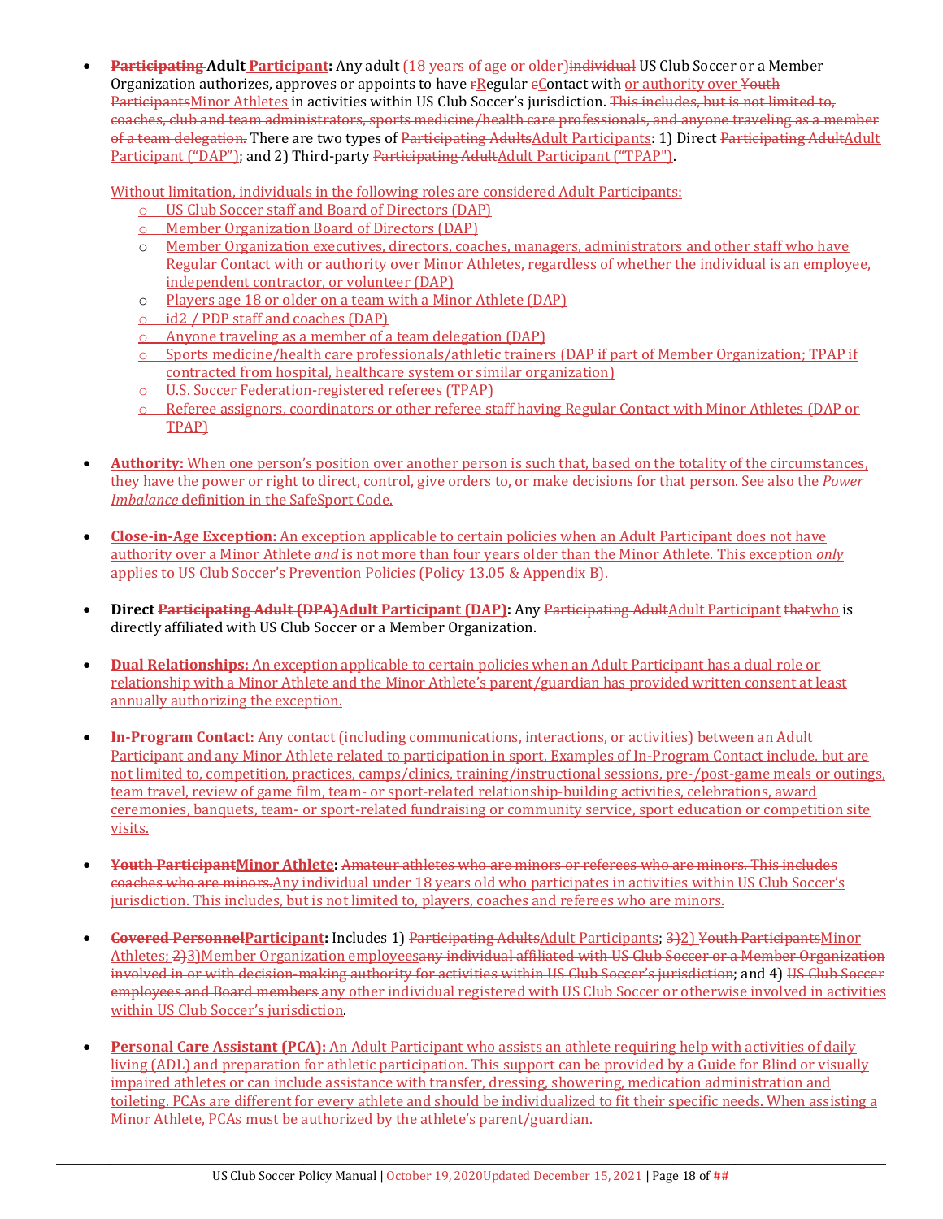- **~~Participating~~ Adult Participant:** Any adult (18 years of age or older)~~individual~~ US Club Soccer or a Member Organization authorizes, approves or appoints to have ~~r~~Regular ~~c~~Contact with or authority over ~~Youth Participants~~Minor Athletes in activities within US Club Soccer's jurisdiction. ~~This includes, but is not limited to, coaches, club and team administrators, sports medicine/health care professionals, and anyone traveling as a member of a team delegation.~~ There are two types of ~~Participating Adults~~Adult Participants: 1) Direct ~~Participating Adult~~Adult Participant ("DAP"); and 2) Third-party ~~Participating Adult~~Adult Participant ("TPAP").

  Without limitation, individuals in the following roles are considered Adult Participants:
  - US Club Soccer staff and Board of Directors (DAP)
  - Member Organization Board of Directors (DAP)
  - Member Organization executives, directors, coaches, managers, administrators and other staff who have Regular Contact with or authority over Minor Athletes, regardless of whether the individual is an employee, independent contractor, or volunteer (DAP)
  - Players age 18 or older on a team with a Minor Athlete (DAP)
  - id2 / PDP staff and coaches (DAP)
  - Anyone traveling as a member of a team delegation (DAP)
  - Sports medicine/health care professionals/athletic trainers (DAP if part of Member Organization; TPAP if contracted from hospital, healthcare system or similar organization)
  - U.S. Soccer Federation-registered referees (TPAP)
  - Referee assignors, coordinators or other referee staff having Regular Contact with Minor Athletes (DAP or TPAP)

- **Authority:** When one person's position over another person is such that, based on the totality of the circumstances, they have the power or right to direct, control, give orders to, or make decisions for that person. See also the *Power Imbalance* definition in the SafeSport Code.

- **Close-in-Age Exception:** An exception applicable to certain policies when an Adult Participant does not have authority over a Minor Athlete *and* is not more than four years older than the Minor Athlete. This exception *only* applies to US Club Soccer's Prevention Policies (Policy 13.05 & Appendix B).

- **Direct ~~Participating Adult (DPA)~~Adult Participant (DAP):** Any ~~Participating Adult~~Adult Participant ~~that~~who is directly affiliated with US Club Soccer or a Member Organization.

- **Dual Relationships:** An exception applicable to certain policies when an Adult Participant has a dual role or relationship with a Minor Athlete and the Minor Athlete's parent/guardian has provided written consent at least annually authorizing the exception.

- **In-Program Contact:** Any contact (including communications, interactions, or activities) between an Adult Participant and any Minor Athlete related to participation in sport. Examples of In-Program Contact include, but are not limited to, competition, practices, camps/clinics, training/instructional sessions, pre-/post-game meals or outings, team travel, review of game film, team- or sport-related relationship-building activities, celebrations, award ceremonies, banquets, team- or sport-related fundraising or community service, sport education or competition site visits.

- **~~Youth Participant~~Minor Athlete:** ~~Amateur athletes who are minors or referees who are minors. This includes coaches who are minors.~~Any individual under 18 years old who participates in activities within US Club Soccer's jurisdiction. This includes, but is not limited to, players, coaches and referees who are minors.

- **~~Covered Personnel~~Participant:** Includes 1) ~~Participating Adults~~Adult Participants; ~~3)~~2) ~~Youth Participants~~Minor Athletes; ~~2)~~3)Member Organization employees~~any individual affiliated with US Club Soccer or a Member Organization involved in or with decision-making authority for activities within US Club Soccer's jurisdiction~~; and 4) ~~US Club Soccer employees and Board members~~ any other individual registered with US Club Soccer or otherwise involved in activities within US Club Soccer's jurisdiction.

- **Personal Care Assistant (PCA):** An Adult Participant who assists an athlete requiring help with activities of daily living (ADL) and preparation for athletic participation. This support can be provided by a Guide for Blind or visually impaired athletes or can include assistance with transfer, dressing, showering, medication administration and toileting. PCAs are different for every athlete and should be individualized to fit their specific needs. When assisting a Minor Athlete, PCAs must be authorized by the athlete's parent/guardian.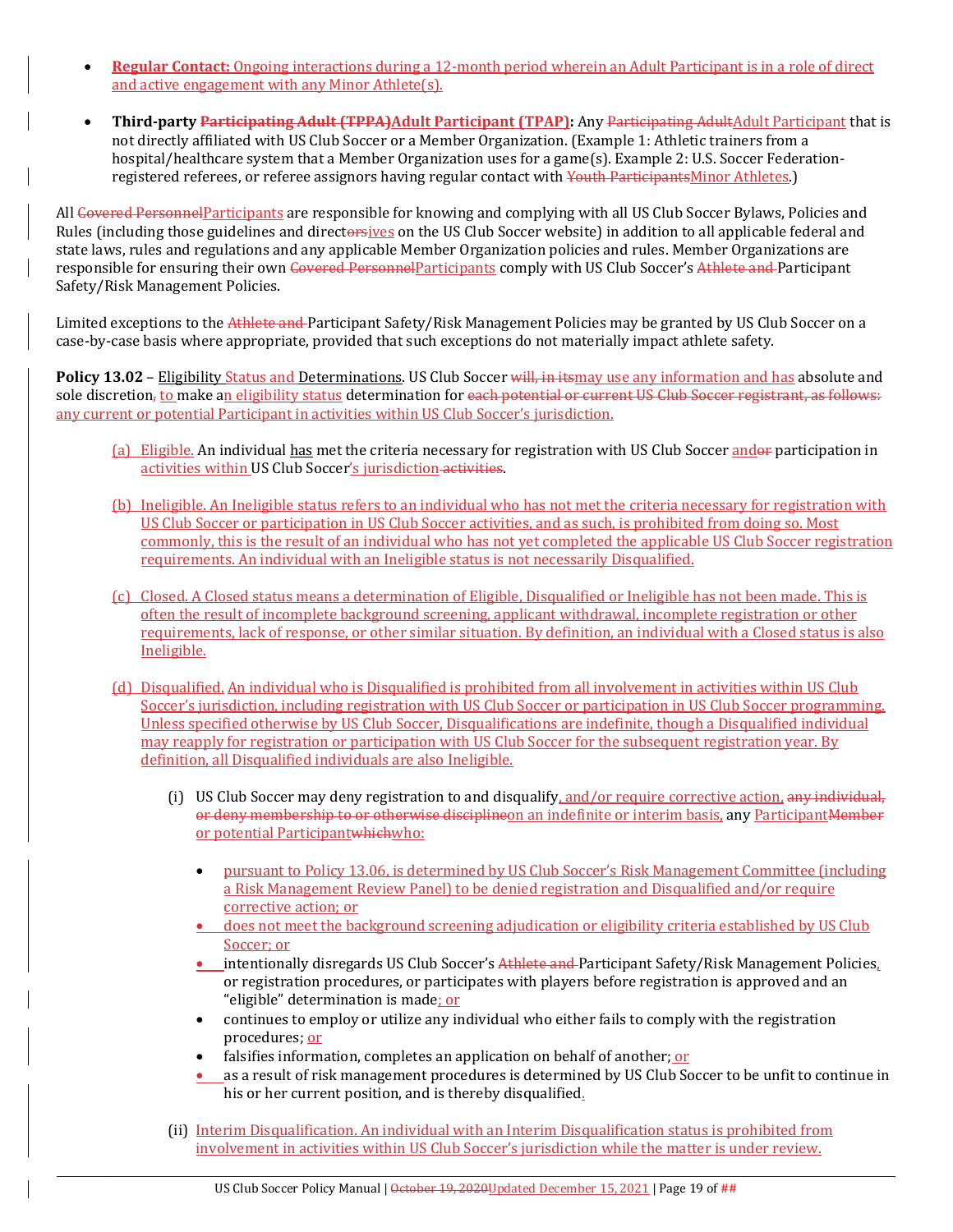- **Regular Contact:** Ongoing interactions during a 12-month period wherein an Adult Participant is in a role of direct and active engagement with any Minor Athlete(s).

- **Third-party ~~Participating Adult (TPPA)~~Adult Participant (TPAP):** Any ~~Participating Adult~~Adult Participant that is not directly affiliated with US Club Soccer or a Member Organization. (Example 1: Athletic trainers from a hospital/healthcare system that a Member Organization uses for a game(s). Example 2: U.S. Soccer Federation-registered referees, or referee assignors having regular contact with ~~Youth Participants~~Minor Athletes.)

All ~~Covered Personnel~~Participants are responsible for knowing and complying with all US Club Soccer Bylaws, Policies and Rules (including those guidelines and direct~~ors~~ives on the US Club Soccer website) in addition to all applicable federal and state laws, rules and regulations and any applicable Member Organization policies and rules. Member Organizations are responsible for ensuring their own ~~Covered Personnel~~Participants comply with US Club Soccer's ~~Athlete and~~ Participant Safety/Risk Management Policies.

Limited exceptions to the ~~Athlete and~~ Participant Safety/Risk Management Policies may be granted by US Club Soccer on a case-by-case basis where appropriate, provided that such exceptions do not materially impact athlete safety.

**Policy 13.02** – Eligibility Status and Determinations. US Club Soccer ~~will, in its~~may use any information and has absolute and sole discretion~~,~~ to make an eligibility status determination for ~~each potential or current US Club Soccer registrant, as follows:~~ any current or potential Participant in activities within US Club Soccer's jurisdiction.

(a) Eligible. An individual has met the criteria necessary for registration with US Club Soccer and~~or~~ participation in activities within US Club Soccer's jurisdiction ~~activities~~.

(b) Ineligible. An Ineligible status refers to an individual who has not met the criteria necessary for registration with US Club Soccer or participation in US Club Soccer activities, and as such, is prohibited from doing so. Most commonly, this is the result of an individual who has not yet completed the applicable US Club Soccer registration requirements. An individual with an Ineligible status is not necessarily Disqualified.

(c) Closed. A Closed status means a determination of Eligible, Disqualified or Ineligible has not been made. This is often the result of incomplete background screening, applicant withdrawal, incomplete registration or other requirements, lack of response, or other similar situation. By definition, an individual with a Closed status is also Ineligible.

(d) Disqualified. An individual who is Disqualified is prohibited from all involvement in activities within US Club Soccer's jurisdiction, including registration with US Club Soccer or participation in US Club Soccer programming. Unless specified otherwise by US Club Soccer, Disqualifications are indefinite, though a Disqualified individual may reapply for registration or participation with US Club Soccer for the subsequent registration year. By definition, all Disqualified individuals are also Ineligible.

  (i) US Club Soccer may deny registration to and disqualify, and/or require corrective action, ~~any individual, or deny membership to or otherwise discipline~~on an indefinite or interim basis, any Participant~~Member~~ or potential Participant~~which~~who:

  - pursuant to Policy 13.06, is determined by US Club Soccer's Risk Management Committee (including a Risk Management Review Panel) to be denied registration and Disqualified and/or require corrective action; or
  - does not meet the background screening adjudication or eligibility criteria established by US Club Soccer; or
  - intentionally disregards US Club Soccer's ~~Athlete and~~ Participant Safety/Risk Management Policies, or registration procedures, or participates with players before registration is approved and an "eligible" determination is made; or
  - continues to employ or utilize any individual who either fails to comply with the registration procedures; or
  - falsifies information, completes an application on behalf of another; or
  - as a result of risk management procedures is determined by US Club Soccer to be unfit to continue in his or her current position, and is thereby disqualified.

  (ii) Interim Disqualification. An individual with an Interim Disqualification status is prohibited from involvement in activities within US Club Soccer's jurisdiction while the matter is under review.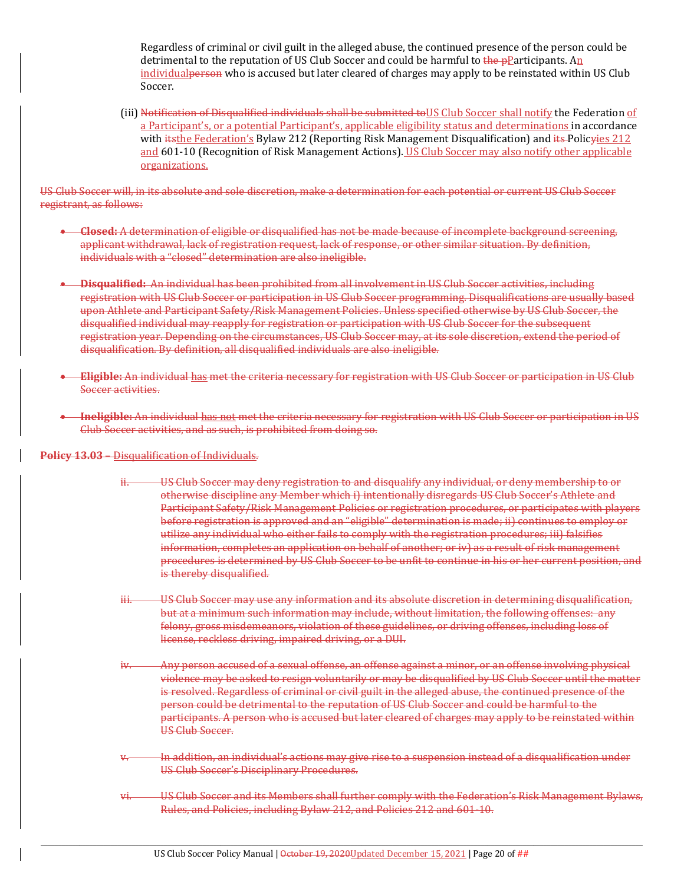Regardless of criminal or civil guilt in the alleged abuse, the continued presence of the person could be detrimental to the reputation of US Club Soccer and could be harmful to ~~the p~~Participants. An individual~~person~~ who is accused but later cleared of charges may apply to be reinstated within US Club Soccer.

(iii) ~~Notification of Disqualified individuals shall be submitted to~~US Club Soccer shall notify the Federation of a Participant's, or a potential Participant's, applicable eligibility status and determinations in accordance with ~~its~~the Federation's Bylaw 212 (Reporting Risk Management Disqualification) and ~~its~~ Polic~~y~~ies 212 and 601-10 (Recognition of Risk Management Actions). US Club Soccer may also notify other applicable organizations.

~~US Club Soccer will, in its absolute and sole discretion, make a determination for each potential or current US Club Soccer registrant, as follows:~~

- ~~**Closed:** A determination of eligible or disqualified has not be made because of incomplete background screening, applicant withdrawal, lack of registration request, lack of response, or other similar situation. By definition, individuals with a "closed" determination are also ineligible.~~
- ~~**Disqualified:** An individual has been prohibited from all involvement in US Club Soccer activities, including registration with US Club Soccer or participation in US Club Soccer programming. Disqualifications are usually based upon Athlete and Participant Safety/Risk Management Policies. Unless specified otherwise by US Club Soccer, the disqualified individual may reapply for registration or participation with US Club Soccer for the subsequent registration year. Depending on the circumstances, US Club Soccer may, at its sole discretion, extend the period of disqualification. By definition, all disqualified individuals are also ineligible.~~
- ~~**Eligible:** An individual has met the criteria necessary for registration with US Club Soccer or participation in US Club Soccer activities.~~
- ~~**Ineligible:** An individual has not met the criteria necessary for registration with US Club Soccer or participation in US Club Soccer activities, and as such, is prohibited from doing so.~~

**~~Policy 13.03 –~~** ~~Disqualification of Individuals.~~

~~ii. US Club Soccer may deny registration to and disqualify any individual, or deny membership to or otherwise discipline any Member which i) intentionally disregards US Club Soccer's Athlete and Participant Safety/Risk Management Policies or registration procedures, or participates with players before registration is approved and an "eligible" determination is made; ii) continues to employ or utilize any individual who either fails to comply with the registration procedures; iii) falsifies information, completes an application on behalf of another; or iv) as a result of risk management procedures is determined by US Club Soccer to be unfit to continue in his or her current position, and is thereby disqualified.~~

~~iii. US Club Soccer may use any information and its absolute discretion in determining disqualification, but at a minimum such information may include, without limitation, the following offenses: any felony, gross misdemeanors, violation of these guidelines, or driving offenses, including loss of license, reckless driving, impaired driving, or a DUI.~~

~~iv. Any person accused of a sexual offense, an offense against a minor, or an offense involving physical violence may be asked to resign voluntarily or may be disqualified by US Club Soccer until the matter is resolved. Regardless of criminal or civil guilt in the alleged abuse, the continued presence of the person could be detrimental to the reputation of US Club Soccer and could be harmful to the participants. A person who is accused but later cleared of charges may apply to be reinstated within US Club Soccer.~~

~~v. In addition, an individual's actions may give rise to a suspension instead of a disqualification under US Club Soccer's Disciplinary Procedures.~~

~~vi. US Club Soccer and its Members shall further comply with the Federation's Risk Management Bylaws, Rules, and Policies, including Bylaw 212, and Policies 212 and 601-10.~~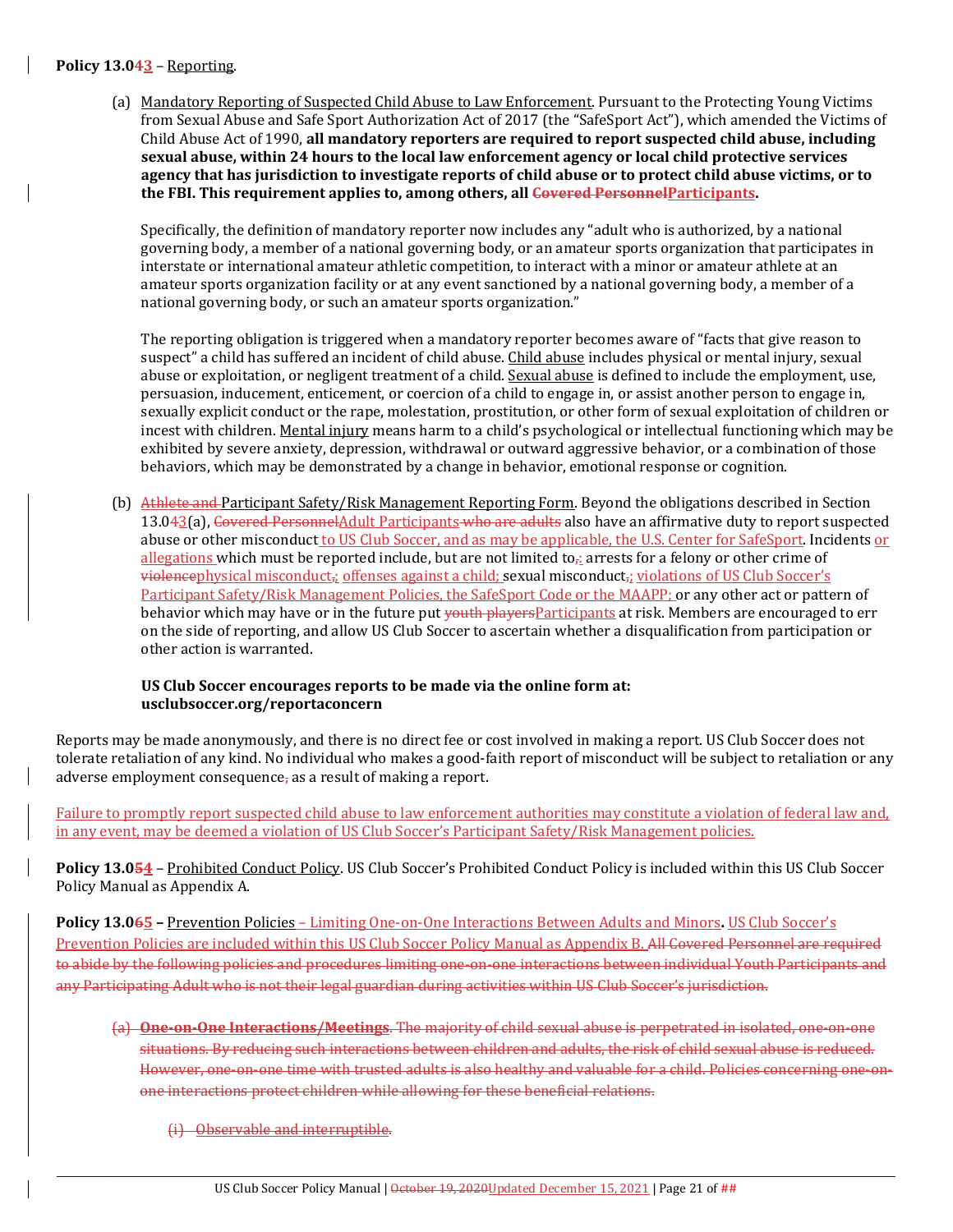**Policy 13.0~~4~~3** – Reporting.

(a) Mandatory Reporting of Suspected Child Abuse to Law Enforcement. Pursuant to the Protecting Young Victims from Sexual Abuse and Safe Sport Authorization Act of 2017 (the "SafeSport Act"), which amended the Victims of Child Abuse Act of 1990, **all mandatory reporters are required to report suspected child abuse, including sexual abuse, within 24 hours to the local law enforcement agency or local child protective services agency that has jurisdiction to investigate reports of child abuse or to protect child abuse victims, or to the FBI. This requirement applies to, among others, all ~~Covered Personnel~~Participants.**

Specifically, the definition of mandatory reporter now includes any "adult who is authorized, by a national governing body, a member of a national governing body, or an amateur sports organization that participates in interstate or international amateur athletic competition, to interact with a minor or amateur athlete at an amateur sports organization facility or at any event sanctioned by a national governing body, a member of a national governing body, or such an amateur sports organization."

The reporting obligation is triggered when a mandatory reporter becomes aware of "facts that give reason to suspect" a child has suffered an incident of child abuse. Child abuse includes physical or mental injury, sexual abuse or exploitation, or negligent treatment of a child. Sexual abuse is defined to include the employment, use, persuasion, inducement, enticement, or coercion of a child to engage in, or assist another person to engage in, sexually explicit conduct or the rape, molestation, prostitution, or other form of sexual exploitation of children or incest with children. Mental injury means harm to a child's psychological or intellectual functioning which may be exhibited by severe anxiety, depression, withdrawal or outward aggressive behavior, or a combination of those behaviors, which may be demonstrated by a change in behavior, emotional response or cognition.

(b) ~~Athlete and~~ Participant Safety/Risk Management Reporting Form. Beyond the obligations described in Section 13.0~~4~~3(a), ~~Covered Personnel~~Adult Participants ~~who are adults~~ also have an affirmative duty to report suspected abuse or other misconduct to US Club Soccer, and as may be applicable, the U.S. Center for SafeSport. Incidents or allegations which must be reported include, but are not limited to~~,~~: arrests for a felony or other crime of ~~violence~~physical misconduct~~,~~; offenses against a child; sexual misconduct~~,~~; violations of US Club Soccer's Participant Safety/Risk Management Policies, the SafeSport Code or the MAAPP; or any other act or pattern of behavior which may have or in the future put ~~youth players~~Participants at risk. Members are encouraged to err on the side of reporting, and allow US Club Soccer to ascertain whether a disqualification from participation or other action is warranted.

**US Club Soccer encourages reports to be made via the online form at: usclubsoccer.org/reportaconcern**

Reports may be made anonymously, and there is no direct fee or cost involved in making a report. US Club Soccer does not tolerate retaliation of any kind. No individual who makes a good-faith report of misconduct will be subject to retaliation or any adverse employment consequence~~,~~ as a result of making a report.

Failure to promptly report suspected child abuse to law enforcement authorities may constitute a violation of federal law and, in any event, may be deemed a violation of US Club Soccer's Participant Safety/Risk Management policies.

**Policy 13.0~~5~~4** – Prohibited Conduct Policy. US Club Soccer's Prohibited Conduct Policy is included within this US Club Soccer Policy Manual as Appendix A.

**Policy 13.0~~6~~5 –** Prevention Policies – Limiting One-on-One Interactions Between Adults and Minors**.** US Club Soccer's Prevention Policies are included within this US Club Soccer Policy Manual as Appendix B. ~~All Covered Personnel are required to abide by the following policies and procedures limiting one-on-one interactions between individual Youth Participants and any Participating Adult who is not their legal guardian during activities within US Club Soccer's jurisdiction.~~

~~(a) **One-on-One Interactions/Meetings**. The majority of child sexual abuse is perpetrated in isolated, one-on-one situations. By reducing such interactions between children and adults, the risk of child sexual abuse is reduced. However, one-on-one time with trusted adults is also healthy and valuable for a child. Policies concerning one-on-one interactions protect children while allowing for these beneficial relations.~~

~~(i) Observable and interruptible.~~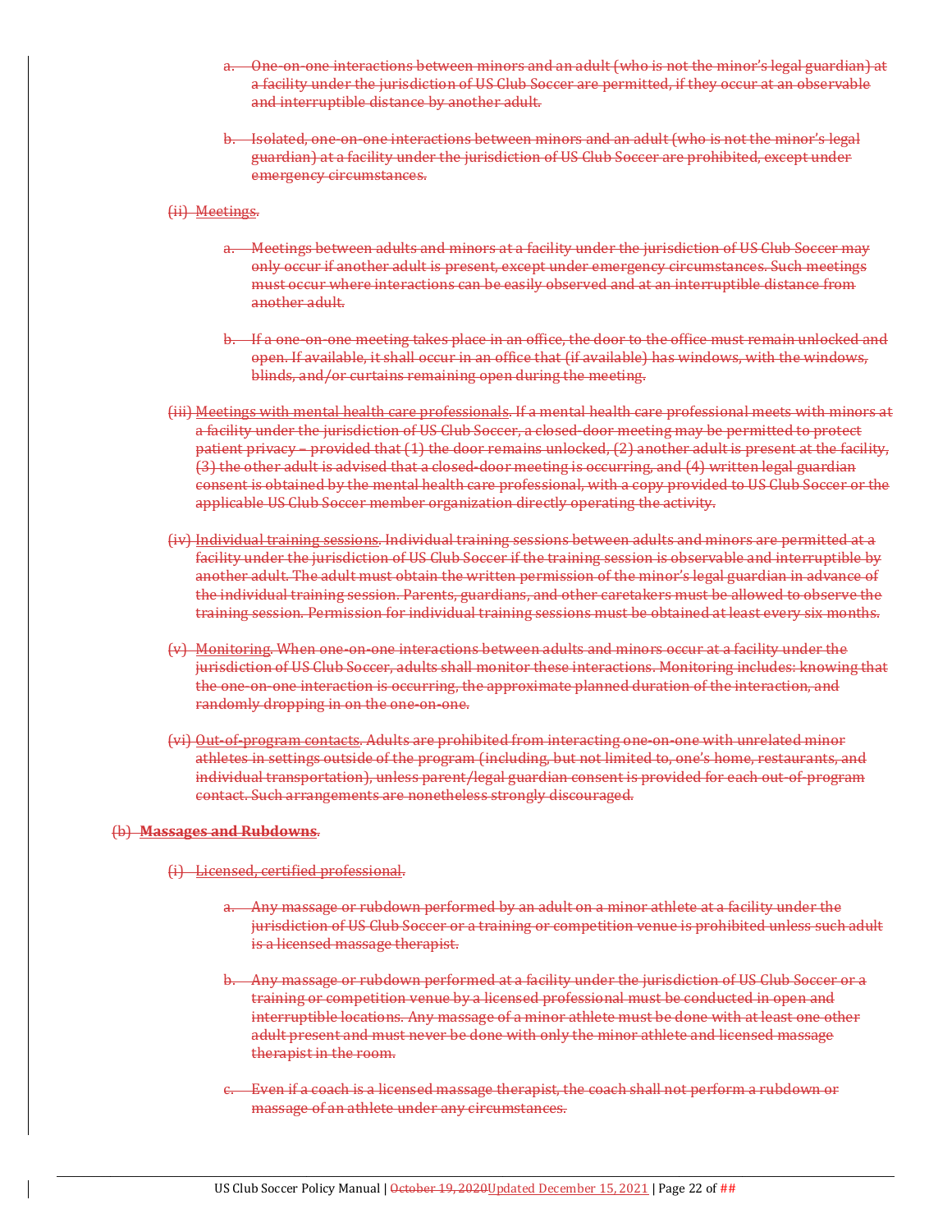a. One-on-one interactions between minors and an adult (who is not the minor's legal guardian) at a facility under the jurisdiction of US Club Soccer are permitted, if they occur at an observable and interruptible distance by another adult.

b. Isolated, one-on-one interactions between minors and an adult (who is not the minor's legal guardian) at a facility under the jurisdiction of US Club Soccer are prohibited, except under emergency circumstances.

(ii) Meetings.

a. Meetings between adults and minors at a facility under the jurisdiction of US Club Soccer may only occur if another adult is present, except under emergency circumstances. Such meetings must occur where interactions can be easily observed and at an interruptible distance from another adult.

b. If a one-on-one meeting takes place in an office, the door to the office must remain unlocked and open. If available, it shall occur in an office that (if available) has windows, with the windows, blinds, and/or curtains remaining open during the meeting.

(iii) Meetings with mental health care professionals. If a mental health care professional meets with minors at a facility under the jurisdiction of US Club Soccer, a closed-door meeting may be permitted to protect patient privacy – provided that (1) the door remains unlocked, (2) another adult is present at the facility, (3) the other adult is advised that a closed-door meeting is occurring, and (4) written legal guardian consent is obtained by the mental health care professional, with a copy provided to US Club Soccer or the applicable US Club Soccer member organization directly operating the activity.

(iv) Individual training sessions. Individual training sessions between adults and minors are permitted at a facility under the jurisdiction of US Club Soccer if the training session is observable and interruptible by another adult. The adult must obtain the written permission of the minor's legal guardian in advance of the individual training session. Parents, guardians, and other caretakers must be allowed to observe the training session. Permission for individual training sessions must be obtained at least every six months.

(v) Monitoring. When one-on-one interactions between adults and minors occur at a facility under the jurisdiction of US Club Soccer, adults shall monitor these interactions. Monitoring includes: knowing that the one-on-one interaction is occurring, the approximate planned duration of the interaction, and randomly dropping in on the one-on-one.

(vi) Out-of-program contacts. Adults are prohibited from interacting one-on-one with unrelated minor athletes in settings outside of the program (including, but not limited to, one's home, restaurants, and individual transportation), unless parent/legal guardian consent is provided for each out-of-program contact. Such arrangements are nonetheless strongly discouraged.

(b) **Massages and Rubdowns**.

(i) Licensed, certified professional.

a. Any massage or rubdown performed by an adult on a minor athlete at a facility under the jurisdiction of US Club Soccer or a training or competition venue is prohibited unless such adult is a licensed massage therapist.

b. Any massage or rubdown performed at a facility under the jurisdiction of US Club Soccer or a training or competition venue by a licensed professional must be conducted in open and interruptible locations. Any massage of a minor athlete must be done with at least one other adult present and must never be done with only the minor athlete and licensed massage therapist in the room.

c. Even if a coach is a licensed massage therapist, the coach shall not perform a rubdown or massage of an athlete under any circumstances.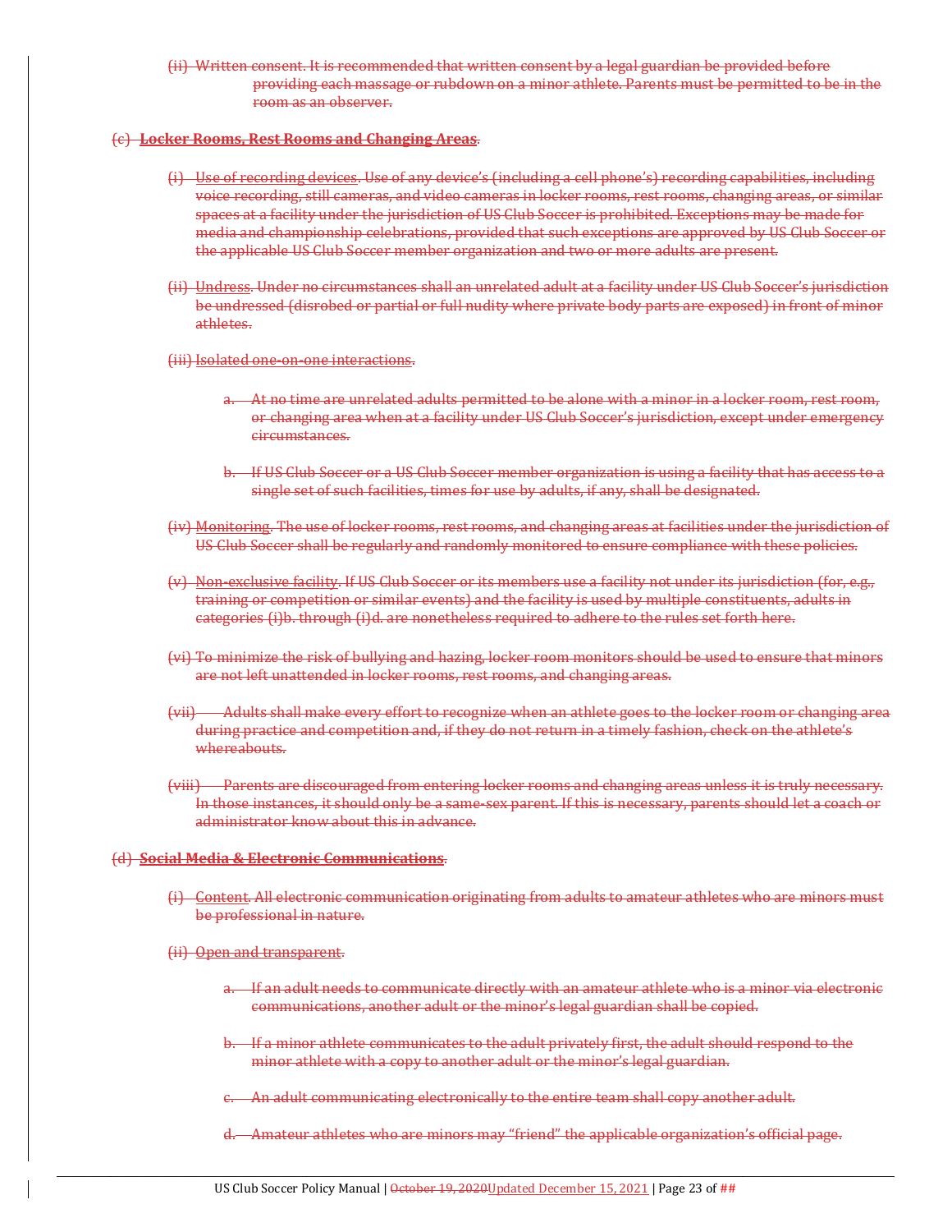(ii) Written consent. It is recommended that written consent by a legal guardian be provided before providing each massage or rubdown on a minor athlete. Parents must be permitted to be in the room as an observer.

(c) **Locker Rooms, Rest Rooms and Changing Areas**.

(i) Use of recording devices. Use of any device's (including a cell phone's) recording capabilities, including voice recording, still cameras, and video cameras in locker rooms, rest rooms, changing areas, or similar spaces at a facility under the jurisdiction of US Club Soccer is prohibited. Exceptions may be made for media and championship celebrations, provided that such exceptions are approved by US Club Soccer or the applicable US Club Soccer member organization and two or more adults are present.

(ii) Undress. Under no circumstances shall an unrelated adult at a facility under US Club Soccer's jurisdiction be undressed (disrobed or partial or full nudity where private body parts are exposed) in front of minor athletes.

(iii) Isolated one-on-one interactions.

a. At no time are unrelated adults permitted to be alone with a minor in a locker room, rest room, or changing area when at a facility under US Club Soccer's jurisdiction, except under emergency circumstances.

b. If US Club Soccer or a US Club Soccer member organization is using a facility that has access to a single set of such facilities, times for use by adults, if any, shall be designated.

(iv) Monitoring. The use of locker rooms, rest rooms, and changing areas at facilities under the jurisdiction of US Club Soccer shall be regularly and randomly monitored to ensure compliance with these policies.

(v) Non-exclusive facility. If US Club Soccer or its members use a facility not under its jurisdiction (for, e.g., training or competition or similar events) and the facility is used by multiple constituents, adults in categories (i)b. through (i)d. are nonetheless required to adhere to the rules set forth here.

(vi) To minimize the risk of bullying and hazing, locker room monitors should be used to ensure that minors are not left unattended in locker rooms, rest rooms, and changing areas.

(vii) Adults shall make every effort to recognize when an athlete goes to the locker room or changing area during practice and competition and, if they do not return in a timely fashion, check on the athlete's whereabouts.

(viii) Parents are discouraged from entering locker rooms and changing areas unless it is truly necessary. In those instances, it should only be a same-sex parent. If this is necessary, parents should let a coach or administrator know about this in advance.

(d) **Social Media & Electronic Communications**.

(i) Content. All electronic communication originating from adults to amateur athletes who are minors must be professional in nature.

(ii) Open and transparent.

a. If an adult needs to communicate directly with an amateur athlete who is a minor via electronic communications, another adult or the minor's legal guardian shall be copied.

b. If a minor athlete communicates to the adult privately first, the adult should respond to the minor athlete with a copy to another adult or the minor's legal guardian.

c. An adult communicating electronically to the entire team shall copy another adult.

d. Amateur athletes who are minors may "friend" the applicable organization's official page.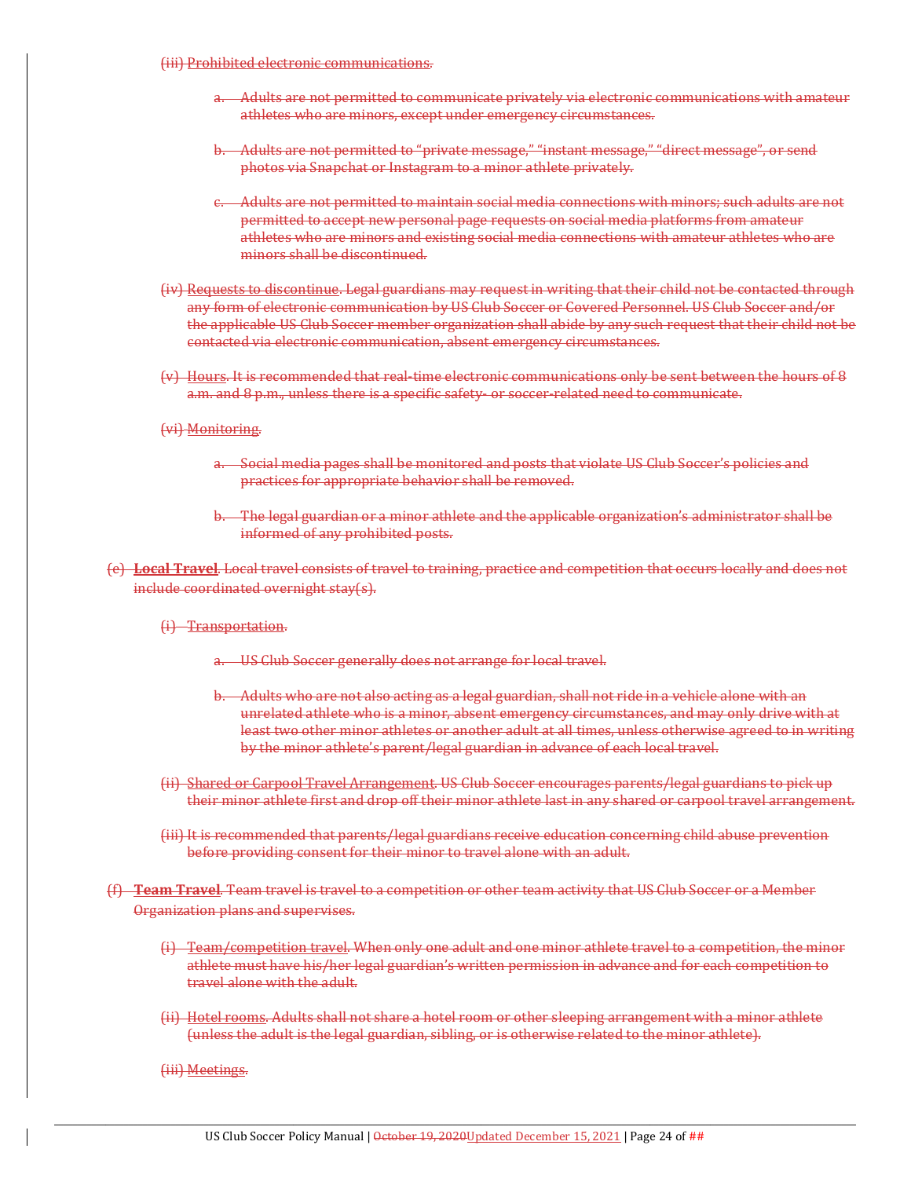(iii) Prohibited electronic communications.

a. Adults are not permitted to communicate privately via electronic communications with amateur athletes who are minors, except under emergency circumstances.

b. Adults are not permitted to "private message," "instant message," "direct message", or send photos via Snapchat or Instagram to a minor athlete privately.

c. Adults are not permitted to maintain social media connections with minors; such adults are not permitted to accept new personal page requests on social media platforms from amateur athletes who are minors and existing social media connections with amateur athletes who are minors shall be discontinued.

(iv) Requests to discontinue. Legal guardians may request in writing that their child not be contacted through any form of electronic communication by US Club Soccer or Covered Personnel. US Club Soccer and/or the applicable US Club Soccer member organization shall abide by any such request that their child not be contacted via electronic communication, absent emergency circumstances.

(v) Hours. It is recommended that real-time electronic communications only be sent between the hours of 8 a.m. and 8 p.m., unless there is a specific safety- or soccer-related need to communicate.

(vi) Monitoring.

a. Social media pages shall be monitored and posts that violate US Club Soccer's policies and practices for appropriate behavior shall be removed.

b. The legal guardian or a minor athlete and the applicable organization's administrator shall be informed of any prohibited posts.

(e) **Local Travel**. Local travel consists of travel to training, practice and competition that occurs locally and does not include coordinated overnight stay(s).

(i) Transportation.

a. US Club Soccer generally does not arrange for local travel.

b. Adults who are not also acting as a legal guardian, shall not ride in a vehicle alone with an unrelated athlete who is a minor, absent emergency circumstances, and may only drive with at least two other minor athletes or another adult at all times, unless otherwise agreed to in writing by the minor athlete's parent/legal guardian in advance of each local travel.

(ii) Shared or Carpool Travel Arrangement. US Club Soccer encourages parents/legal guardians to pick up their minor athlete first and drop off their minor athlete last in any shared or carpool travel arrangement.

(iii) It is recommended that parents/legal guardians receive education concerning child abuse prevention before providing consent for their minor to travel alone with an adult.

(f) **Team Travel**. Team travel is travel to a competition or other team activity that US Club Soccer or a Member Organization plans and supervises.

(i) Team/competition travel. When only one adult and one minor athlete travel to a competition, the minor athlete must have his/her legal guardian's written permission in advance and for each competition to travel alone with the adult.

(ii) Hotel rooms. Adults shall not share a hotel room or other sleeping arrangement with a minor athlete (unless the adult is the legal guardian, sibling, or is otherwise related to the minor athlete).

(iii) Meetings.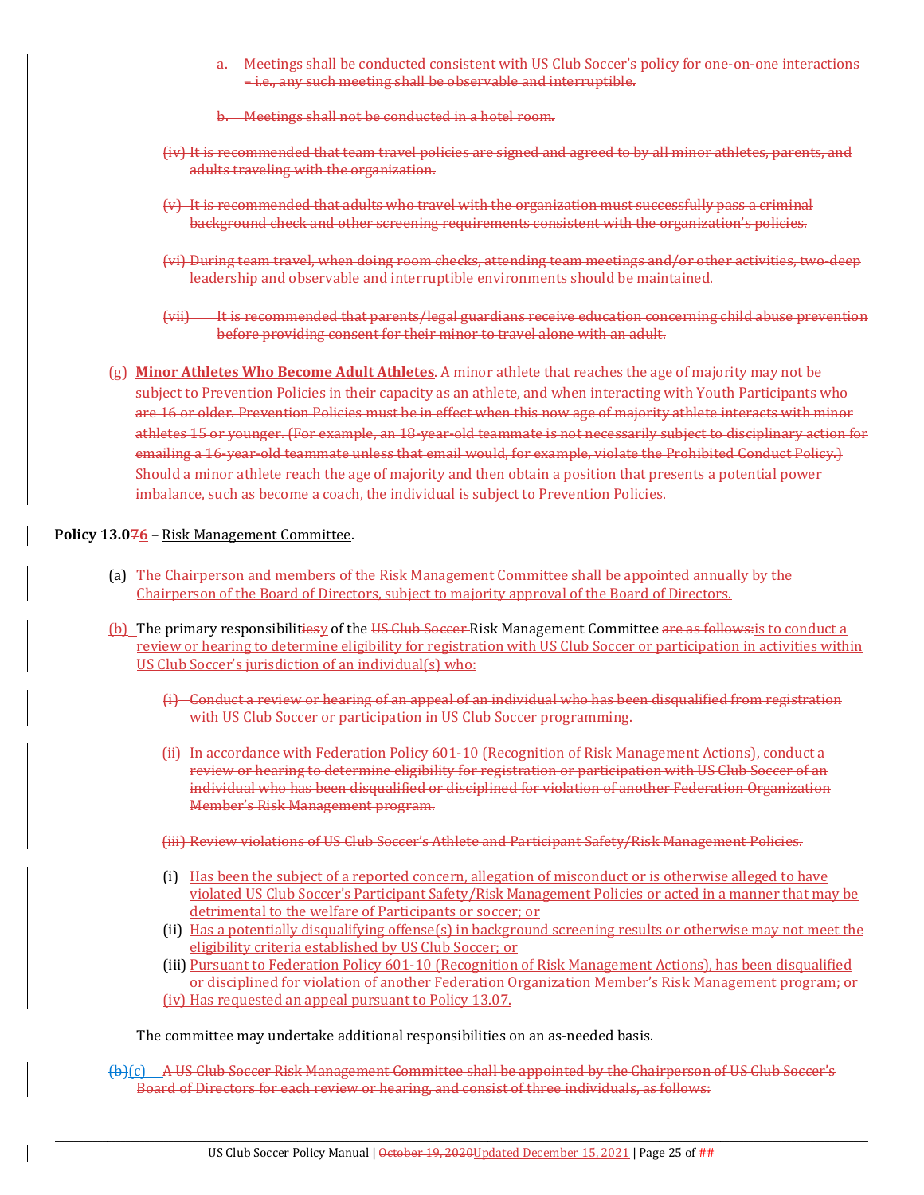a. ~~Meetings shall be conducted consistent with US Club Soccer's policy for one-on-one interactions – i.e., any such meeting shall be observable and interruptible.~~

b. ~~Meetings shall not be conducted in a hotel room.~~

~~(iv) It is recommended that team travel policies are signed and agreed to by all minor athletes, parents, and adults traveling with the organization.~~

~~(v) It is recommended that adults who travel with the organization must successfully pass a criminal background check and other screening requirements consistent with the organization's policies.~~

~~(vi) During team travel, when doing room checks, attending team meetings and/or other activities, two-deep leadership and observable and interruptible environments should be maintained.~~

~~(vii) It is recommended that parents/legal guardians receive education concerning child abuse prevention before providing consent for their minor to travel alone with an adult.~~

~~(g) **Minor Athletes Who Become Adult Athletes**. A minor athlete that reaches the age of majority may not be subject to Prevention Policies in their capacity as an athlete, and when interacting with Youth Participants who are 16 or older. Prevention Policies must be in effect when this now age of majority athlete interacts with minor athletes 15 or younger. (For example, an 18-year-old teammate is not necessarily subject to disciplinary action for emailing a 16-year-old teammate unless that email would, for example, violate the Prohibited Conduct Policy.) Should a minor athlete reach the age of majority and then obtain a position that presents a potential power imbalance, such as become a coach, the individual is subject to Prevention Policies.~~

**Policy 13.0~~7~~6** – Risk Management Committee.

(a) The Chairperson and members of the Risk Management Committee shall be appointed annually by the Chairperson of the Board of Directors, subject to majority approval of the Board of Directors.

(b) The primary responsibilit~~ies~~y of the ~~US Club Soccer~~ Risk Management Committee ~~are as follows:~~ is to conduct a review or hearing to determine eligibility for registration with US Club Soccer or participation in activities within US Club Soccer's jurisdiction of an individual(s) who:

~~(i) Conduct a review or hearing of an appeal of an individual who has been disqualified from registration with US Club Soccer or participation in US Club Soccer programming.~~

~~(ii) In accordance with Federation Policy 601-10 (Recognition of Risk Management Actions), conduct a review or hearing to determine eligibility for registration or participation with US Club Soccer of an individual who has been disqualified or disciplined for violation of another Federation Organization Member's Risk Management program.~~

~~(iii) Review violations of US Club Soccer's Athlete and Participant Safety/Risk Management Policies.~~

(i) Has been the subject of a reported concern, allegation of misconduct or is otherwise alleged to have violated US Club Soccer's Participant Safety/Risk Management Policies or acted in a manner that may be detrimental to the welfare of Participants or soccer; or

(ii) Has a potentially disqualifying offense(s) in background screening results or otherwise may not meet the eligibility criteria established by US Club Soccer; or

(iii) Pursuant to Federation Policy 601-10 (Recognition of Risk Management Actions), has been disqualified or disciplined for violation of another Federation Organization Member's Risk Management program; or

(iv) Has requested an appeal pursuant to Policy 13.07.

The committee may undertake additional responsibilities on an as-needed basis.

~~(b)~~(c) ~~A US Club Soccer Risk Management Committee shall be appointed by the Chairperson of US Club Soccer's Board of Directors for each review or hearing, and consist of three individuals, as follows:~~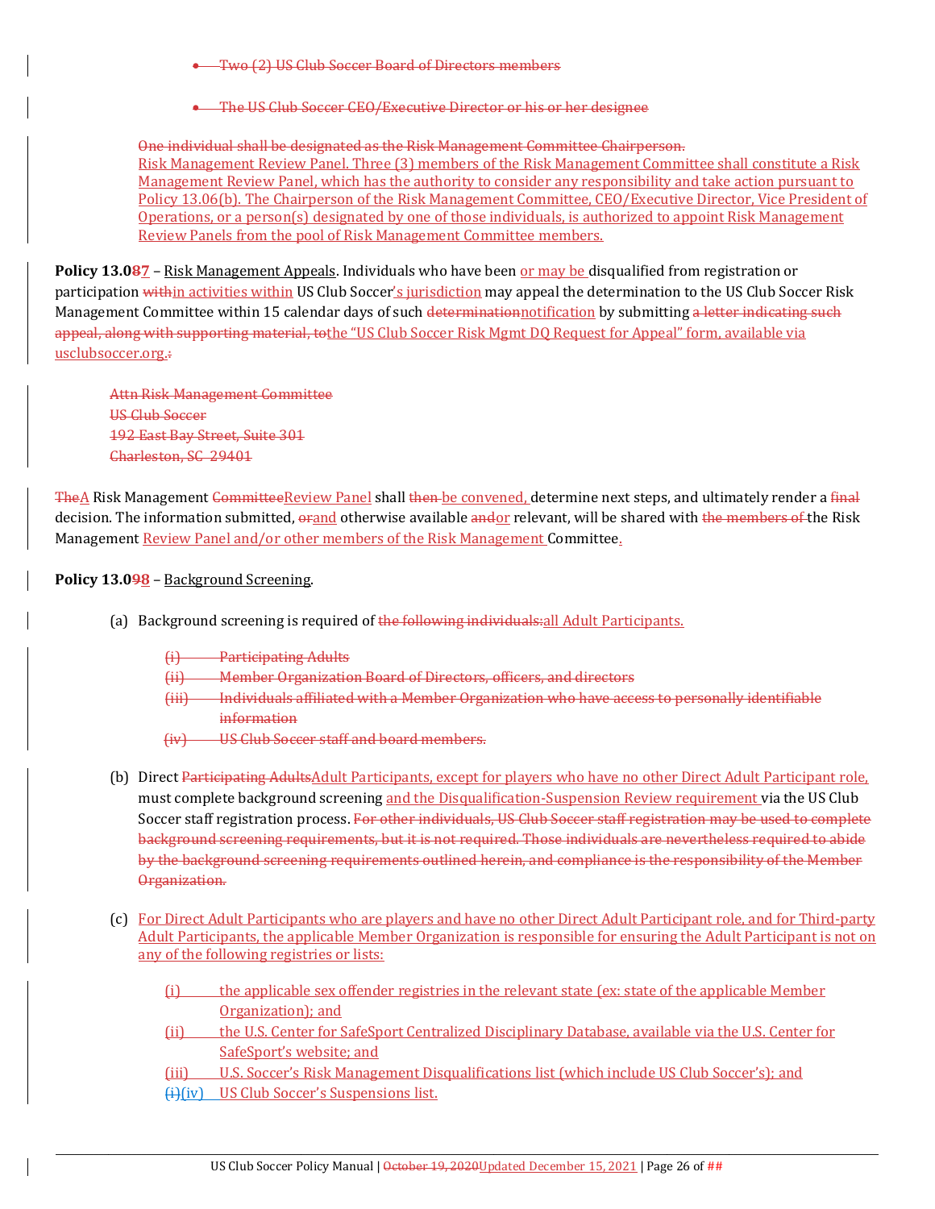- Two (2) US Club Soccer Board of Directors members

- The US Club Soccer CEO/Executive Director or his or her designee

One individual shall be designated as the Risk Management Committee Chairperson.
Risk Management Review Panel. Three (3) members of the Risk Management Committee shall constitute a Risk Management Review Panel, which has the authority to consider any responsibility and take action pursuant to Policy 13.06(b). The Chairperson of the Risk Management Committee, CEO/Executive Director, Vice President of Operations, or a person(s) designated by one of those individuals, is authorized to appoint Risk Management Review Panels from the pool of Risk Management Committee members.

**Policy 13.087** – Risk Management Appeals. Individuals who have been or may be disqualified from registration or participation withinin activities within US Club Soccer's jurisdiction may appeal the determination to the US Club Soccer Risk Management Committee within 15 calendar days of such determinationnotification by submitting a letter indicating such appeal, along with supporting material, tothe "US Club Soccer Risk Mgmt DQ Request for Appeal" form, available via usclubsoccer.org.:

Attn Risk Management Committee
US Club Soccer
192 East Bay Street, Suite 301
Charleston, SC 29401

TheA Risk Management CommitteeReview Panel shall then be convened, determine next steps, and ultimately render a final decision. The information submitted, orand otherwise available andor relevant, will be shared with the members of the Risk Management Review Panel and/or other members of the Risk Management Committee.

**Policy 13.098** – Background Screening.

(a) Background screening is required of the following individuals:all Adult Participants.

(i) Participating Adults
(ii) Member Organization Board of Directors, officers, and directors
(iii) Individuals affiliated with a Member Organization who have access to personally identifiable information
(iv) US Club Soccer staff and board members.

(b) Direct Participating AdultsAdult Participants, except for players who have no other Direct Adult Participant role, must complete background screening and the Disqualification-Suspension Review requirement via the US Club Soccer staff registration process. For other individuals, US Club Soccer staff registration may be used to complete background screening requirements, but it is not required. Those individuals are nevertheless required to abide by the background screening requirements outlined herein, and compliance is the responsibility of the Member Organization.

(c) For Direct Adult Participants who are players and have no other Direct Adult Participant role, and for Third-party Adult Participants, the applicable Member Organization is responsible for ensuring the Adult Participant is not on any of the following registries or lists:

(i) the applicable sex offender registries in the relevant state (ex: state of the applicable Member Organization); and
(ii) the U.S. Center for SafeSport Centralized Disciplinary Database, available via the U.S. Center for SafeSport's website; and
(iii) U.S. Soccer's Risk Management Disqualifications list (which include US Club Soccer's); and
(i)(iv) US Club Soccer's Suspensions list.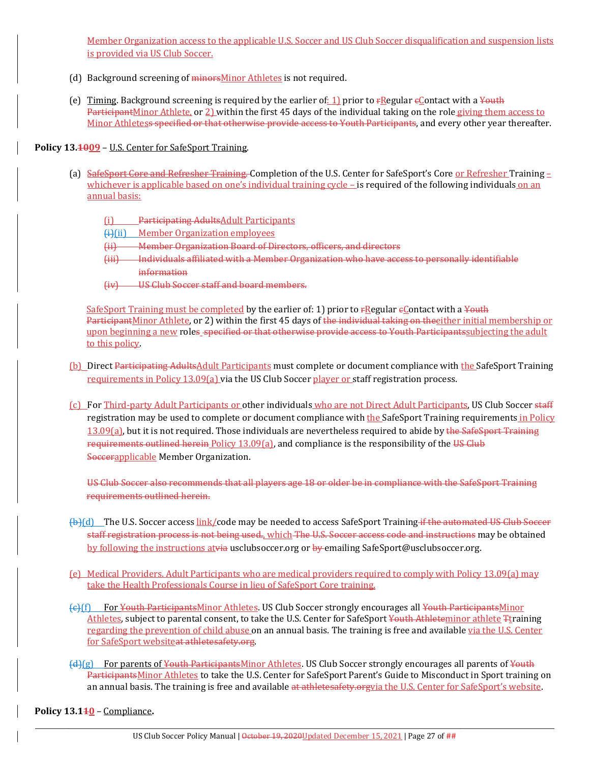Member Organization access to the applicable U.S. Soccer and US Club Soccer disqualification and suspension lists is provided via US Club Soccer.

(d) Background screening of ~~minors~~Minor Athletes is not required.

(e) Timing. Background screening is required by the earlier of: 1) prior to ~~r~~Regular ~~c~~Contact with a ~~Youth Participant~~Minor Athlete, or 2) within the first 45 days of the individual taking on the role giving them access to Minor Athletes~~s specified or that otherwise provide access to Youth Participants~~, and every other year thereafter.

**Policy 13.~~10~~09** – U.S. Center for SafeSport Training.

(a) ~~SafeSport Core and Refresher Training.~~ Completion of the U.S. Center for SafeSport's Core or Refresher Training – whichever is applicable based on one's individual training cycle – is required of the following individuals on an annual basis:

- (i) ~~Participating Adults~~Adult Participants
- ~~(i)~~(ii) Member Organization employees
- ~~(ii) Member Organization Board of Directors, officers, and directors~~
- ~~(iii) Individuals affiliated with a Member Organization who have access to personally identifiable information~~
- ~~(iv) US Club Soccer staff and board members.~~

SafeSport Training must be completed by the earlier of: 1) prior to ~~r~~Regular ~~c~~Contact with a ~~Youth Participant~~Minor Athlete, or 2) within the first 45 days of ~~the individual taking on the~~either initial membership or upon beginning a new role~~s specified or that otherwise provide access to Youth Participants~~subjecting the adult to this policy.

(b) Direct ~~Participating Adults~~Adult Participants must complete or document compliance with the SafeSport Training requirements in Policy 13.09(a) via the US Club Soccer player or staff registration process.

(c) For Third-party Adult Participants or other individuals who are not Direct Adult Participants, US Club Soccer ~~staff~~ registration may be used to complete or document compliance with the SafeSport Training requirements in Policy 13.09(a), but it is not required. Those individuals are nevertheless required to abide by ~~the SafeSport Training requirements outlined herein~~ Policy 13.09(a), and compliance is the responsibility of the ~~US Club Soccer~~applicable Member Organization.

~~US Club Soccer also recommends that all players age 18 or older be in compliance with the SafeSport Training requirements outlined herein.~~

~~(b)~~(d) The U.S. Soccer access link/code may be needed to access SafeSport Training ~~if the automated US Club Soccer staff registration process is not being used.~~, which ~~The U.S. Soccer access code and instructions~~ may be obtained by following the instructions at~~via~~ usclubsoccer.org or ~~by~~ emailing SafeSport@usclubsoccer.org.

(e) Medical Providers. Adult Participants who are medical providers required to comply with Policy 13.09(a) may take the Health Professionals Course in lieu of SafeSport Core training.

~~(c)~~(f) For ~~Youth Participants~~Minor Athletes. US Club Soccer strongly encourages all ~~Youth Participants~~Minor Athletes, subject to parental consent, to take the U.S. Center for SafeSport ~~Youth Athlete~~minor athlete ~~T~~training regarding the prevention of child abuse on an annual basis. The training is free and available via the U.S. Center for SafeSport website~~at athletesafety.org~~.

~~(d)~~(g) For parents of ~~Youth Participants~~Minor Athletes. US Club Soccer strongly encourages all parents of ~~Youth Participants~~Minor Athletes to take the U.S. Center for SafeSport Parent's Guide to Misconduct in Sport training on an annual basis. The training is free and available ~~at athletesafety.org~~via the U.S. Center for SafeSport's website.

**Policy 13.1~~1~~0** – Compliance.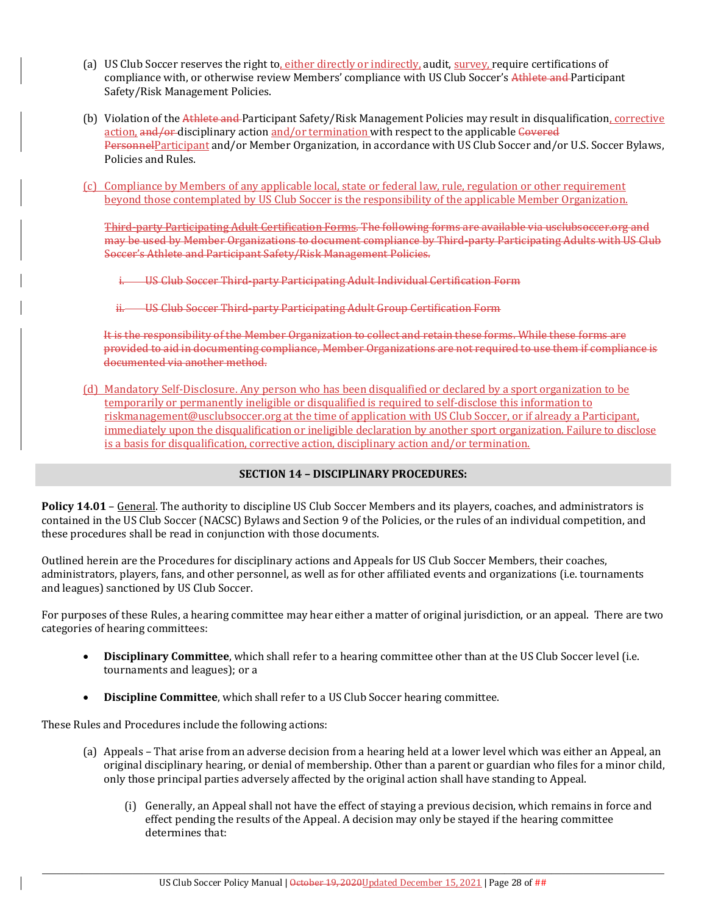(a) US Club Soccer reserves the right to, either directly or indirectly, audit, survey, require certifications of compliance with, or otherwise review Members' compliance with US Club Soccer's ~~Athlete and~~ Participant Safety/Risk Management Policies.

(b) Violation of the ~~Athlete and~~ Participant Safety/Risk Management Policies may result in disqualification, corrective action, ~~and/or~~ disciplinary action and/or termination with respect to the applicable ~~Covered Personnel~~Participant and/or Member Organization, in accordance with US Club Soccer and/or U.S. Soccer Bylaws, Policies and Rules.

(c) Compliance by Members of any applicable local, state or federal law, rule, regulation or other requirement beyond those contemplated by US Club Soccer is the responsibility of the applicable Member Organization.

~~Third-party Participating Adult Certification Forms. The following forms are available via usclubsoccer.org and may be used by Member Organizations to document compliance by Third-party Participating Adults with US Club Soccer's Athlete and Participant Safety/Risk Management Policies.~~

~~i. US Club Soccer Third-party Participating Adult Individual Certification Form~~

~~ii. US Club Soccer Third-party Participating Adult Group Certification Form~~

~~It is the responsibility of the Member Organization to collect and retain these forms. While these forms are provided to aid in documenting compliance, Member Organizations are not required to use them if compliance is documented via another method.~~

(d) Mandatory Self-Disclosure. Any person who has been disqualified or declared by a sport organization to be temporarily or permanently ineligible or disqualified is required to self-disclose this information to riskmanagement@usclubsoccer.org at the time of application with US Club Soccer, or if already a Participant, immediately upon the disqualification or ineligible declaration by another sport organization. Failure to disclose is a basis for disqualification, corrective action, disciplinary action and/or termination.

## SECTION 14 – DISCIPLINARY PROCEDURES:

**Policy 14.01** – General. The authority to discipline US Club Soccer Members and its players, coaches, and administrators is contained in the US Club Soccer (NACSC) Bylaws and Section 9 of the Policies, or the rules of an individual competition, and these procedures shall be read in conjunction with those documents.

Outlined herein are the Procedures for disciplinary actions and Appeals for US Club Soccer Members, their coaches, administrators, players, fans, and other personnel, as well as for other affiliated events and organizations (i.e. tournaments and leagues) sanctioned by US Club Soccer.

For purposes of these Rules, a hearing committee may hear either a matter of original jurisdiction, or an appeal. There are two categories of hearing committees:

- **Disciplinary Committee**, which shall refer to a hearing committee other than at the US Club Soccer level (i.e. tournaments and leagues); or a
- **Discipline Committee**, which shall refer to a US Club Soccer hearing committee.

These Rules and Procedures include the following actions:

(a) Appeals – That arise from an adverse decision from a hearing held at a lower level which was either an Appeal, an original disciplinary hearing, or denial of membership. Other than a parent or guardian who files for a minor child, only those principal parties adversely affected by the original action shall have standing to Appeal.

   (i) Generally, an Appeal shall not have the effect of staying a previous decision, which remains in force and effect pending the results of the Appeal. A decision may only be stayed if the hearing committee determines that: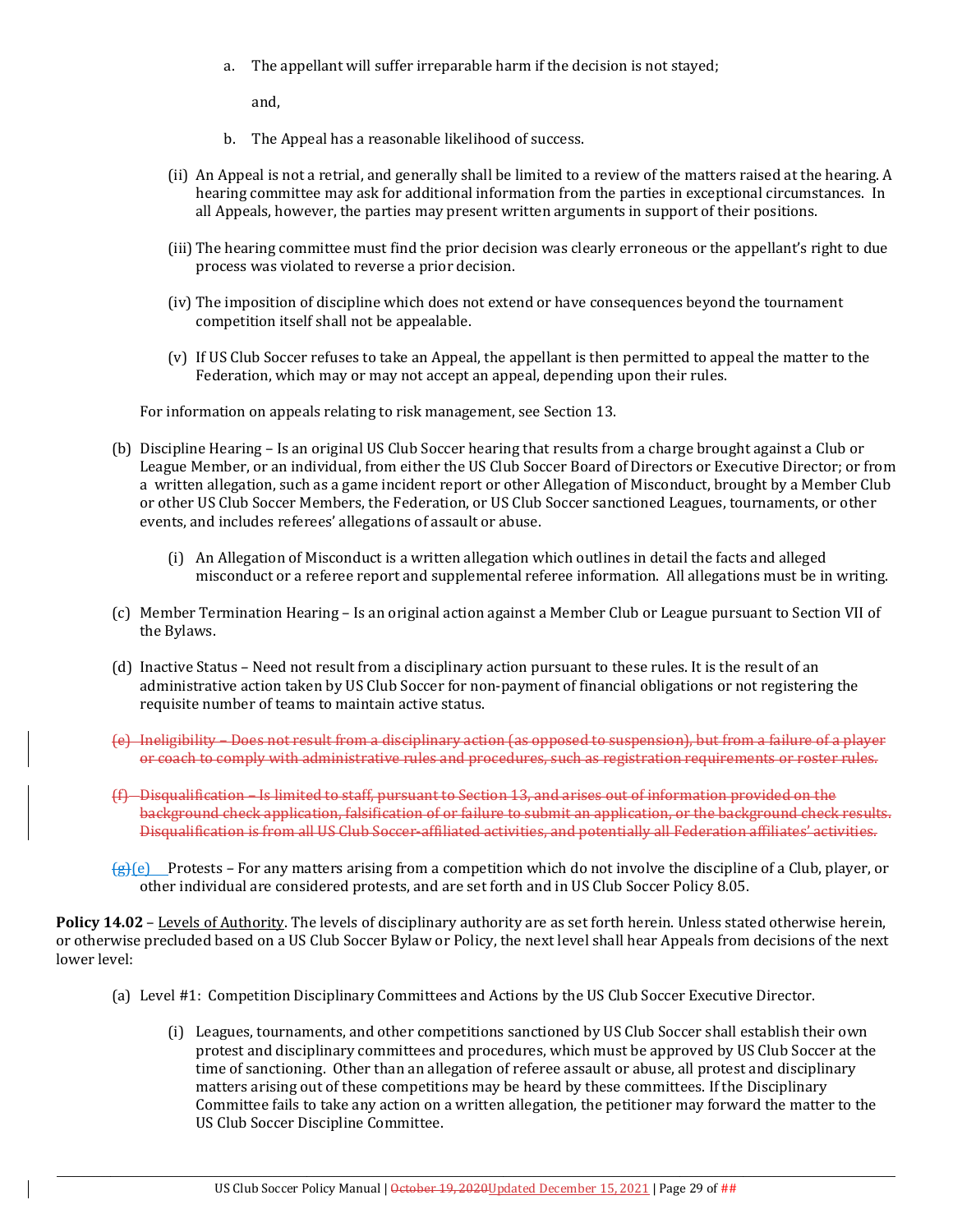a. The appellant will suffer irreparable harm if the decision is not stayed;

   and,

b. The Appeal has a reasonable likelihood of success.

(ii) An Appeal is not a retrial, and generally shall be limited to a review of the matters raised at the hearing. A hearing committee may ask for additional information from the parties in exceptional circumstances. In all Appeals, however, the parties may present written arguments in support of their positions.

(iii) The hearing committee must find the prior decision was clearly erroneous or the appellant's right to due process was violated to reverse a prior decision.

(iv) The imposition of discipline which does not extend or have consequences beyond the tournament competition itself shall not be appealable.

(v) If US Club Soccer refuses to take an Appeal, the appellant is then permitted to appeal the matter to the Federation, which may or may not accept an appeal, depending upon their rules.

For information on appeals relating to risk management, see Section 13.

(b) Discipline Hearing – Is an original US Club Soccer hearing that results from a charge brought against a Club or League Member, or an individual, from either the US Club Soccer Board of Directors or Executive Director; or from a written allegation, such as a game incident report or other Allegation of Misconduct, brought by a Member Club or other US Club Soccer Members, the Federation, or US Club Soccer sanctioned Leagues, tournaments, or other events, and includes referees' allegations of assault or abuse.

   (i) An Allegation of Misconduct is a written allegation which outlines in detail the facts and alleged misconduct or a referee report and supplemental referee information. All allegations must be in writing.

(c) Member Termination Hearing – Is an original action against a Member Club or League pursuant to Section VII of the Bylaws.

(d) Inactive Status – Need not result from a disciplinary action pursuant to these rules. It is the result of an administrative action taken by US Club Soccer for non-payment of financial obligations or not registering the requisite number of teams to maintain active status.

~~(e) Ineligibility – Does not result from a disciplinary action (as opposed to suspension), but from a failure of a player or coach to comply with administrative rules and procedures, such as registration requirements or roster rules.~~

~~(f) Disqualification – Is limited to staff, pursuant to Section 13, and arises out of information provided on the background check application, falsification of or failure to submit an application, or the background check results. Disqualification is from all US Club Soccer-affiliated activities, and potentially all Federation affiliates' activities.~~

~~(g)~~(e) Protests – For any matters arising from a competition which do not involve the discipline of a Club, player, or other individual are considered protests, and are set forth and in US Club Soccer Policy 8.05.

**Policy 14.02** – Levels of Authority. The levels of disciplinary authority are as set forth herein. Unless stated otherwise herein, or otherwise precluded based on a US Club Soccer Bylaw or Policy, the next level shall hear Appeals from decisions of the next lower level:

(a) Level #1: Competition Disciplinary Committees and Actions by the US Club Soccer Executive Director.

   (i) Leagues, tournaments, and other competitions sanctioned by US Club Soccer shall establish their own protest and disciplinary committees and procedures, which must be approved by US Club Soccer at the time of sanctioning. Other than an allegation of referee assault or abuse, all protest and disciplinary matters arising out of these competitions may be heard by these committees. If the Disciplinary Committee fails to take any action on a written allegation, the petitioner may forward the matter to the US Club Soccer Discipline Committee.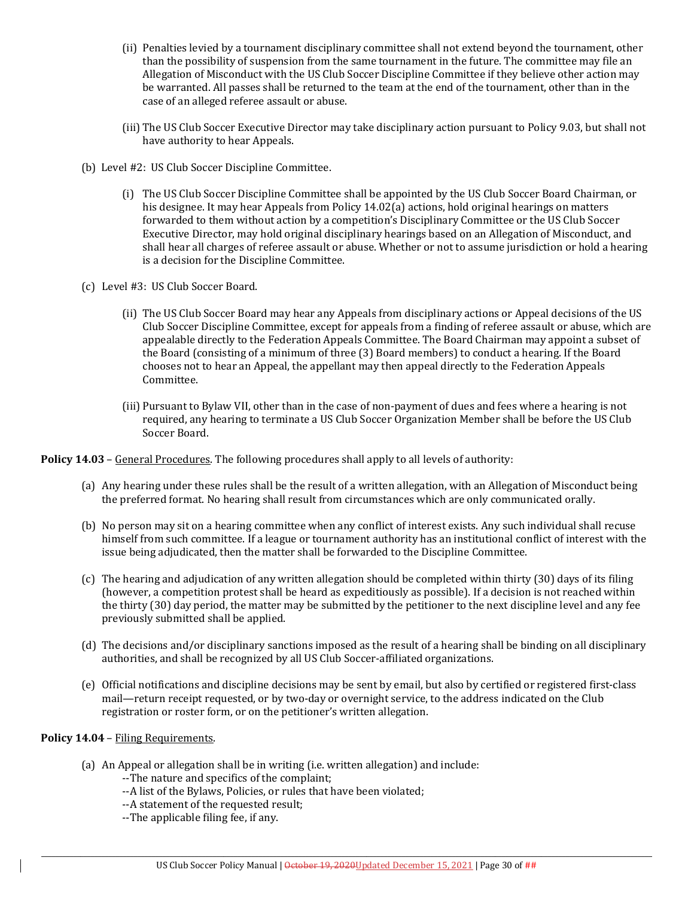(ii) Penalties levied by a tournament disciplinary committee shall not extend beyond the tournament, other than the possibility of suspension from the same tournament in the future. The committee may file an Allegation of Misconduct with the US Club Soccer Discipline Committee if they believe other action may be warranted. All passes shall be returned to the team at the end of the tournament, other than in the case of an alleged referee assault or abuse.

(iii) The US Club Soccer Executive Director may take disciplinary action pursuant to Policy 9.03, but shall not have authority to hear Appeals.

(b) Level #2: US Club Soccer Discipline Committee.

(i) The US Club Soccer Discipline Committee shall be appointed by the US Club Soccer Board Chairman, or his designee. It may hear Appeals from Policy 14.02(a) actions, hold original hearings on matters forwarded to them without action by a competition's Disciplinary Committee or the US Club Soccer Executive Director, may hold original disciplinary hearings based on an Allegation of Misconduct, and shall hear all charges of referee assault or abuse. Whether or not to assume jurisdiction or hold a hearing is a decision for the Discipline Committee.

(c) Level #3: US Club Soccer Board.

(ii) The US Club Soccer Board may hear any Appeals from disciplinary actions or Appeal decisions of the US Club Soccer Discipline Committee, except for appeals from a finding of referee assault or abuse, which are appealable directly to the Federation Appeals Committee. The Board Chairman may appoint a subset of the Board (consisting of a minimum of three (3) Board members) to conduct a hearing. If the Board chooses not to hear an Appeal, the appellant may then appeal directly to the Federation Appeals Committee.

(iii) Pursuant to Bylaw VII, other than in the case of non-payment of dues and fees where a hearing is not required, any hearing to terminate a US Club Soccer Organization Member shall be before the US Club Soccer Board.

**Policy 14.03** – General Procedures. The following procedures shall apply to all levels of authority:

(a) Any hearing under these rules shall be the result of a written allegation, with an Allegation of Misconduct being the preferred format. No hearing shall result from circumstances which are only communicated orally.

(b) No person may sit on a hearing committee when any conflict of interest exists. Any such individual shall recuse himself from such committee. If a league or tournament authority has an institutional conflict of interest with the issue being adjudicated, then the matter shall be forwarded to the Discipline Committee.

(c) The hearing and adjudication of any written allegation should be completed within thirty (30) days of its filing (however, a competition protest shall be heard as expeditiously as possible). If a decision is not reached within the thirty (30) day period, the matter may be submitted by the petitioner to the next discipline level and any fee previously submitted shall be applied.

(d) The decisions and/or disciplinary sanctions imposed as the result of a hearing shall be binding on all disciplinary authorities, and shall be recognized by all US Club Soccer-affiliated organizations.

(e) Official notifications and discipline decisions may be sent by email, but also by certified or registered first-class mail—return receipt requested, or by two-day or overnight service, to the address indicated on the Club registration or roster form, or on the petitioner's written allegation.

**Policy 14.04** – Filing Requirements.

(a) An Appeal or allegation shall be in writing (i.e. written allegation) and include:
--The nature and specifics of the complaint;
--A list of the Bylaws, Policies, or rules that have been violated;
--A statement of the requested result;
--The applicable filing fee, if any.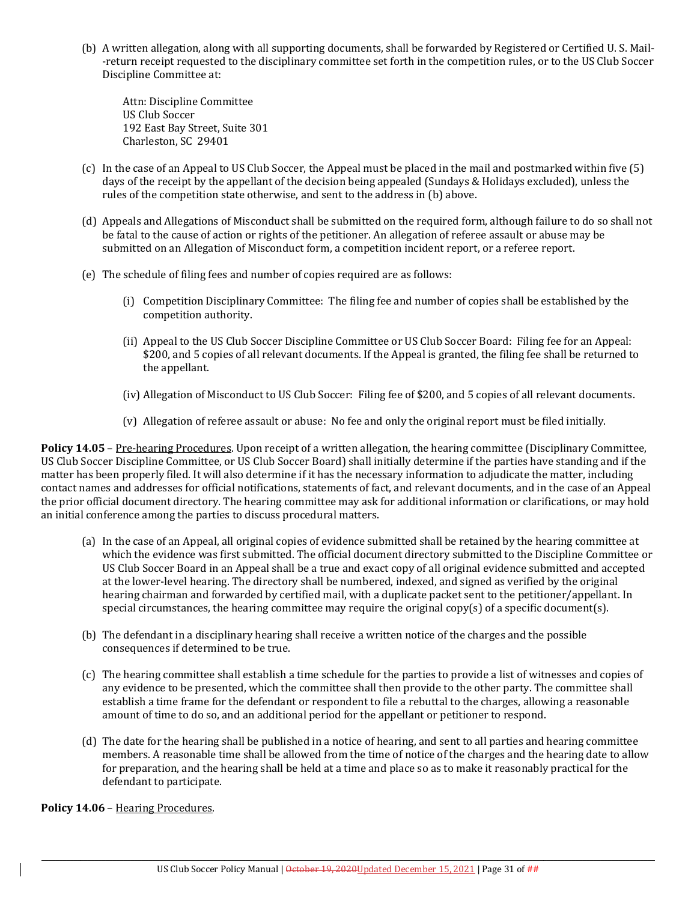(b) A written allegation, along with all supporting documents, shall be forwarded by Registered or Certified U. S. Mail--return receipt requested to the disciplinary committee set forth in the competition rules, or to the US Club Soccer Discipline Committee at:

Attn: Discipline Committee
US Club Soccer
192 East Bay Street, Suite 301
Charleston, SC 29401

(c) In the case of an Appeal to US Club Soccer, the Appeal must be placed in the mail and postmarked within five (5) days of the receipt by the appellant of the decision being appealed (Sundays & Holidays excluded), unless the rules of the competition state otherwise, and sent to the address in (b) above.

(d) Appeals and Allegations of Misconduct shall be submitted on the required form, although failure to do so shall not be fatal to the cause of action or rights of the petitioner. An allegation of referee assault or abuse may be submitted on an Allegation of Misconduct form, a competition incident report, or a referee report.

(e) The schedule of filing fees and number of copies required are as follows:

(i) Competition Disciplinary Committee: The filing fee and number of copies shall be established by the competition authority.

(ii) Appeal to the US Club Soccer Discipline Committee or US Club Soccer Board: Filing fee for an Appeal: $200, and 5 copies of all relevant documents. If the Appeal is granted, the filing fee shall be returned to the appellant.

(iv) Allegation of Misconduct to US Club Soccer: Filing fee of $200, and 5 copies of all relevant documents.

(v) Allegation of referee assault or abuse: No fee and only the original report must be filed initially.

**Policy 14.05** – Pre-hearing Procedures. Upon receipt of a written allegation, the hearing committee (Disciplinary Committee, US Club Soccer Discipline Committee, or US Club Soccer Board) shall initially determine if the parties have standing and if the matter has been properly filed. It will also determine if it has the necessary information to adjudicate the matter, including contact names and addresses for official notifications, statements of fact, and relevant documents, and in the case of an Appeal the prior official document directory. The hearing committee may ask for additional information or clarifications, or may hold an initial conference among the parties to discuss procedural matters.

(a) In the case of an Appeal, all original copies of evidence submitted shall be retained by the hearing committee at which the evidence was first submitted. The official document directory submitted to the Discipline Committee or US Club Soccer Board in an Appeal shall be a true and exact copy of all original evidence submitted and accepted at the lower-level hearing. The directory shall be numbered, indexed, and signed as verified by the original hearing chairman and forwarded by certified mail, with a duplicate packet sent to the petitioner/appellant. In special circumstances, the hearing committee may require the original copy(s) of a specific document(s).

(b) The defendant in a disciplinary hearing shall receive a written notice of the charges and the possible consequences if determined to be true.

(c) The hearing committee shall establish a time schedule for the parties to provide a list of witnesses and copies of any evidence to be presented, which the committee shall then provide to the other party. The committee shall establish a time frame for the defendant or respondent to file a rebuttal to the charges, allowing a reasonable amount of time to do so, and an additional period for the appellant or petitioner to respond.

(d) The date for the hearing shall be published in a notice of hearing, and sent to all parties and hearing committee members. A reasonable time shall be allowed from the time of notice of the charges and the hearing date to allow for preparation, and the hearing shall be held at a time and place so as to make it reasonably practical for the defendant to participate.

**Policy 14.06** – Hearing Procedures.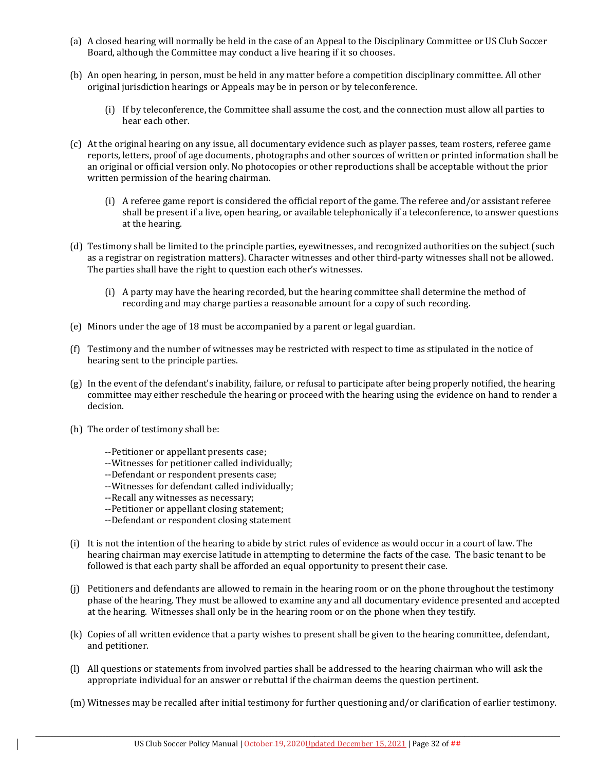(a) A closed hearing will normally be held in the case of an Appeal to the Disciplinary Committee or US Club Soccer Board, although the Committee may conduct a live hearing if it so chooses.

(b) An open hearing, in person, must be held in any matter before a competition disciplinary committee. All other original jurisdiction hearings or Appeals may be in person or by teleconference.

  (i) If by teleconference, the Committee shall assume the cost, and the connection must allow all parties to hear each other.

(c) At the original hearing on any issue, all documentary evidence such as player passes, team rosters, referee game reports, letters, proof of age documents, photographs and other sources of written or printed information shall be an original or official version only. No photocopies or other reproductions shall be acceptable without the prior written permission of the hearing chairman.

  (i) A referee game report is considered the official report of the game. The referee and/or assistant referee shall be present if a live, open hearing, or available telephonically if a teleconference, to answer questions at the hearing.

(d) Testimony shall be limited to the principle parties, eyewitnesses, and recognized authorities on the subject (such as a registrar on registration matters). Character witnesses and other third-party witnesses shall not be allowed. The parties shall have the right to question each other's witnesses.

  (i) A party may have the hearing recorded, but the hearing committee shall determine the method of recording and may charge parties a reasonable amount for a copy of such recording.

(e) Minors under the age of 18 must be accompanied by a parent or legal guardian.

(f) Testimony and the number of witnesses may be restricted with respect to time as stipulated in the notice of hearing sent to the principle parties.

(g) In the event of the defendant's inability, failure, or refusal to participate after being properly notified, the hearing committee may either reschedule the hearing or proceed with the hearing using the evidence on hand to render a decision.

(h) The order of testimony shall be:

  --Petitioner or appellant presents case;
  --Witnesses for petitioner called individually;
  --Defendant or respondent presents case;
  --Witnesses for defendant called individually;
  --Recall any witnesses as necessary;
  --Petitioner or appellant closing statement;
  --Defendant or respondent closing statement

(i) It is not the intention of the hearing to abide by strict rules of evidence as would occur in a court of law. The hearing chairman may exercise latitude in attempting to determine the facts of the case. The basic tenant to be followed is that each party shall be afforded an equal opportunity to present their case.

(j) Petitioners and defendants are allowed to remain in the hearing room or on the phone throughout the testimony phase of the hearing. They must be allowed to examine any and all documentary evidence presented and accepted at the hearing. Witnesses shall only be in the hearing room or on the phone when they testify.

(k) Copies of all written evidence that a party wishes to present shall be given to the hearing committee, defendant, and petitioner.

(l) All questions or statements from involved parties shall be addressed to the hearing chairman who will ask the appropriate individual for an answer or rebuttal if the chairman deems the question pertinent.

(m) Witnesses may be recalled after initial testimony for further questioning and/or clarification of earlier testimony.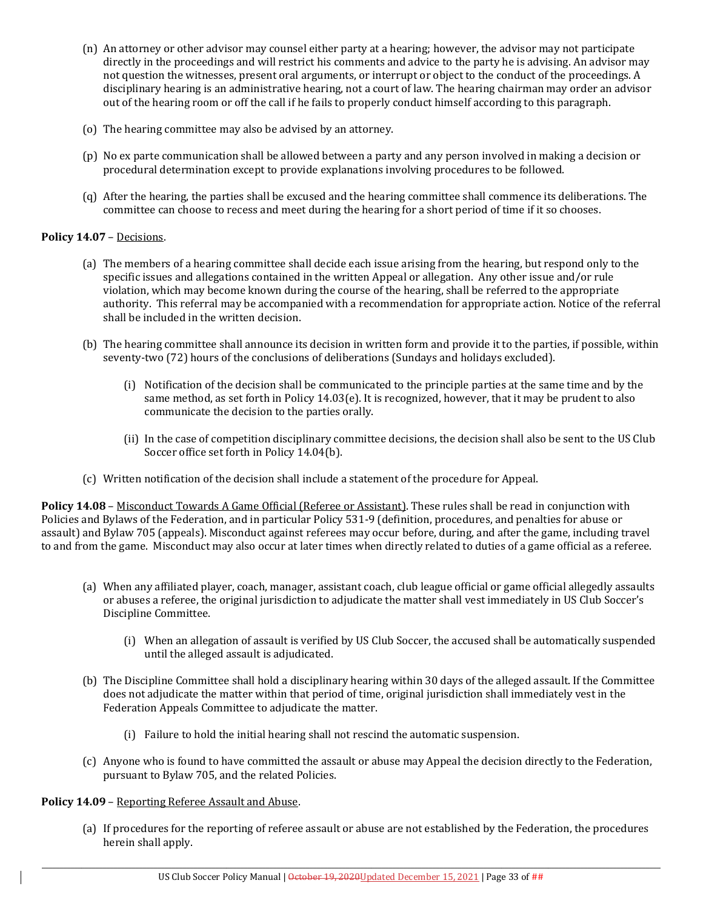(n) An attorney or other advisor may counsel either party at a hearing; however, the advisor may not participate directly in the proceedings and will restrict his comments and advice to the party he is advising. An advisor may not question the witnesses, present oral arguments, or interrupt or object to the conduct of the proceedings. A disciplinary hearing is an administrative hearing, not a court of law. The hearing chairman may order an advisor out of the hearing room or off the call if he fails to properly conduct himself according to this paragraph.

(o) The hearing committee may also be advised by an attorney.

(p) No ex parte communication shall be allowed between a party and any person involved in making a decision or procedural determination except to provide explanations involving procedures to be followed.

(q) After the hearing, the parties shall be excused and the hearing committee shall commence its deliberations. The committee can choose to recess and meet during the hearing for a short period of time if it so chooses.

**Policy 14.07** – Decisions.

(a) The members of a hearing committee shall decide each issue arising from the hearing, but respond only to the specific issues and allegations contained in the written Appeal or allegation. Any other issue and/or rule violation, which may become known during the course of the hearing, shall be referred to the appropriate authority. This referral may be accompanied with a recommendation for appropriate action. Notice of the referral shall be included in the written decision.

(b) The hearing committee shall announce its decision in written form and provide it to the parties, if possible, within seventy-two (72) hours of the conclusions of deliberations (Sundays and holidays excluded).

  (i) Notification of the decision shall be communicated to the principle parties at the same time and by the same method, as set forth in Policy 14.03(e). It is recognized, however, that it may be prudent to also communicate the decision to the parties orally.

  (ii) In the case of competition disciplinary committee decisions, the decision shall also be sent to the US Club Soccer office set forth in Policy 14.04(b).

(c) Written notification of the decision shall include a statement of the procedure for Appeal.

**Policy 14.08** – Misconduct Towards A Game Official (Referee or Assistant). These rules shall be read in conjunction with Policies and Bylaws of the Federation, and in particular Policy 531-9 (definition, procedures, and penalties for abuse or assault) and Bylaw 705 (appeals). Misconduct against referees may occur before, during, and after the game, including travel to and from the game. Misconduct may also occur at later times when directly related to duties of a game official as a referee.

(a) When any affiliated player, coach, manager, assistant coach, club league official or game official allegedly assaults or abuses a referee, the original jurisdiction to adjudicate the matter shall vest immediately in US Club Soccer's Discipline Committee.

  (i) When an allegation of assault is verified by US Club Soccer, the accused shall be automatically suspended until the alleged assault is adjudicated.

(b) The Discipline Committee shall hold a disciplinary hearing within 30 days of the alleged assault. If the Committee does not adjudicate the matter within that period of time, original jurisdiction shall immediately vest in the Federation Appeals Committee to adjudicate the matter.

  (i) Failure to hold the initial hearing shall not rescind the automatic suspension.

(c) Anyone who is found to have committed the assault or abuse may Appeal the decision directly to the Federation, pursuant to Bylaw 705, and the related Policies.

**Policy 14.09** – Reporting Referee Assault and Abuse.

(a) If procedures for the reporting of referee assault or abuse are not established by the Federation, the procedures herein shall apply.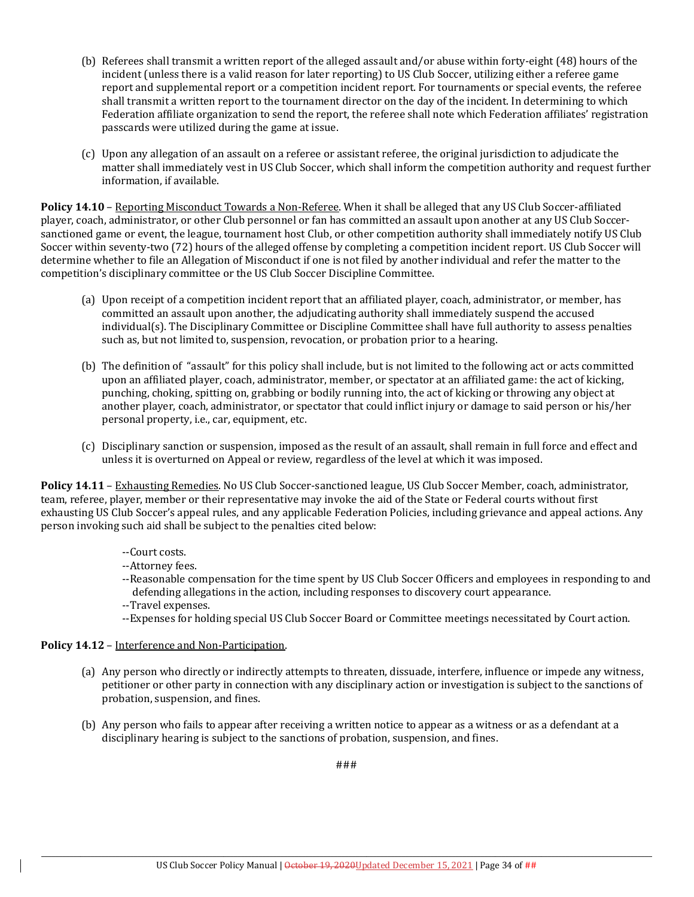(b) Referees shall transmit a written report of the alleged assault and/or abuse within forty-eight (48) hours of the incident (unless there is a valid reason for later reporting) to US Club Soccer, utilizing either a referee game report and supplemental report or a competition incident report. For tournaments or special events, the referee shall transmit a written report to the tournament director on the day of the incident. In determining to which Federation affiliate organization to send the report, the referee shall note which Federation affiliates' registration passcards were utilized during the game at issue.

(c) Upon any allegation of an assault on a referee or assistant referee, the original jurisdiction to adjudicate the matter shall immediately vest in US Club Soccer, which shall inform the competition authority and request further information, if available.

**Policy 14.10** – Reporting Misconduct Towards a Non-Referee. When it shall be alleged that any US Club Soccer-affiliated player, coach, administrator, or other Club personnel or fan has committed an assault upon another at any US Club Soccer-sanctioned game or event, the league, tournament host Club, or other competition authority shall immediately notify US Club Soccer within seventy-two (72) hours of the alleged offense by completing a competition incident report. US Club Soccer will determine whether to file an Allegation of Misconduct if one is not filed by another individual and refer the matter to the competition's disciplinary committee or the US Club Soccer Discipline Committee.

(a) Upon receipt of a competition incident report that an affiliated player, coach, administrator, or member, has committed an assault upon another, the adjudicating authority shall immediately suspend the accused individual(s). The Disciplinary Committee or Discipline Committee shall have full authority to assess penalties such as, but not limited to, suspension, revocation, or probation prior to a hearing.

(b) The definition of "assault" for this policy shall include, but is not limited to the following act or acts committed upon an affiliated player, coach, administrator, member, or spectator at an affiliated game: the act of kicking, punching, choking, spitting on, grabbing or bodily running into, the act of kicking or throwing any object at another player, coach, administrator, or spectator that could inflict injury or damage to said person or his/her personal property, i.e., car, equipment, etc.

(c) Disciplinary sanction or suspension, imposed as the result of an assault, shall remain in full force and effect and unless it is overturned on Appeal or review, regardless of the level at which it was imposed.

**Policy 14.11** – Exhausting Remedies. No US Club Soccer-sanctioned league, US Club Soccer Member, coach, administrator, team, referee, player, member or their representative may invoke the aid of the State or Federal courts without first exhausting US Club Soccer's appeal rules, and any applicable Federation Policies, including grievance and appeal actions. Any person invoking such aid shall be subject to the penalties cited below:

--Court costs.
--Attorney fees.
--Reasonable compensation for the time spent by US Club Soccer Officers and employees in responding to and defending allegations in the action, including responses to discovery court appearance.
--Travel expenses.
--Expenses for holding special US Club Soccer Board or Committee meetings necessitated by Court action.

**Policy 14.12** – Interference and Non-Participation.

(a) Any person who directly or indirectly attempts to threaten, dissuade, interfere, influence or impede any witness, petitioner or other party in connection with any disciplinary action or investigation is subject to the sanctions of probation, suspension, and fines.

(b) Any person who fails to appear after receiving a written notice to appear as a witness or as a defendant at a disciplinary hearing is subject to the sanctions of probation, suspension, and fines.

###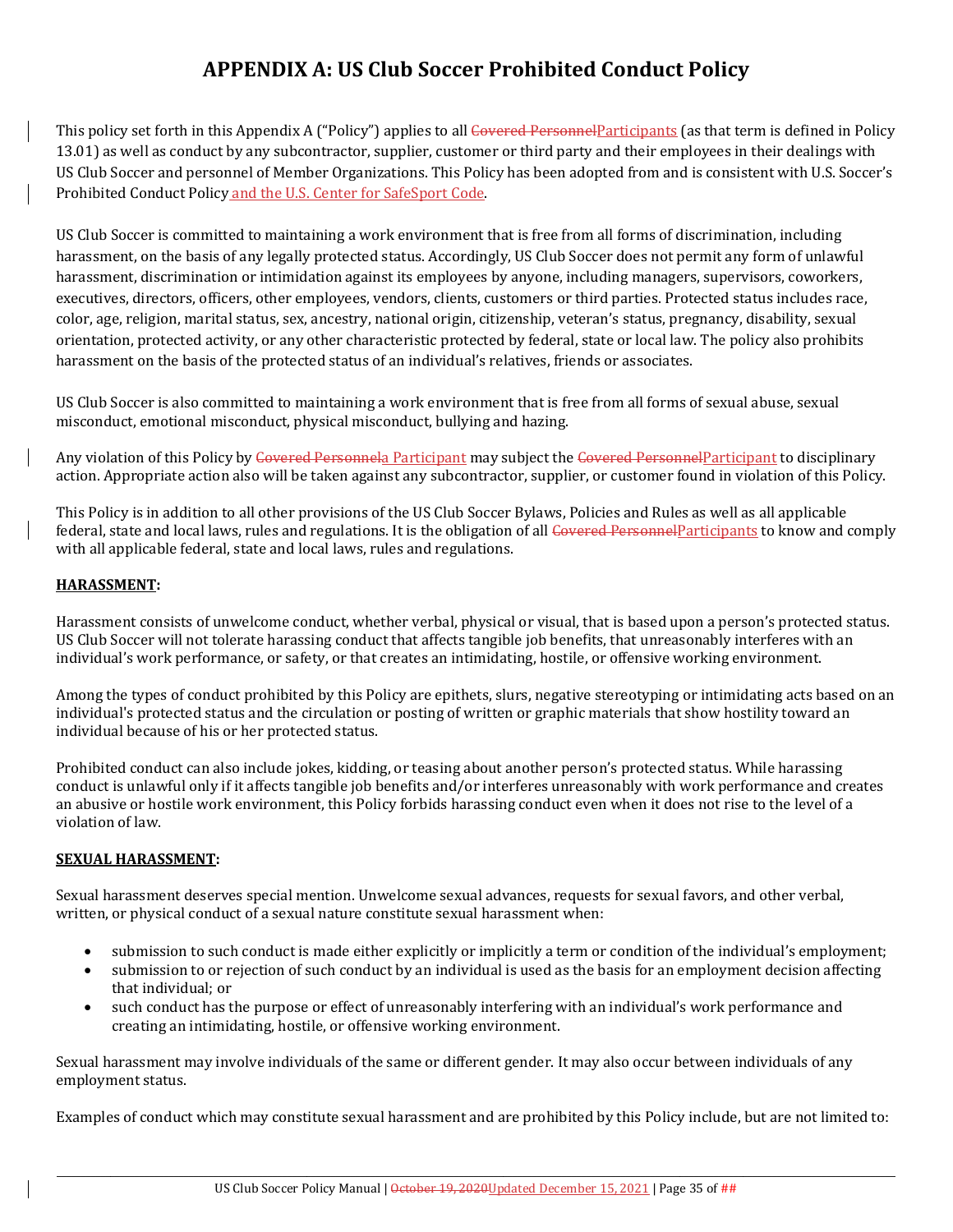# APPENDIX A: US Club Soccer Prohibited Conduct Policy

This policy set forth in this Appendix A ("Policy") applies to all ~~Covered Personnel~~Participants (as that term is defined in Policy 13.01) as well as conduct by any subcontractor, supplier, customer or third party and their employees in their dealings with US Club Soccer and personnel of Member Organizations. This Policy has been adopted from and is consistent with U.S. Soccer's Prohibited Conduct Policy and the U.S. Center for SafeSport Code.

US Club Soccer is committed to maintaining a work environment that is free from all forms of discrimination, including harassment, on the basis of any legally protected status. Accordingly, US Club Soccer does not permit any form of unlawful harassment, discrimination or intimidation against its employees by anyone, including managers, supervisors, coworkers, executives, directors, officers, other employees, vendors, clients, customers or third parties. Protected status includes race, color, age, religion, marital status, sex, ancestry, national origin, citizenship, veteran's status, pregnancy, disability, sexual orientation, protected activity, or any other characteristic protected by federal, state or local law. The policy also prohibits harassment on the basis of the protected status of an individual's relatives, friends or associates.

US Club Soccer is also committed to maintaining a work environment that is free from all forms of sexual abuse, sexual misconduct, emotional misconduct, physical misconduct, bullying and hazing.

Any violation of this Policy by ~~Covered Personnel~~a Participant may subject the ~~Covered Personnel~~Participant to disciplinary action. Appropriate action also will be taken against any subcontractor, supplier, or customer found in violation of this Policy.

This Policy is in addition to all other provisions of the US Club Soccer Bylaws, Policies and Rules as well as all applicable federal, state and local laws, rules and regulations. It is the obligation of all ~~Covered Personnel~~Participants to know and comply with all applicable federal, state and local laws, rules and regulations.

**HARASSMENT:**

Harassment consists of unwelcome conduct, whether verbal, physical or visual, that is based upon a person's protected status. US Club Soccer will not tolerate harassing conduct that affects tangible job benefits, that unreasonably interferes with an individual's work performance, or safety, or that creates an intimidating, hostile, or offensive working environment.

Among the types of conduct prohibited by this Policy are epithets, slurs, negative stereotyping or intimidating acts based on an individual's protected status and the circulation or posting of written or graphic materials that show hostility toward an individual because of his or her protected status.

Prohibited conduct can also include jokes, kidding, or teasing about another person's protected status. While harassing conduct is unlawful only if it affects tangible job benefits and/or interferes unreasonably with work performance and creates an abusive or hostile work environment, this Policy forbids harassing conduct even when it does not rise to the level of a violation of law.

**SEXUAL HARASSMENT:**

Sexual harassment deserves special mention. Unwelcome sexual advances, requests for sexual favors, and other verbal, written, or physical conduct of a sexual nature constitute sexual harassment when:

- submission to such conduct is made either explicitly or implicitly a term or condition of the individual's employment;
- submission to or rejection of such conduct by an individual is used as the basis for an employment decision affecting that individual; or
- such conduct has the purpose or effect of unreasonably interfering with an individual's work performance and creating an intimidating, hostile, or offensive working environment.

Sexual harassment may involve individuals of the same or different gender. It may also occur between individuals of any employment status.

Examples of conduct which may constitute sexual harassment and are prohibited by this Policy include, but are not limited to: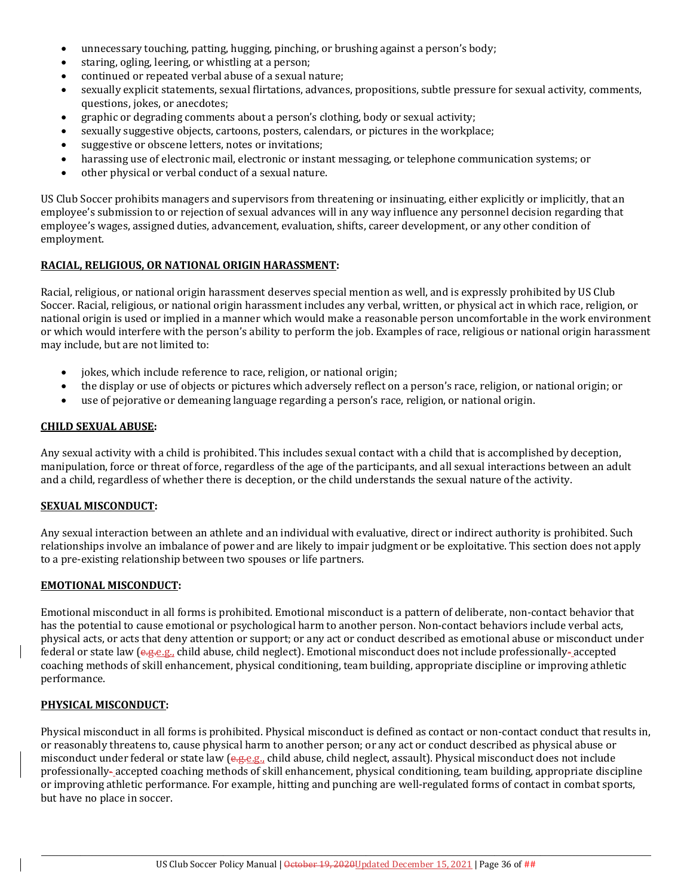- unnecessary touching, patting, hugging, pinching, or brushing against a person's body;
- staring, ogling, leering, or whistling at a person;
- continued or repeated verbal abuse of a sexual nature;
- sexually explicit statements, sexual flirtations, advances, propositions, subtle pressure for sexual activity, comments, questions, jokes, or anecdotes;
- graphic or degrading comments about a person's clothing, body or sexual activity;
- sexually suggestive objects, cartoons, posters, calendars, or pictures in the workplace;
- suggestive or obscene letters, notes or invitations;
- harassing use of electronic mail, electronic or instant messaging, or telephone communication systems; or
- other physical or verbal conduct of a sexual nature.

US Club Soccer prohibits managers and supervisors from threatening or insinuating, either explicitly or implicitly, that an employee's submission to or rejection of sexual advances will in any way influence any personnel decision regarding that employee's wages, assigned duties, advancement, evaluation, shifts, career development, or any other condition of employment.

**RACIAL, RELIGIOUS, OR NATIONAL ORIGIN HARASSMENT:**

Racial, religious, or national origin harassment deserves special mention as well, and is expressly prohibited by US Club Soccer. Racial, religious, or national origin harassment includes any verbal, written, or physical act in which race, religion, or national origin is used or implied in a manner which would make a reasonable person uncomfortable in the work environment or which would interfere with the person's ability to perform the job. Examples of race, religious or national origin harassment may include, but are not limited to:

- jokes, which include reference to race, religion, or national origin;
- the display or use of objects or pictures which adversely reflect on a person's race, religion, or national origin; or
- use of pejorative or demeaning language regarding a person's race, religion, or national origin.

**CHILD SEXUAL ABUSE:**

Any sexual activity with a child is prohibited. This includes sexual contact with a child that is accomplished by deception, manipulation, force or threat of force, regardless of the age of the participants, and all sexual interactions between an adult and a child, regardless of whether there is deception, or the child understands the sexual nature of the activity.

**SEXUAL MISCONDUCT:**

Any sexual interaction between an athlete and an individual with evaluative, direct or indirect authority is prohibited. Such relationships involve an imbalance of power and are likely to impair judgment or be exploitative. This section does not apply to a pre-existing relationship between two spouses or life partners.

**EMOTIONAL MISCONDUCT:**

Emotional misconduct in all forms is prohibited. Emotional misconduct is a pattern of deliberate, non-contact behavior that has the potential to cause emotional or psychological harm to another person. Non-contact behaviors include verbal acts, physical acts, or acts that deny attention or support; or any act or conduct described as emotional abuse or misconduct under federal or state law (e.g., child abuse, child neglect). Emotional misconduct does not include professionally accepted coaching methods of skill enhancement, physical conditioning, team building, appropriate discipline or improving athletic performance.

**PHYSICAL MISCONDUCT:**

Physical misconduct in all forms is prohibited. Physical misconduct is defined as contact or non-contact conduct that results in, or reasonably threatens to, cause physical harm to another person; or any act or conduct described as physical abuse or misconduct under federal or state law (e.g., child abuse, child neglect, assault). Physical misconduct does not include professionally accepted coaching methods of skill enhancement, physical conditioning, team building, appropriate discipline or improving athletic performance. For example, hitting and punching are well-regulated forms of contact in combat sports, but have no place in soccer.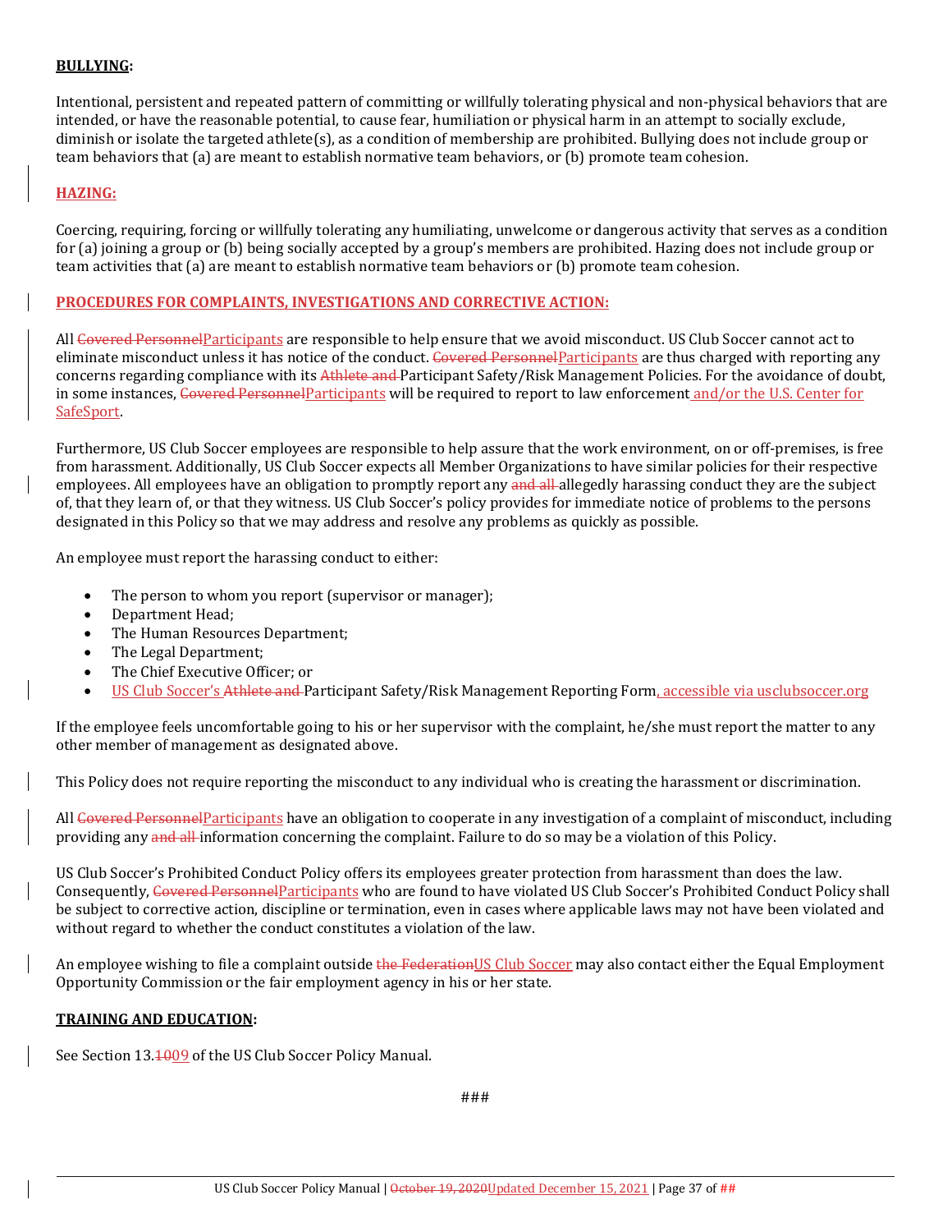**BULLYING:**

Intentional, persistent and repeated pattern of committing or willfully tolerating physical and non-physical behaviors that are intended, or have the reasonable potential, to cause fear, humiliation or physical harm in an attempt to socially exclude, diminish or isolate the targeted athlete(s), as a condition of membership are prohibited. Bullying does not include group or team behaviors that (a) are meant to establish normative team behaviors, or (b) promote team cohesion.

**HAZING:**

Coercing, requiring, forcing or willfully tolerating any humiliating, unwelcome or dangerous activity that serves as a condition for (a) joining a group or (b) being socially accepted by a group's members are prohibited. Hazing does not include group or team activities that (a) are meant to establish normative team behaviors or (b) promote team cohesion.

**PROCEDURES FOR COMPLAINTS, INVESTIGATIONS AND CORRECTIVE ACTION:**

All ~~Covered Personnel~~Participants are responsible to help ensure that we avoid misconduct. US Club Soccer cannot act to eliminate misconduct unless it has notice of the conduct. ~~Covered Personnel~~Participants are thus charged with reporting any concerns regarding compliance with its ~~Athlete and~~ Participant Safety/Risk Management Policies. For the avoidance of doubt, in some instances, ~~Covered Personnel~~Participants will be required to report to law enforcement and/or the U.S. Center for SafeSport.

Furthermore, US Club Soccer employees are responsible to help assure that the work environment, on or off-premises, is free from harassment. Additionally, US Club Soccer expects all Member Organizations to have similar policies for their respective employees. All employees have an obligation to promptly report any ~~and all~~ allegedly harassing conduct they are the subject of, that they learn of, or that they witness. US Club Soccer's policy provides for immediate notice of problems to the persons designated in this Policy so that we may address and resolve any problems as quickly as possible.

An employee must report the harassing conduct to either:

- The person to whom you report (supervisor or manager);
- Department Head;
- The Human Resources Department;
- The Legal Department;
- The Chief Executive Officer; or
- US Club Soccer's ~~Athlete and~~ Participant Safety/Risk Management Reporting Form, accessible via usclubsoccer.org

If the employee feels uncomfortable going to his or her supervisor with the complaint, he/she must report the matter to any other member of management as designated above.

This Policy does not require reporting the misconduct to any individual who is creating the harassment or discrimination.

All ~~Covered Personnel~~Participants have an obligation to cooperate in any investigation of a complaint of misconduct, including providing any ~~and all~~ information concerning the complaint. Failure to do so may be a violation of this Policy.

US Club Soccer's Prohibited Conduct Policy offers its employees greater protection from harassment than does the law. Consequently, ~~Covered Personnel~~Participants who are found to have violated US Club Soccer's Prohibited Conduct Policy shall be subject to corrective action, discipline or termination, even in cases where applicable laws may not have been violated and without regard to whether the conduct constitutes a violation of the law.

An employee wishing to file a complaint outside ~~the Federation~~US Club Soccer may also contact either the Equal Employment Opportunity Commission or the fair employment agency in his or her state.

**TRAINING AND EDUCATION:**

See Section 13.~~10~~09 of the US Club Soccer Policy Manual.

###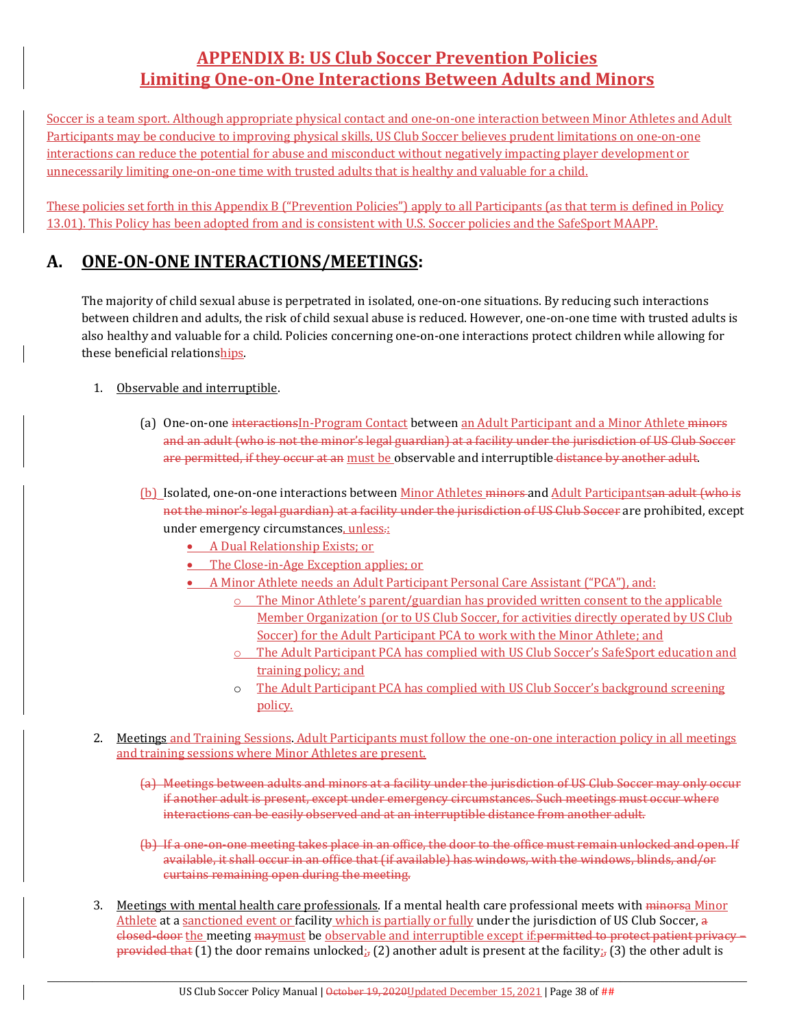# APPENDIX B: US Club Soccer Prevention Policies
# Limiting One-on-One Interactions Between Adults and Minors

Soccer is a team sport. Although appropriate physical contact and one-on-one interaction between Minor Athletes and Adult Participants may be conducive to improving physical skills, US Club Soccer believes prudent limitations on one-on-one interactions can reduce the potential for abuse and misconduct without negatively impacting player development or unnecessarily limiting one-on-one time with trusted adults that is healthy and valuable for a child.

These policies set forth in this Appendix B ("Prevention Policies") apply to all Participants (as that term is defined in Policy 13.01). This Policy has been adopted from and is consistent with U.S. Soccer policies and the SafeSport MAAPP.

## A. ONE-ON-ONE INTERACTIONS/MEETINGS:

The majority of child sexual abuse is perpetrated in isolated, one-on-one situations. By reducing such interactions between children and adults, the risk of child sexual abuse is reduced. However, one-on-one time with trusted adults is also healthy and valuable for a child. Policies concerning one-on-one interactions protect children while allowing for these beneficial relationships.

1. Observable and interruptible.

   (a) One-on-one ~~interactions~~In-Program Contact between an Adult Participant and a Minor Athlete ~~minors and an adult (who is not the minor's legal guardian) at a facility under the jurisdiction of US Club Soccer are permitted, if they occur at an~~ must be observable and interruptible ~~distance by another adult~~.

   (b) Isolated, one-on-one interactions between Minor Athletes ~~minors~~ and Adult Participants~~an adult (who is not the minor's legal guardian) at a facility under the jurisdiction of US Club Soccer~~ are prohibited, except under emergency circumstances, unless~~.~~:
   - A Dual Relationship Exists; or
   - The Close-in-Age Exception applies; or
   - A Minor Athlete needs an Adult Participant Personal Care Assistant ("PCA"), and:
     - The Minor Athlete's parent/guardian has provided written consent to the applicable Member Organization (or to US Club Soccer, for activities directly operated by US Club Soccer) for the Adult Participant PCA to work with the Minor Athlete; and
     - The Adult Participant PCA has complied with US Club Soccer's SafeSport education and training policy; and
     - The Adult Participant PCA has complied with US Club Soccer's background screening policy.

2. Meetings and Training Sessions. Adult Participants must follow the one-on-one interaction policy in all meetings and training sessions where Minor Athletes are present.

   ~~(a) Meetings between adults and minors at a facility under the jurisdiction of US Club Soccer may only occur if another adult is present, except under emergency circumstances. Such meetings must occur where interactions can be easily observed and at an interruptible distance from another adult.~~

   ~~(b) If a one-on-one meeting takes place in an office, the door to the office must remain unlocked and open. If available, it shall occur in an office that (if available) has windows, with the windows, blinds, and/or curtains remaining open during the meeting.~~

3. Meetings with mental health care professionals. If a mental health care professional meets with ~~minors~~a Minor Athlete at a sanctioned event or facility which is partially or fully under the jurisdiction of US Club Soccer, ~~a closed-door~~ the meeting ~~may~~must be observable and interruptible except if:~~permitted to protect patient privacy – provided that~~ (1) the door remains unlocked;~~,~~ (2) another adult is present at the facility;~~,~~ (3) the other adult is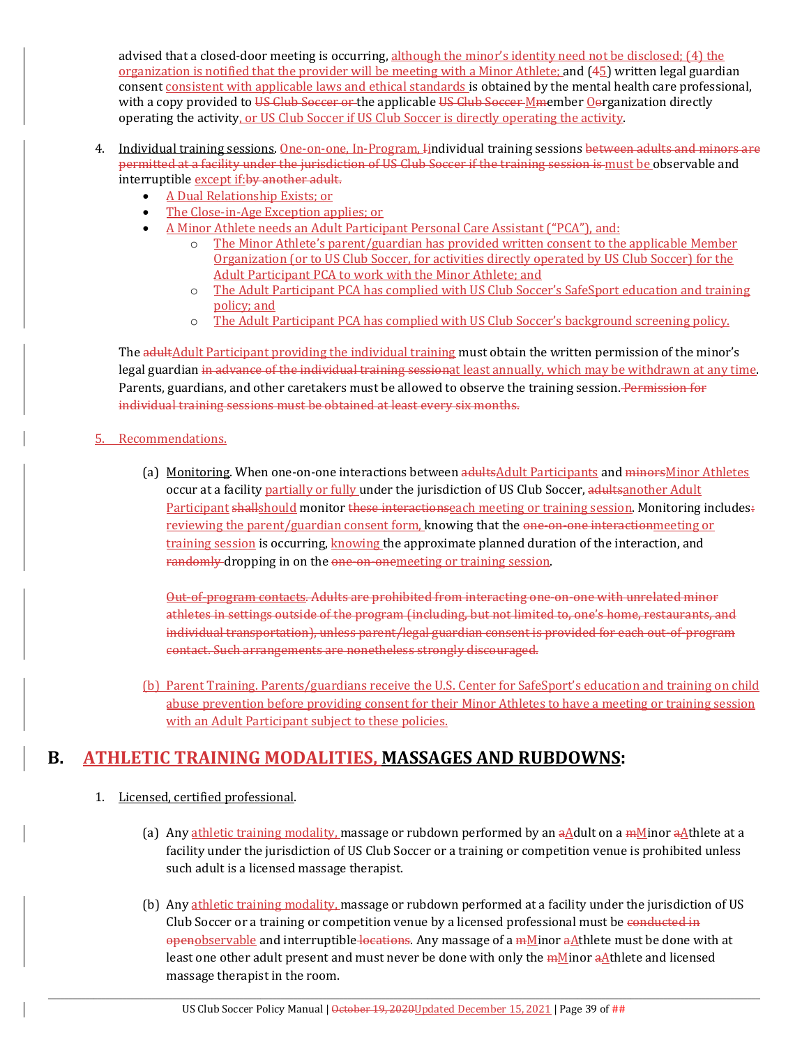advised that a closed-door meeting is occurring, although the minor's identity need not be disclosed; (4) the organization is notified that the provider will be meeting with a Minor Athlete; and (~~4~~5) written legal guardian consent consistent with applicable laws and ethical standards is obtained by the mental health care professional, with a copy provided to ~~US Club Soccer or~~ the applicable ~~US Club Soccer~~ M~~m~~ember O~~o~~rganization directly operating the activity, or US Club Soccer if US Club Soccer is directly operating the activity.

4. Individual training sessions. One-on-one, In-Program, ~~I~~individual training sessions ~~between adults and minors are permitted at a facility under the jurisdiction of US Club Soccer if the training session is~~ must be observable and interruptible except if:~~by another adult.~~
   - A Dual Relationship Exists; or
   - The Close-in-Age Exception applies; or
   - A Minor Athlete needs an Adult Participant Personal Care Assistant ("PCA"), and:
     - The Minor Athlete's parent/guardian has provided written consent to the applicable Member Organization (or to US Club Soccer, for activities directly operated by US Club Soccer) for the Adult Participant PCA to work with the Minor Athlete; and
     - The Adult Participant PCA has complied with US Club Soccer's SafeSport education and training policy; and
     - The Adult Participant PCA has complied with US Club Soccer's background screening policy.

   The ~~adult~~Adult Participant providing the individual training must obtain the written permission of the minor's legal guardian ~~in advance of the individual training session~~at least annually, which may be withdrawn at any time. Parents, guardians, and other caretakers must be allowed to observe the training session. ~~Permission for individual training sessions must be obtained at least every six months.~~

5. Recommendations.

   (a) Monitoring. When one-on-one interactions between ~~adults~~Adult Participants and ~~minors~~Minor Athletes occur at a facility partially or fully under the jurisdiction of US Club Soccer, ~~adults~~another Adult Participant ~~shall~~should monitor ~~these interactions~~each meeting or training session. Monitoring includes~~:~~ reviewing the parent/guardian consent form, knowing that the ~~one-on-one interaction~~meeting or training session is occurring, knowing the approximate planned duration of the interaction, and ~~randomly~~ dropping in on the ~~one-on-one~~meeting or training session.

   ~~Out-of-program contacts. Adults are prohibited from interacting one-on-one with unrelated minor athletes in settings outside of the program (including, but not limited to, one's home, restaurants, and individual transportation), unless parent/legal guardian consent is provided for each out-of-program contact. Such arrangements are nonetheless strongly discouraged.~~

   (b) Parent Training. Parents/guardians receive the U.S. Center for SafeSport's education and training on child abuse prevention before providing consent for their Minor Athletes to have a meeting or training session with an Adult Participant subject to these policies.

## B. ATHLETIC TRAINING MODALITIES, MASSAGES AND RUBDOWNS:

1. Licensed, certified professional.

   (a) Any athletic training modality, massage or rubdown performed by an ~~a~~Adult on a ~~m~~Minor ~~a~~Athlete at a facility under the jurisdiction of US Club Soccer or a training or competition venue is prohibited unless such adult is a licensed massage therapist.

   (b) Any athletic training modality, massage or rubdown performed at a facility under the jurisdiction of US Club Soccer or a training or competition venue by a licensed professional must be ~~conducted in open~~observable and interruptible ~~locations~~. Any massage of a ~~m~~Minor ~~a~~Athlete must be done with at least one other adult present and must never be done with only the ~~m~~Minor ~~a~~Athlete and licensed massage therapist in the room.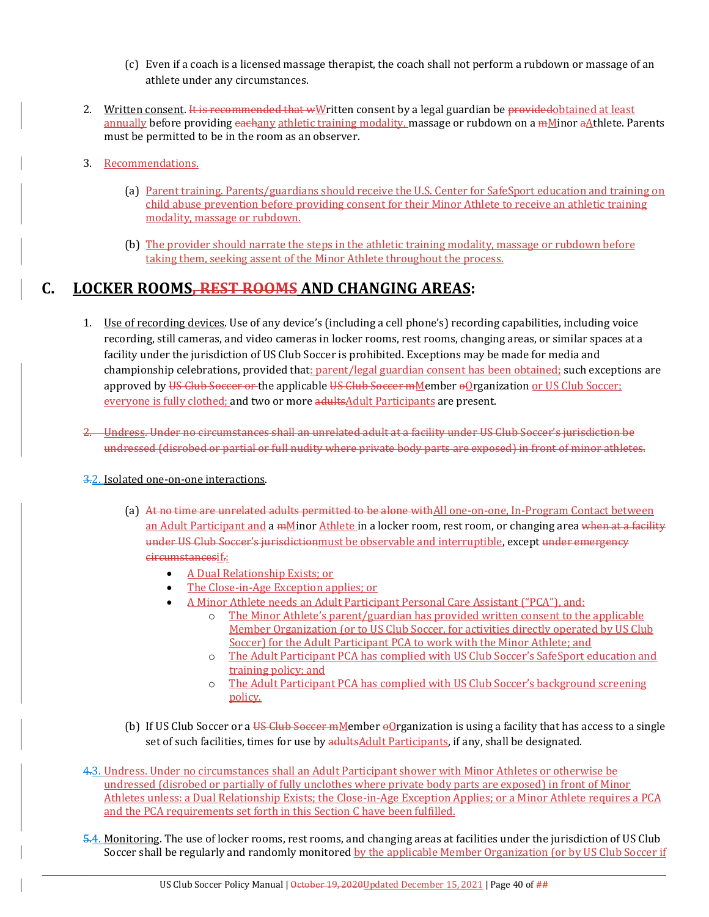(c) Even if a coach is a licensed massage therapist, the coach shall not perform a rubdown or massage of an athlete under any circumstances.

2. Written consent. ~~It is recommended that w~~Written consent by a legal guardian be ~~provided~~obtained at least annually before providing ~~each~~any athletic training modality, massage or rubdown on a ~~m~~Minor ~~a~~Athlete. Parents must be permitted to be in the room as an observer.

3. Recommendations.

   (a) Parent training. Parents/guardians should receive the U.S. Center for SafeSport education and training on child abuse prevention before providing consent for their Minor Athlete to receive an athletic training modality, massage or rubdown.

   (b) The provider should narrate the steps in the athletic training modality, massage or rubdown before taking them, seeking assent of the Minor Athlete throughout the process.

## C. LOCKER ROOMS~~, REST ROOMS~~ AND CHANGING AREAS:

1. Use of recording devices. Use of any device's (including a cell phone's) recording capabilities, including voice recording, still cameras, and video cameras in locker rooms, rest rooms, changing areas, or similar spaces at a facility under the jurisdiction of US Club Soccer is prohibited. Exceptions may be made for media and championship celebrations, provided that: parent/legal guardian consent has been obtained; such exceptions are approved by ~~US Club Soccer or~~ the applicable ~~US Club Soccer m~~Member ~~o~~Organization or US Club Soccer; everyone is fully clothed; and two or more ~~adults~~Adult Participants are present.

~~2. Undress. Under no circumstances shall an unrelated adult at a facility under US Club Soccer's jurisdiction be undressed (disrobed or partial or full nudity where private body parts are exposed) in front of minor athletes.~~

~~3.~~2. Isolated one-on-one interactions.

   (a) ~~At no time are unrelated adults permitted to be alone with~~All one-on-one, In-Program Contact between an Adult Participant and a ~~m~~Minor Athlete in a locker room, rest room, or changing area ~~when at a facility under US Club Soccer's jurisdiction~~must be observable and interruptible, except ~~under emergency circumstances~~if~~.~~:

   - A Dual Relationship Exists; or
   - The Close-in-Age Exception applies; or
   - A Minor Athlete needs an Adult Participant Personal Care Assistant ("PCA"), and:
     - The Minor Athlete's parent/guardian has provided written consent to the applicable Member Organization (or to US Club Soccer, for activities directly operated by US Club Soccer) for the Adult Participant PCA to work with the Minor Athlete; and
     - The Adult Participant PCA has complied with US Club Soccer's SafeSport education and training policy; and
     - The Adult Participant PCA has complied with US Club Soccer's background screening policy.

   (b) If US Club Soccer or a ~~US Club Soccer m~~Member ~~o~~Organization is using a facility that has access to a single set of such facilities, times for use by ~~adults~~Adult Participants, if any, shall be designated.

~~4.~~3. Undress. Under no circumstances shall an Adult Participant shower with Minor Athletes or otherwise be undressed (disrobed or partially of fully unclothes where private body parts are exposed) in front of Minor Athletes unless: a Dual Relationship Exists; the Close-in-Age Exception Applies; or a Minor Athlete requires a PCA and the PCA requirements set forth in this Section C have been fulfilled.

~~5.~~4. Monitoring. The use of locker rooms, rest rooms, and changing areas at facilities under the jurisdiction of US Club Soccer shall be regularly and randomly monitored by the applicable Member Organization (or by US Club Soccer if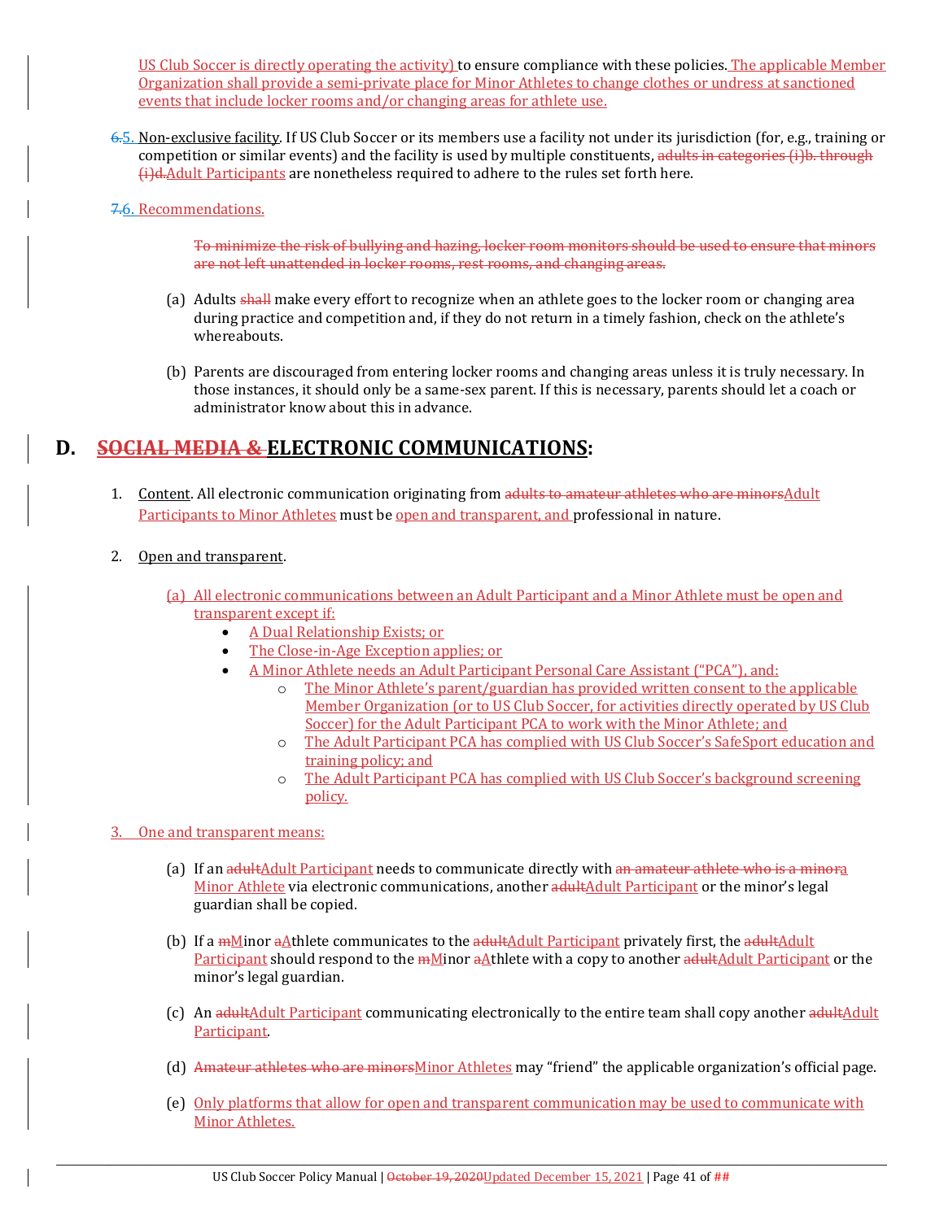US Club Soccer is directly operating the activity) to ensure compliance with these policies. The applicable Member Organization shall provide a semi-private place for Minor Athletes to change clothes or undress at sanctioned events that include locker rooms and/or changing areas for athlete use.

~~6.~~5. Non-exclusive facility. If US Club Soccer or its members use a facility not under its jurisdiction (for, e.g., training or competition or similar events) and the facility is used by multiple constituents, ~~adults in categories (i)b. through (i)d.~~Adult Participants are nonetheless required to adhere to the rules set forth here.

~~7.~~6. Recommendations.

~~To minimize the risk of bullying and hazing, locker room monitors should be used to ensure that minors are not left unattended in locker rooms, rest rooms, and changing areas.~~

(a) Adults ~~shall~~ make every effort to recognize when an athlete goes to the locker room or changing area during practice and competition and, if they do not return in a timely fashion, check on the athlete's whereabouts.

(b) Parents are discouraged from entering locker rooms and changing areas unless it is truly necessary. In those instances, it should only be a same-sex parent. If this is necessary, parents should let a coach or administrator know about this in advance.

## D. ~~SOCIAL MEDIA &~~ ELECTRONIC COMMUNICATIONS:

1. Content. All electronic communication originating from ~~adults to amateur athletes who are minors~~Adult Participants to Minor Athletes must be open and transparent, and professional in nature.

2. Open and transparent.

   (a) All electronic communications between an Adult Participant and a Minor Athlete must be open and transparent except if:
   - A Dual Relationship Exists; or
   - The Close-in-Age Exception applies; or
   - A Minor Athlete needs an Adult Participant Personal Care Assistant ("PCA"), and:
     - The Minor Athlete's parent/guardian has provided written consent to the applicable Member Organization (or to US Club Soccer, for activities directly operated by US Club Soccer) for the Adult Participant PCA to work with the Minor Athlete; and
     - The Adult Participant PCA has complied with US Club Soccer's SafeSport education and training policy; and
     - The Adult Participant PCA has complied with US Club Soccer's background screening policy.

3. One and transparent means:

   (a) If an ~~adult~~Adult Participant needs to communicate directly with ~~an amateur athlete who is a minor~~a Minor Athlete via electronic communications, another ~~adult~~Adult Participant or the minor's legal guardian shall be copied.

   (b) If a ~~m~~Minor ~~a~~Athlete communicates to the ~~adult~~Adult Participant privately first, the ~~adult~~Adult Participant should respond to the ~~m~~Minor ~~a~~Athlete with a copy to another ~~adult~~Adult Participant or the minor's legal guardian.

   (c) An ~~adult~~Adult Participant communicating electronically to the entire team shall copy another ~~adult~~Adult Participant.

   (d) ~~Amateur athletes who are minors~~Minor Athletes may "friend" the applicable organization's official page.

   (e) Only platforms that allow for open and transparent communication may be used to communicate with Minor Athletes.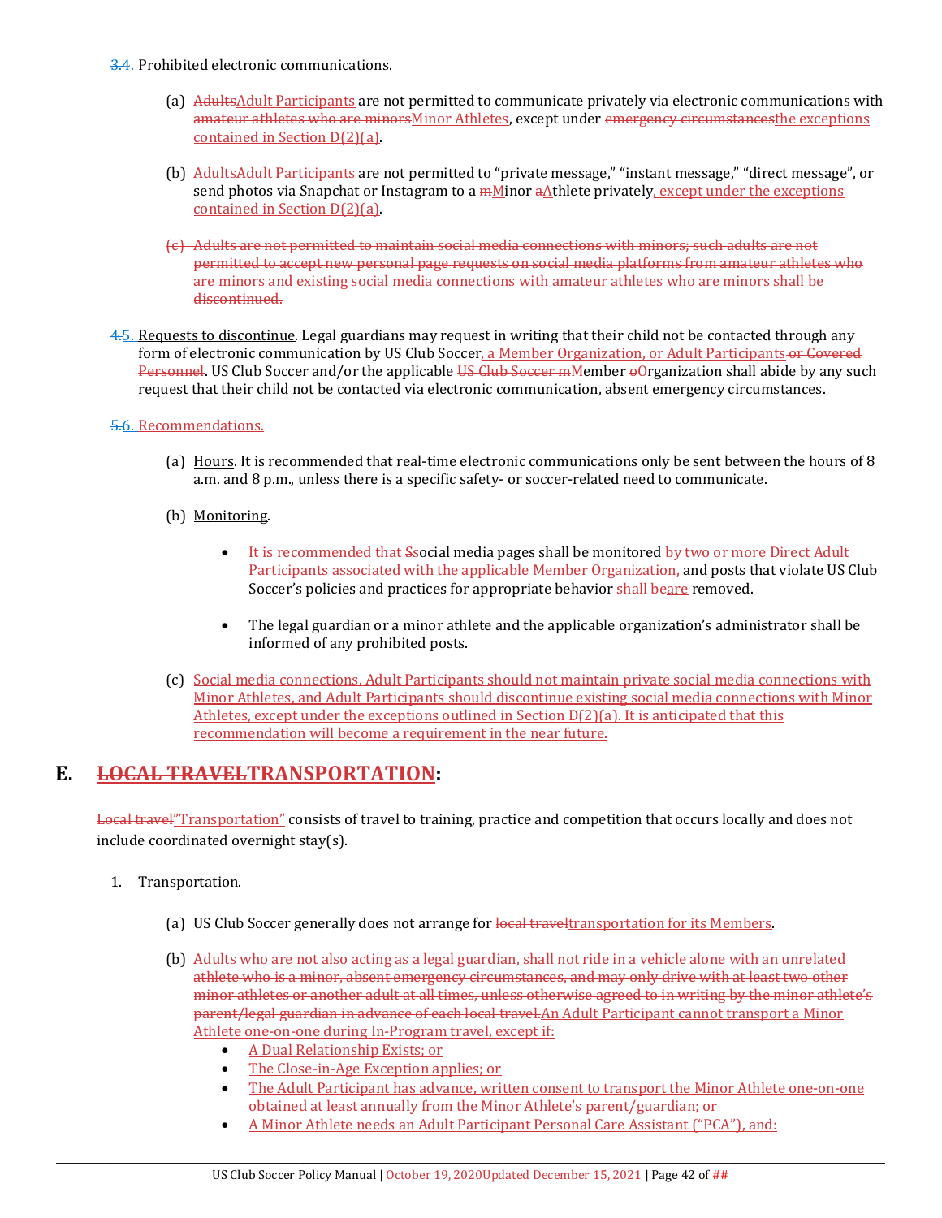~~3.~~4. Prohibited electronic communications.

(a) ~~Adults~~Adult Participants are not permitted to communicate privately via electronic communications with ~~amateur athletes who are minors~~Minor Athletes, except under ~~emergency circumstances~~the exceptions contained in Section D(2)(a).

(b) ~~Adults~~Adult Participants are not permitted to "private message," "instant message," "direct message", or send photos via Snapchat or Instagram to a ~~m~~Minor ~~a~~Athlete privately, except under the exceptions contained in Section D(2)(a).

~~(c) Adults are not permitted to maintain social media connections with minors; such adults are not permitted to accept new personal page requests on social media platforms from amateur athletes who are minors and existing social media connections with amateur athletes who are minors shall be discontinued.~~

~~4.~~5. Requests to discontinue. Legal guardians may request in writing that their child not be contacted through any form of electronic communication by US Club Soccer, a Member Organization, or Adult Participants ~~or Covered Personnel~~. US Club Soccer and/or the applicable ~~US Club Soccer m~~Member ~~o~~Organization shall abide by any such request that their child not be contacted via electronic communication, absent emergency circumstances.

~~5.~~6. Recommendations.

(a) Hours. It is recommended that real-time electronic communications only be sent between the hours of 8 a.m. and 8 p.m., unless there is a specific safety- or soccer-related need to communicate.

(b) Monitoring.

- It is recommended that ~~S~~social media pages shall be monitored by two or more Direct Adult Participants associated with the applicable Member Organization, and posts that violate US Club Soccer's policies and practices for appropriate behavior ~~shall be~~are removed.
- The legal guardian or a minor athlete and the applicable organization's administrator shall be informed of any prohibited posts.

(c) Social media connections. Adult Participants should not maintain private social media connections with Minor Athletes, and Adult Participants should discontinue existing social media connections with Minor Athletes, except under the exceptions outlined in Section D(2)(a). It is anticipated that this recommendation will become a requirement in the near future.

## E. ~~LOCAL TRAVEL~~TRANSPORTATION:

~~Local travel~~"Transportation" consists of travel to training, practice and competition that occurs locally and does not include coordinated overnight stay(s).

1. Transportation.

(a) US Club Soccer generally does not arrange for ~~local travel~~transportation for its Members.

(b) ~~Adults who are not also acting as a legal guardian, shall not ride in a vehicle alone with an unrelated athlete who is a minor, absent emergency circumstances, and may only drive with at least two other minor athletes or another adult at all times, unless otherwise agreed to in writing by the minor athlete's parent/legal guardian in advance of each local travel.~~An Adult Participant cannot transport a Minor Athlete one-on-one during In-Program travel, except if:

- A Dual Relationship Exists; or
- The Close-in-Age Exception applies; or
- The Adult Participant has advance, written consent to transport the Minor Athlete one-on-one obtained at least annually from the Minor Athlete's parent/guardian; or
- A Minor Athlete needs an Adult Participant Personal Care Assistant ("PCA"), and: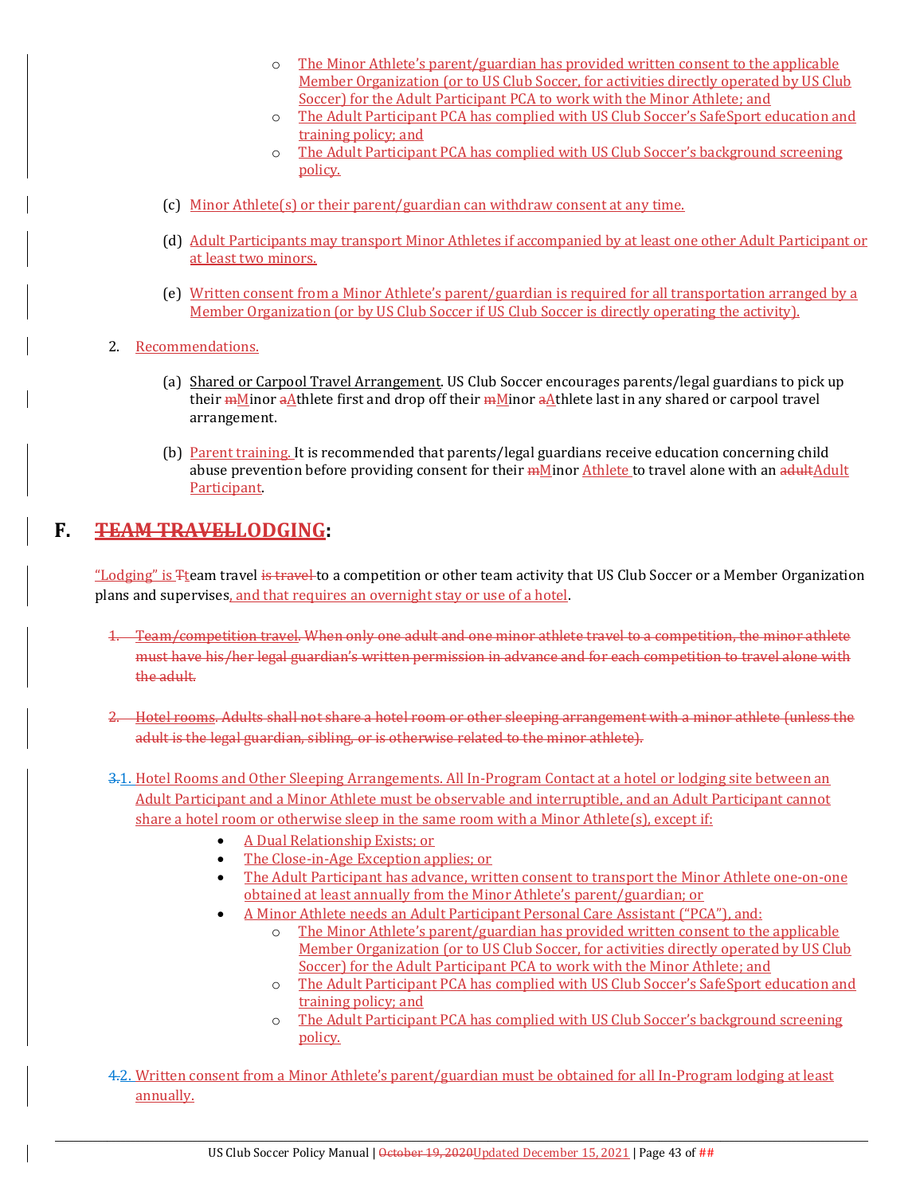- The Minor Athlete's parent/guardian has provided written consent to the applicable Member Organization (or to US Club Soccer, for activities directly operated by US Club Soccer) for the Adult Participant PCA to work with the Minor Athlete; and
  - The Adult Participant PCA has complied with US Club Soccer's SafeSport education and training policy; and
  - The Adult Participant PCA has complied with US Club Soccer's background screening policy.

(c) Minor Athlete(s) or their parent/guardian can withdraw consent at any time.

(d) Adult Participants may transport Minor Athletes if accompanied by at least one other Adult Participant or at least two minors.

(e) Written consent from a Minor Athlete's parent/guardian is required for all transportation arranged by a Member Organization (or by US Club Soccer if US Club Soccer is directly operating the activity).

2. Recommendations.

(a) Shared or Carpool Travel Arrangement. US Club Soccer encourages parents/legal guardians to pick up their ~~m~~Minor ~~a~~Athlete first and drop off their ~~m~~Minor ~~a~~Athlete last in any shared or carpool travel arrangement.

(b) Parent training. It is recommended that parents/legal guardians receive education concerning child abuse prevention before providing consent for their ~~m~~Minor Athlete to travel alone with an ~~adult~~Adult Participant.

## F. ~~TEAM TRAVEL~~LODGING:

"Lodging" is ~~T~~team travel ~~is travel~~ to a competition or other team activity that US Club Soccer or a Member Organization plans and supervises, and that requires an overnight stay or use of a hotel.

~~1. Team/competition travel. When only one adult and one minor athlete travel to a competition, the minor athlete must have his/her legal guardian's written permission in advance and for each competition to travel alone with the adult.~~

~~2. Hotel rooms. Adults shall not share a hotel room or other sleeping arrangement with a minor athlete (unless the adult is the legal guardian, sibling, or is otherwise related to the minor athlete).~~

~~3.~~1. Hotel Rooms and Other Sleeping Arrangements. All In-Program Contact at a hotel or lodging site between an Adult Participant and a Minor Athlete must be observable and interruptible, and an Adult Participant cannot share a hotel room or otherwise sleep in the same room with a Minor Athlete(s), except if:

- A Dual Relationship Exists; or
- The Close-in-Age Exception applies; or
- The Adult Participant has advance, written consent to transport the Minor Athlete one-on-one obtained at least annually from the Minor Athlete's parent/guardian; or
- A Minor Athlete needs an Adult Participant Personal Care Assistant ("PCA"), and:
  - The Minor Athlete's parent/guardian has provided written consent to the applicable Member Organization (or to US Club Soccer, for activities directly operated by US Club Soccer) for the Adult Participant PCA to work with the Minor Athlete; and
  - The Adult Participant PCA has complied with US Club Soccer's SafeSport education and training policy; and
  - The Adult Participant PCA has complied with US Club Soccer's background screening policy.

~~4.~~2. Written consent from a Minor Athlete's parent/guardian must be obtained for all In-Program lodging at least annually.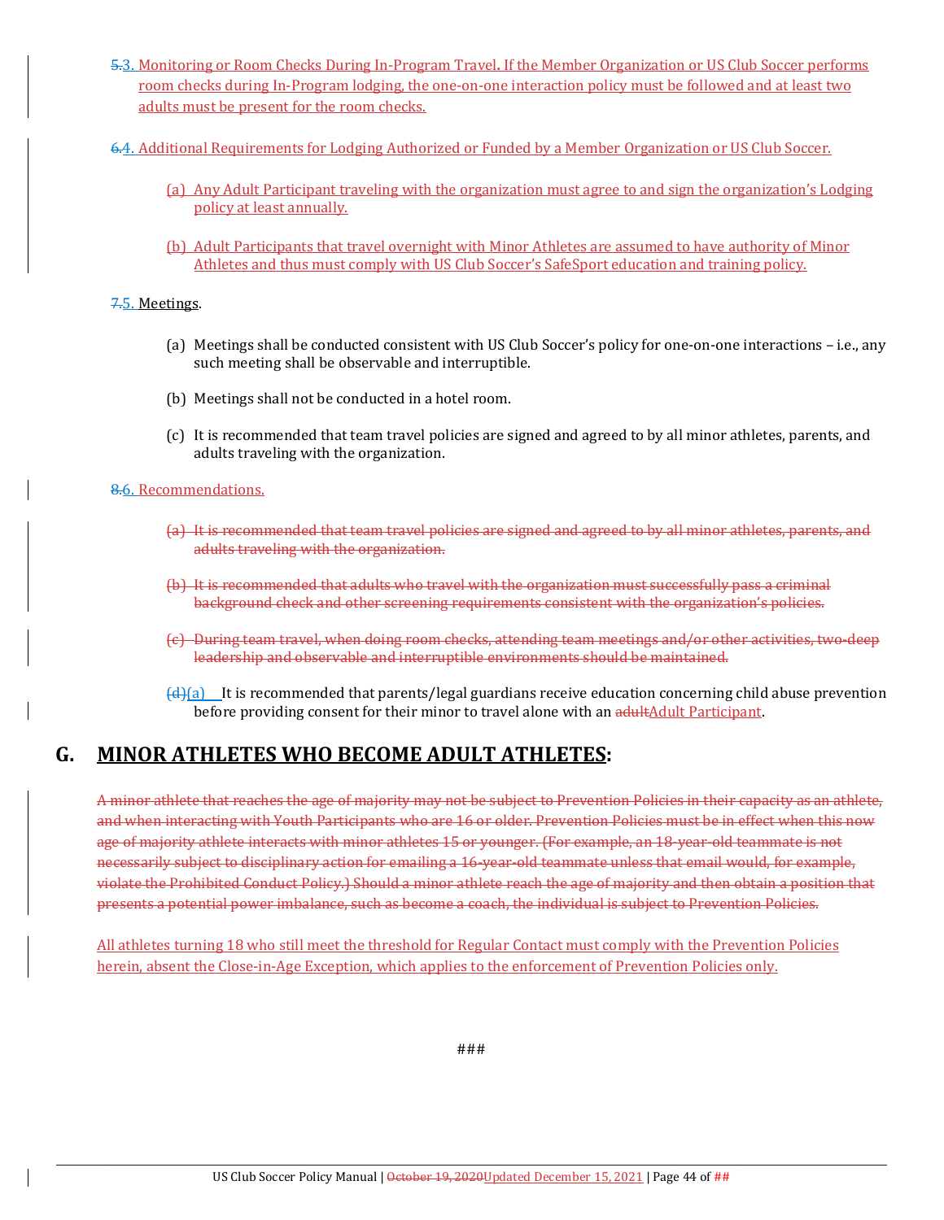5.3. Monitoring or Room Checks During In-Program Travel. If the Member Organization or US Club Soccer performs room checks during In-Program lodging, the one-on-one interaction policy must be followed and at least two adults must be present for the room checks.

6.4. Additional Requirements for Lodging Authorized or Funded by a Member Organization or US Club Soccer.

(a) Any Adult Participant traveling with the organization must agree to and sign the organization's Lodging policy at least annually.

(b) Adult Participants that travel overnight with Minor Athletes are assumed to have authority of Minor Athletes and thus must comply with US Club Soccer's SafeSport education and training policy.

7.5. Meetings.

(a) Meetings shall be conducted consistent with US Club Soccer's policy for one-on-one interactions – i.e., any such meeting shall be observable and interruptible.

(b) Meetings shall not be conducted in a hotel room.

(c) It is recommended that team travel policies are signed and agreed to by all minor athletes, parents, and adults traveling with the organization.

8.6. Recommendations.

~~(a) It is recommended that team travel policies are signed and agreed to by all minor athletes, parents, and adults traveling with the organization.~~

~~(b) It is recommended that adults who travel with the organization must successfully pass a criminal background check and other screening requirements consistent with the organization's policies.~~

~~(c) During team travel, when doing room checks, attending team meetings and/or other activities, two-deep leadership and observable and interruptible environments should be maintained.~~

~~(d)~~(a) It is recommended that parents/legal guardians receive education concerning child abuse prevention before providing consent for their minor to travel alone with an ~~adult~~Adult Participant.

## G. MINOR ATHLETES WHO BECOME ADULT ATHLETES:

~~A minor athlete that reaches the age of majority may not be subject to Prevention Policies in their capacity as an athlete, and when interacting with Youth Participants who are 16 or older. Prevention Policies must be in effect when this now age of majority athlete interacts with minor athletes 15 or younger. (For example, an 18-year-old teammate is not necessarily subject to disciplinary action for emailing a 16-year-old teammate unless that email would, for example, violate the Prohibited Conduct Policy.) Should a minor athlete reach the age of majority and then obtain a position that presents a potential power imbalance, such as become a coach, the individual is subject to Prevention Policies.~~

All athletes turning 18 who still meet the threshold for Regular Contact must comply with the Prevention Policies herein, absent the Close-in-Age Exception, which applies to the enforcement of Prevention Policies only.

###